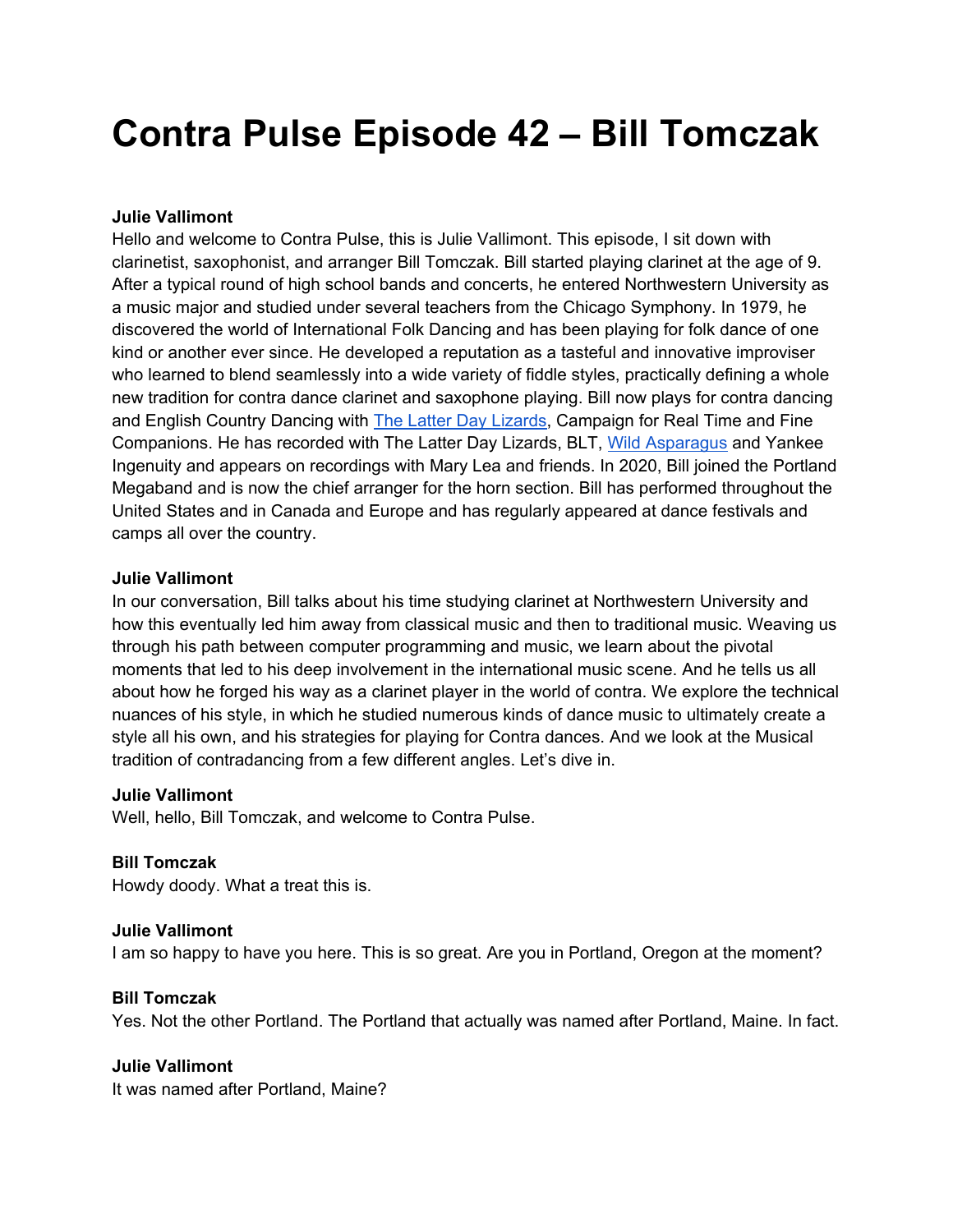# Contra Pulse Episode 42 – Bill Tomczak

**Julie Vallimont**
Hello and welcome to Contra Pulse, this is Julie Vallimont. This episode, I sit down with clarinetist, saxophonist, and arranger Bill Tomczak. Bill started playing clarinet at the age of 9. After a typical round of high school bands and concerts, he entered Northwestern University as a music major and studied under several teachers from the Chicago Symphony. In 1979, he discovered the world of International Folk Dancing and has been playing for folk dance of one kind or another ever since. He developed a reputation as a tasteful and innovative improviser who learned to blend seamlessly into a wide variety of fiddle styles, practically defining a whole new tradition for contra dance clarinet and saxophone playing. Bill now plays for contra dancing and English Country Dancing with [The Latter Day Lizards](), Campaign for Real Time and Fine Companions. He has recorded with The Latter Day Lizards, BLT, [Wild Asparagus]() and Yankee Ingenuity and appears on recordings with Mary Lea and friends. In 2020, Bill joined the Portland Megaband and is now the chief arranger for the horn section. Bill has performed throughout the United States and in Canada and Europe and has regularly appeared at dance festivals and camps all over the country.

**Julie Vallimont**
In our conversation, Bill talks about his time studying clarinet at Northwestern University and how this eventually led him away from classical music and then to traditional music. Weaving us through his path between computer programming and music, we learn about the pivotal moments that led to his deep involvement in the international music scene. And he tells us all about how he forged his way as a clarinet player in the world of contra. We explore the technical nuances of his style, in which he studied numerous kinds of dance music to ultimately create a style all his own, and his strategies for playing for Contra dances. And we look at the Musical tradition of contradancing from a few different angles. Let's dive in.

**Julie Vallimont**
Well, hello, Bill Tomczak, and welcome to Contra Pulse.

**Bill Tomczak**
Howdy doody. What a treat this is.

**Julie Vallimont**
I am so happy to have you here. This is so great. Are you in Portland, Oregon at the moment?

**Bill Tomczak**
Yes. Not the other Portland. The Portland that actually was named after Portland, Maine. In fact.

**Julie Vallimont**
It was named after Portland, Maine?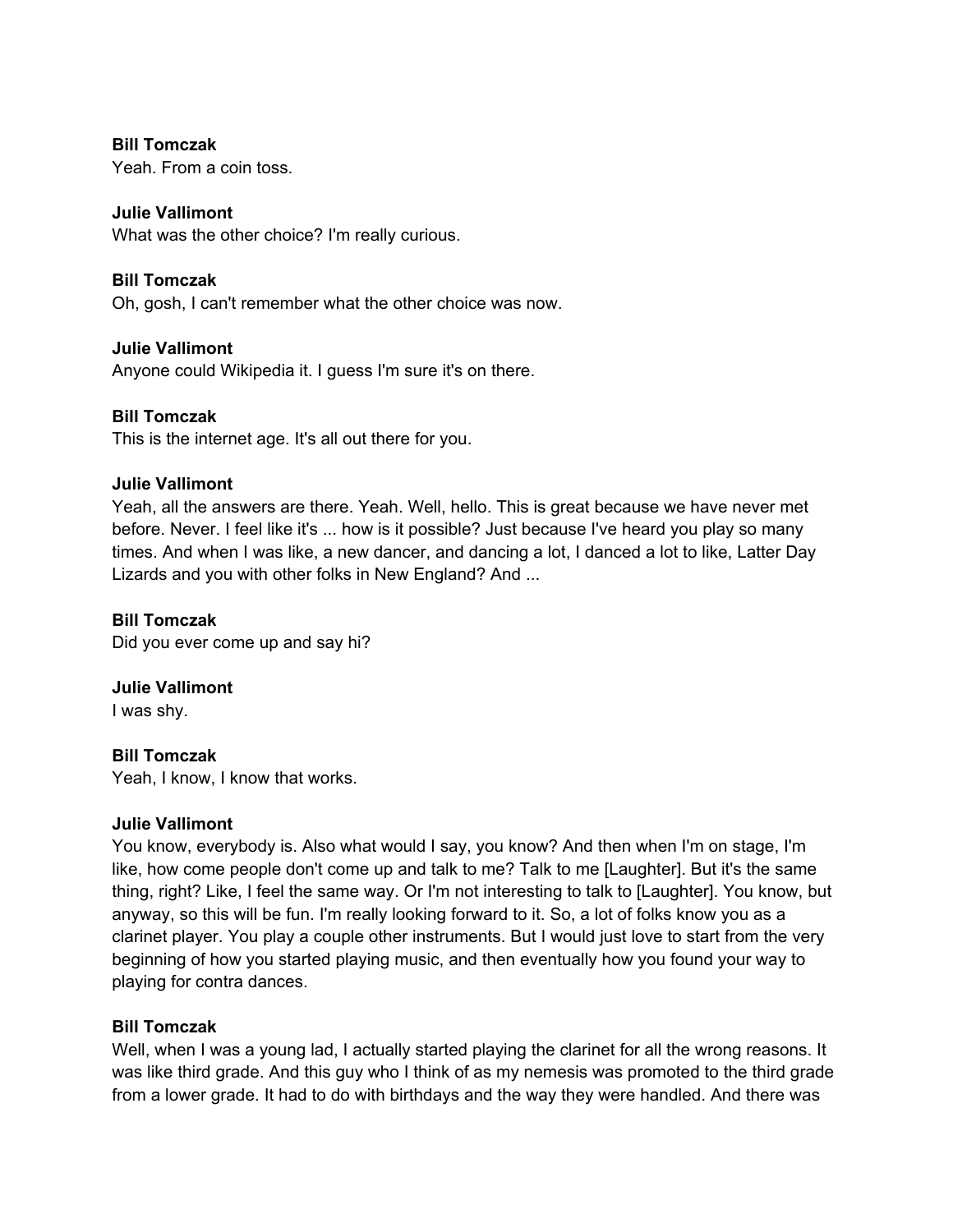**Bill Tomczak**
Yeah. From a coin toss.

**Julie Vallimont**
What was the other choice? I'm really curious.

**Bill Tomczak**
Oh, gosh, I can't remember what the other choice was now.

**Julie Vallimont**
Anyone could Wikipedia it. I guess I'm sure it's on there.

**Bill Tomczak**
This is the internet age. It's all out there for you.

**Julie Vallimont**
Yeah, all the answers are there. Yeah. Well, hello. This is great because we have never met before. Never. I feel like it's ... how is it possible? Just because I've heard you play so many times. And when I was like, a new dancer, and dancing a lot, I danced a lot to like, Latter Day Lizards and you with other folks in New England? And ...

**Bill Tomczak**
Did you ever come up and say hi?

**Julie Vallimont**
I was shy.

**Bill Tomczak**
Yeah, I know, I know that works.

**Julie Vallimont**
You know, everybody is. Also what would I say, you know? And then when I'm on stage, I'm like, how come people don't come up and talk to me? Talk to me [Laughter]. But it's the same thing, right? Like, I feel the same way. Or I'm not interesting to talk to [Laughter]. You know, but anyway, so this will be fun. I'm really looking forward to it. So, a lot of folks know you as a clarinet player. You play a couple other instruments. But I would just love to start from the very beginning of how you started playing music, and then eventually how you found your way to playing for contra dances.

**Bill Tomczak**
Well, when I was a young lad, I actually started playing the clarinet for all the wrong reasons. It was like third grade. And this guy who I think of as my nemesis was promoted to the third grade from a lower grade. It had to do with birthdays and the way they were handled. And there was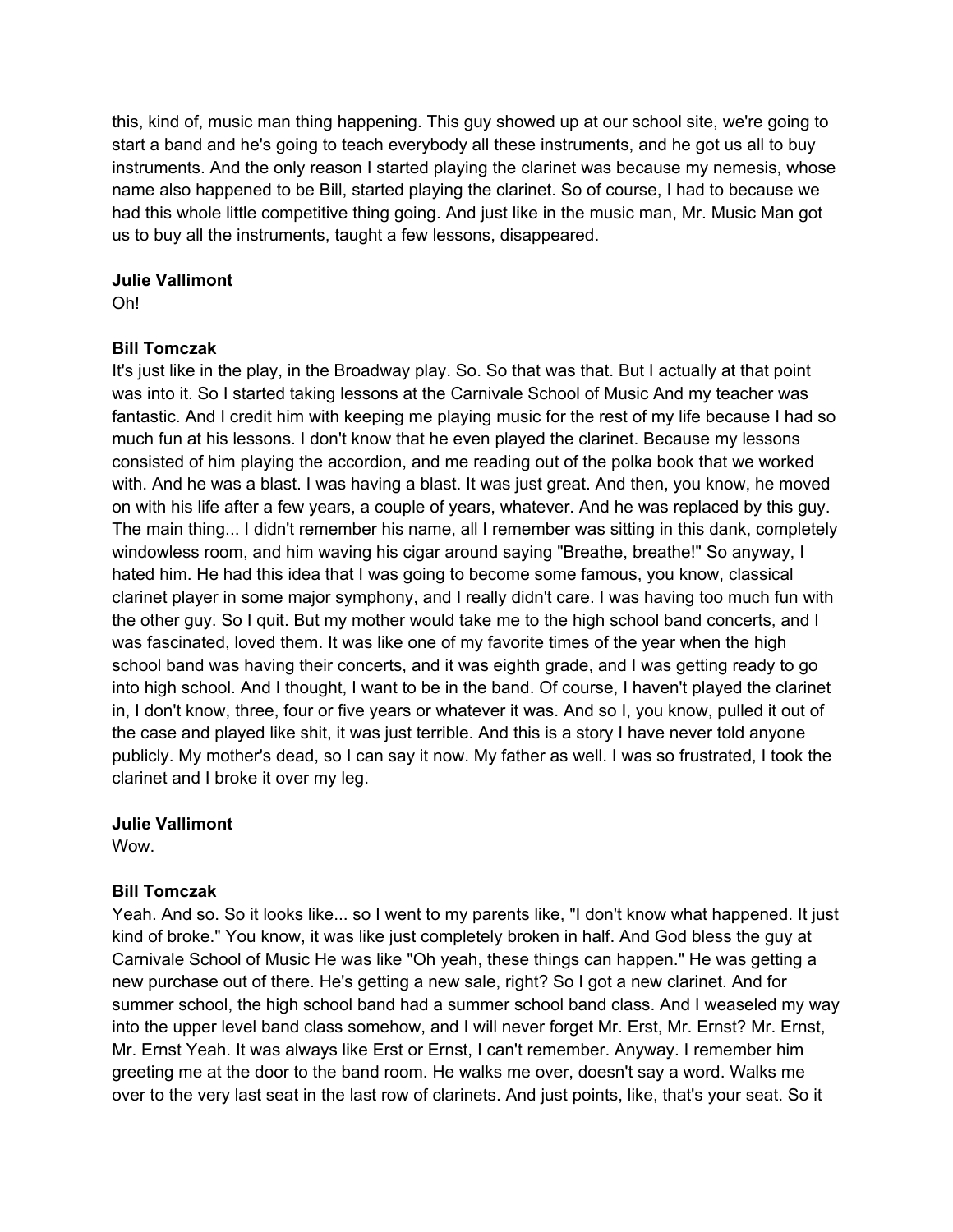this, kind of, music man thing happening. This guy showed up at our school site, we're going to start a band and he's going to teach everybody all these instruments, and he got us all to buy instruments. And the only reason I started playing the clarinet was because my nemesis, whose name also happened to be Bill, started playing the clarinet. So of course, I had to because we had this whole little competitive thing going. And just like in the music man, Mr. Music Man got us to buy all the instruments, taught a few lessons, disappeared.

**Julie Vallimont**
Oh!

**Bill Tomczak**
It's just like in the play, in the Broadway play. So. So that was that. But I actually at that point was into it. So I started taking lessons at the Carnivale School of Music And my teacher was fantastic. And I credit him with keeping me playing music for the rest of my life because I had so much fun at his lessons. I don't know that he even played the clarinet. Because my lessons consisted of him playing the accordion, and me reading out of the polka book that we worked with. And he was a blast. I was having a blast. It was just great. And then, you know, he moved on with his life after a few years, a couple of years, whatever. And he was replaced by this guy. The main thing... I didn't remember his name, all I remember was sitting in this dank, completely windowless room, and him waving his cigar around saying "Breathe, breathe!" So anyway, I hated him. He had this idea that I was going to become some famous, you know, classical clarinet player in some major symphony, and I really didn't care. I was having too much fun with the other guy. So I quit. But my mother would take me to the high school band concerts, and I was fascinated, loved them. It was like one of my favorite times of the year when the high school band was having their concerts, and it was eighth grade, and I was getting ready to go into high school. And I thought, I want to be in the band. Of course, I haven't played the clarinet in, I don't know, three, four or five years or whatever it was. And so I, you know, pulled it out of the case and played like shit, it was just terrible. And this is a story I have never told anyone publicly. My mother's dead, so I can say it now. My father as well. I was so frustrated, I took the clarinet and I broke it over my leg.

**Julie Vallimont**
Wow.

**Bill Tomczak**
Yeah. And so. So it looks like... so I went to my parents like, "I don't know what happened. It just kind of broke." You know, it was like just completely broken in half. And God bless the guy at Carnivale School of Music He was like "Oh yeah, these things can happen." He was getting a new purchase out of there. He's getting a new sale, right? So I got a new clarinet. And for summer school, the high school band had a summer school band class. And I weaseled my way into the upper level band class somehow, and I will never forget Mr. Erst, Mr. Ernst? Mr. Ernst, Mr. Ernst Yeah. It was always like Erst or Ernst, I can't remember. Anyway. I remember him greeting me at the door to the band room. He walks me over, doesn't say a word. Walks me over to the very last seat in the last row of clarinets. And just points, like, that's your seat. So it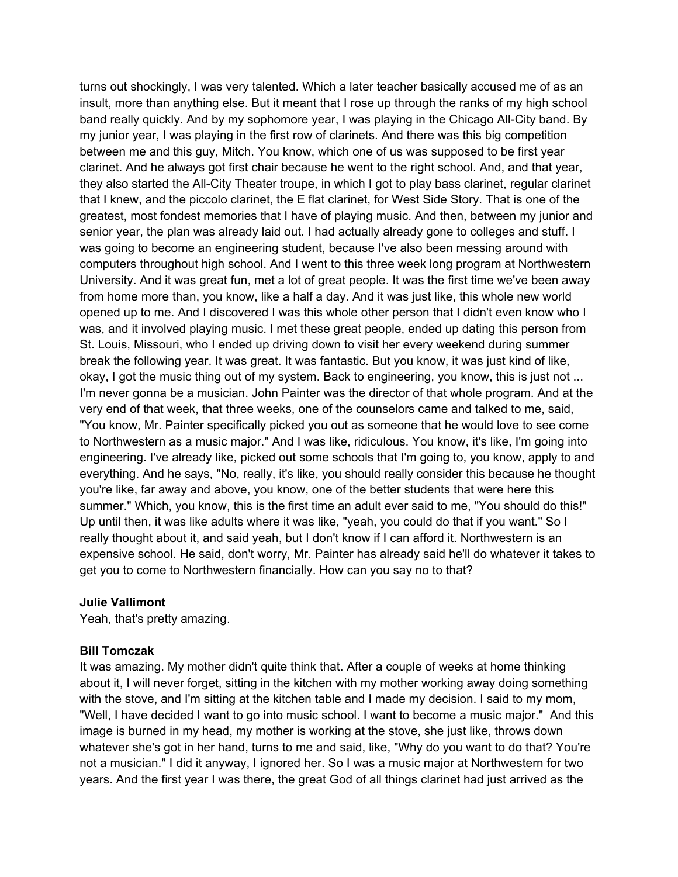turns out shockingly, I was very talented. Which a later teacher basically accused me of as an insult, more than anything else. But it meant that I rose up through the ranks of my high school band really quickly. And by my sophomore year, I was playing in the Chicago All-City band. By my junior year, I was playing in the first row of clarinets. And there was this big competition between me and this guy, Mitch. You know, which one of us was supposed to be first year clarinet. And he always got first chair because he went to the right school. And, and that year, they also started the All-City Theater troupe, in which I got to play bass clarinet, regular clarinet that I knew, and the piccolo clarinet, the E flat clarinet, for West Side Story. That is one of the greatest, most fondest memories that I have of playing music. And then, between my junior and senior year, the plan was already laid out. I had actually already gone to colleges and stuff. I was going to become an engineering student, because I've also been messing around with computers throughout high school. And I went to this three week long program at Northwestern University. And it was great fun, met a lot of great people. It was the first time we've been away from home more than, you know, like a half a day. And it was just like, this whole new world opened up to me. And I discovered I was this whole other person that I didn't even know who I was, and it involved playing music. I met these great people, ended up dating this person from St. Louis, Missouri, who I ended up driving down to visit her every weekend during summer break the following year. It was great. It was fantastic. But you know, it was just kind of like, okay, I got the music thing out of my system. Back to engineering, you know, this is just not ... I'm never gonna be a musician. John Painter was the director of that whole program. And at the very end of that week, that three weeks, one of the counselors came and talked to me, said, "You know, Mr. Painter specifically picked you out as someone that he would love to see come to Northwestern as a music major." And I was like, ridiculous. You know, it's like, I'm going into engineering. I've already like, picked out some schools that I'm going to, you know, apply to and everything. And he says, "No, really, it's like, you should really consider this because he thought you're like, far away and above, you know, one of the better students that were here this summer." Which, you know, this is the first time an adult ever said to me, "You should do this!" Up until then, it was like adults where it was like, "yeah, you could do that if you want." So I really thought about it, and said yeah, but I don't know if I can afford it. Northwestern is an expensive school. He said, don't worry, Mr. Painter has already said he'll do whatever it takes to get you to come to Northwestern financially. How can you say no to that?

**Julie Vallimont**
Yeah, that's pretty amazing.

**Bill Tomczak**
It was amazing. My mother didn't quite think that. After a couple of weeks at home thinking about it, I will never forget, sitting in the kitchen with my mother working away doing something with the stove, and I'm sitting at the kitchen table and I made my decision. I said to my mom, "Well, I have decided I want to go into music school. I want to become a music major." And this image is burned in my head, my mother is working at the stove, she just like, throws down whatever she's got in her hand, turns to me and said, like, "Why do you want to do that? You're not a musician." I did it anyway, I ignored her. So I was a music major at Northwestern for two years. And the first year I was there, the great God of all things clarinet had just arrived as the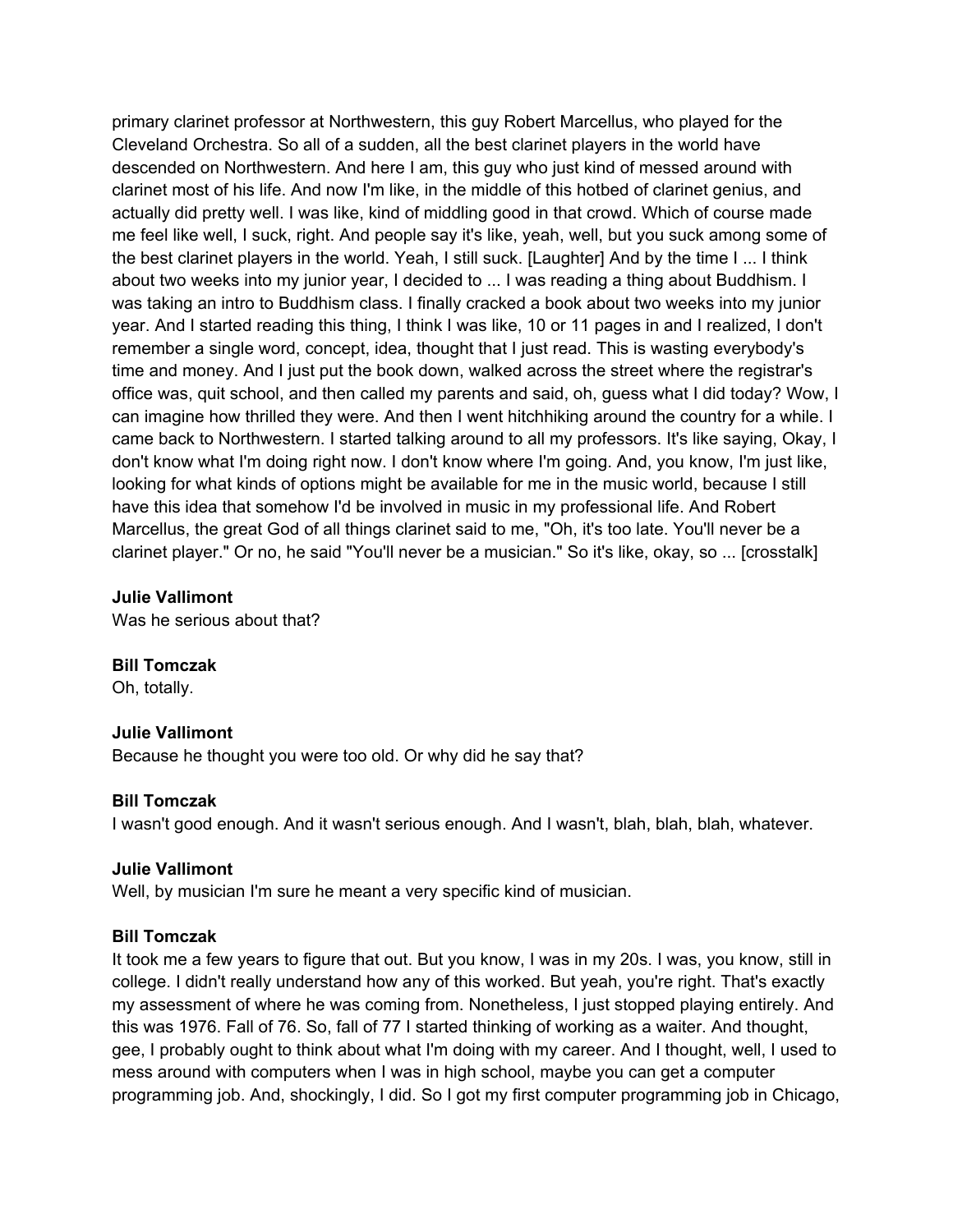primary clarinet professor at Northwestern, this guy Robert Marcellus, who played for the Cleveland Orchestra. So all of a sudden, all the best clarinet players in the world have descended on Northwestern. And here I am, this guy who just kind of messed around with clarinet most of his life. And now I'm like, in the middle of this hotbed of clarinet genius, and actually did pretty well. I was like, kind of middling good in that crowd. Which of course made me feel like well, I suck, right. And people say it's like, yeah, well, but you suck among some of the best clarinet players in the world. Yeah, I still suck. [Laughter] And by the time I ... I think about two weeks into my junior year, I decided to ... I was reading a thing about Buddhism. I was taking an intro to Buddhism class. I finally cracked a book about two weeks into my junior year. And I started reading this thing, I think I was like, 10 or 11 pages in and I realized, I don't remember a single word, concept, idea, thought that I just read. This is wasting everybody's time and money. And I just put the book down, walked across the street where the registrar's office was, quit school, and then called my parents and said, oh, guess what I did today? Wow, I can imagine how thrilled they were. And then I went hitchhiking around the country for a while. I came back to Northwestern. I started talking around to all my professors. It's like saying, Okay, I don't know what I'm doing right now. I don't know where I'm going. And, you know, I'm just like, looking for what kinds of options might be available for me in the music world, because I still have this idea that somehow I'd be involved in music in my professional life. And Robert Marcellus, the great God of all things clarinet said to me, "Oh, it's too late. You'll never be a clarinet player." Or no, he said "You'll never be a musician." So it's like, okay, so ... [crosstalk]

**Julie Vallimont**
Was he serious about that?

**Bill Tomczak**
Oh, totally.

**Julie Vallimont**
Because he thought you were too old. Or why did he say that?

**Bill Tomczak**
I wasn't good enough. And it wasn't serious enough. And I wasn't, blah, blah, blah, whatever.

**Julie Vallimont**
Well, by musician I'm sure he meant a very specific kind of musician.

**Bill Tomczak**
It took me a few years to figure that out. But you know, I was in my 20s. I was, you know, still in college. I didn't really understand how any of this worked. But yeah, you're right. That's exactly my assessment of where he was coming from. Nonetheless, I just stopped playing entirely. And this was 1976. Fall of 76. So, fall of 77 I started thinking of working as a waiter. And thought, gee, I probably ought to think about what I'm doing with my career. And I thought, well, I used to mess around with computers when I was in high school, maybe you can get a computer programming job. And, shockingly, I did. So I got my first computer programming job in Chicago,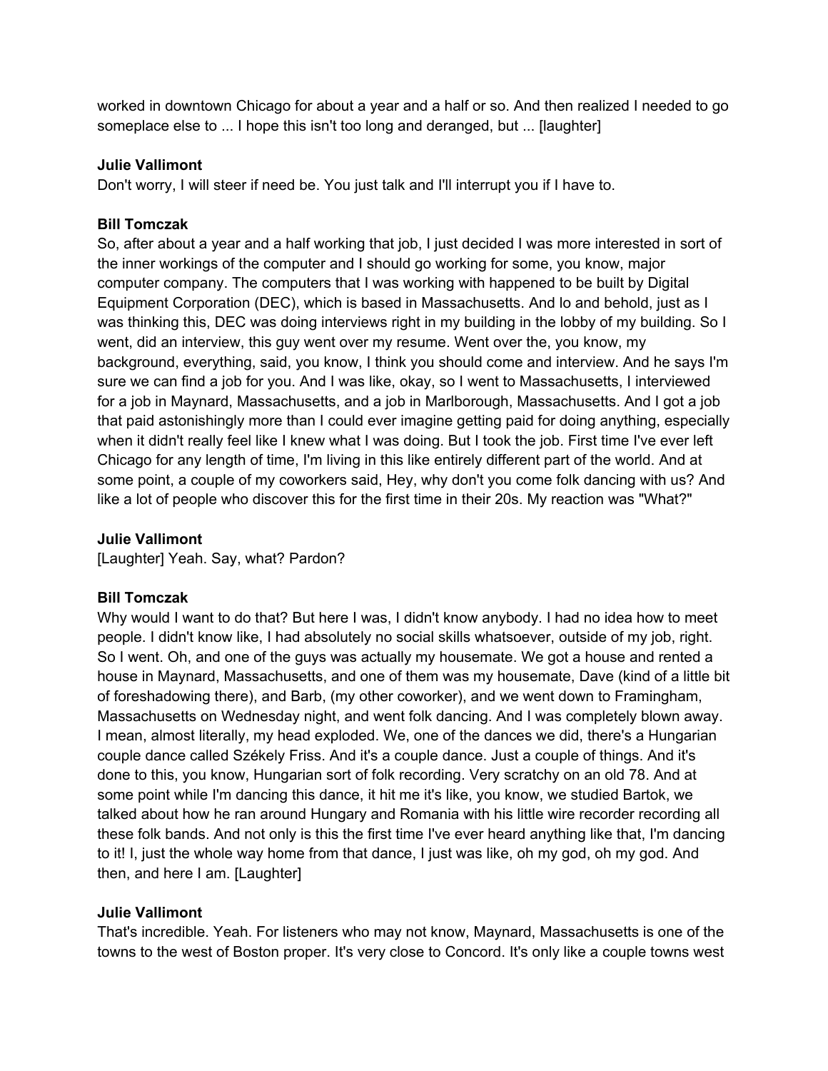worked in downtown Chicago for about a year and a half or so. And then realized I needed to go someplace else to ... I hope this isn't too long and deranged, but ... [laughter]

**Julie Vallimont**
Don't worry, I will steer if need be. You just talk and I'll interrupt you if I have to.

**Bill Tomczak**
So, after about a year and a half working that job, I just decided I was more interested in sort of the inner workings of the computer and I should go working for some, you know, major computer company. The computers that I was working with happened to be built by Digital Equipment Corporation (DEC), which is based in Massachusetts. And lo and behold, just as I was thinking this, DEC was doing interviews right in my building in the lobby of my building. So I went, did an interview, this guy went over my resume. Went over the, you know, my background, everything, said, you know, I think you should come and interview. And he says I'm sure we can find a job for you. And I was like, okay, so I went to Massachusetts, I interviewed for a job in Maynard, Massachusetts, and a job in Marlborough, Massachusetts. And I got a job that paid astonishingly more than I could ever imagine getting paid for doing anything, especially when it didn't really feel like I knew what I was doing. But I took the job. First time I've ever left Chicago for any length of time, I'm living in this like entirely different part of the world. And at some point, a couple of my coworkers said, Hey, why don't you come folk dancing with us? And like a lot of people who discover this for the first time in their 20s. My reaction was "What?"

**Julie Vallimont**
[Laughter] Yeah. Say, what? Pardon?

**Bill Tomczak**
Why would I want to do that? But here I was, I didn't know anybody. I had no idea how to meet people. I didn't know like, I had absolutely no social skills whatsoever, outside of my job, right. So I went. Oh, and one of the guys was actually my housemate. We got a house and rented a house in Maynard, Massachusetts, and one of them was my housemate, Dave (kind of a little bit of foreshadowing there), and Barb, (my other coworker), and we went down to Framingham, Massachusetts on Wednesday night, and went folk dancing. And I was completely blown away. I mean, almost literally, my head exploded. We, one of the dances we did, there's a Hungarian couple dance called Székely Friss. And it's a couple dance. Just a couple of things. And it's done to this, you know, Hungarian sort of folk recording. Very scratchy on an old 78. And at some point while I'm dancing this dance, it hit me it's like, you know, we studied Bartok, we talked about how he ran around Hungary and Romania with his little wire recorder recording all these folk bands. And not only is this the first time I've ever heard anything like that, I'm dancing to it! I, just the whole way home from that dance, I just was like, oh my god, oh my god. And then, and here I am. [Laughter]

**Julie Vallimont**
That's incredible. Yeah. For listeners who may not know, Maynard, Massachusetts is one of the towns to the west of Boston proper. It's very close to Concord. It's only like a couple towns west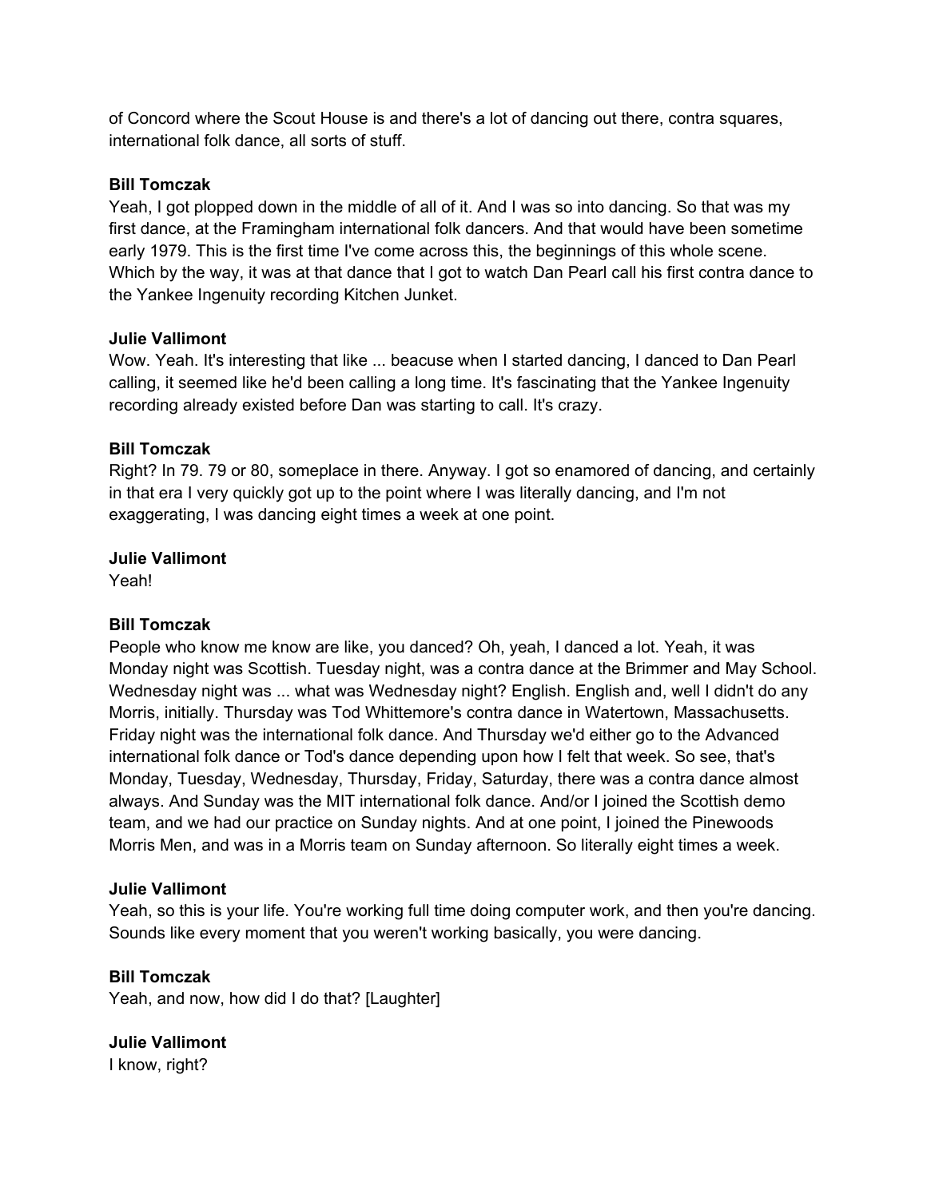of Concord where the Scout House is and there's a lot of dancing out there, contra squares, international folk dance, all sorts of stuff.

**Bill Tomczak**
Yeah, I got plopped down in the middle of all of it. And I was so into dancing. So that was my first dance, at the Framingham international folk dancers. And that would have been sometime early 1979. This is the first time I've come across this, the beginnings of this whole scene. Which by the way, it was at that dance that I got to watch Dan Pearl call his first contra dance to the Yankee Ingenuity recording Kitchen Junket.

**Julie Vallimont**
Wow. Yeah. It's interesting that like ... beacuse when I started dancing, I danced to Dan Pearl calling, it seemed like he'd been calling a long time. It's fascinating that the Yankee Ingenuity recording already existed before Dan was starting to call. It's crazy.

**Bill Tomczak**
Right? In 79. 79 or 80, someplace in there. Anyway. I got so enamored of dancing, and certainly in that era I very quickly got up to the point where I was literally dancing, and I'm not exaggerating, I was dancing eight times a week at one point.

**Julie Vallimont**
Yeah!

**Bill Tomczak**
People who know me know are like, you danced? Oh, yeah, I danced a lot. Yeah, it was Monday night was Scottish. Tuesday night, was a contra dance at the Brimmer and May School. Wednesday night was ... what was Wednesday night? English. English and, well I didn't do any Morris, initially. Thursday was Tod Whittemore's contra dance in Watertown, Massachusetts. Friday night was the international folk dance. And Thursday we'd either go to the Advanced international folk dance or Tod's dance depending upon how I felt that week. So see, that's Monday, Tuesday, Wednesday, Thursday, Friday, Saturday, there was a contra dance almost always. And Sunday was the MIT international folk dance. And/or I joined the Scottish demo team, and we had our practice on Sunday nights. And at one point, I joined the Pinewoods Morris Men, and was in a Morris team on Sunday afternoon. So literally eight times a week.

**Julie Vallimont**
Yeah, so this is your life. You're working full time doing computer work, and then you're dancing. Sounds like every moment that you weren't working basically, you were dancing.

**Bill Tomczak**
Yeah, and now, how did I do that? [Laughter]

**Julie Vallimont**
I know, right?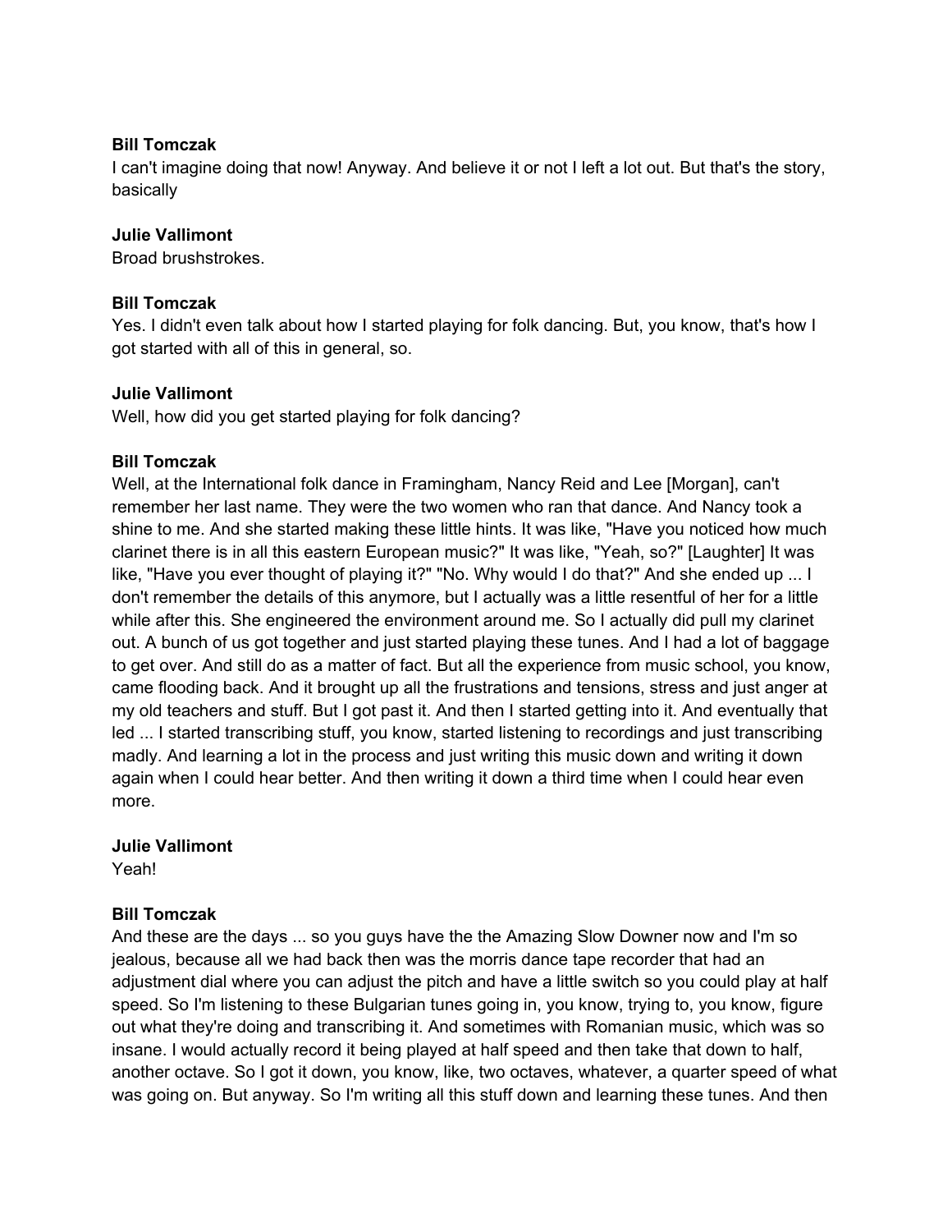**Bill Tomczak**
I can't imagine doing that now! Anyway. And believe it or not I left a lot out. But that's the story, basically

**Julie Vallimont**
Broad brushstrokes.

**Bill Tomczak**
Yes. I didn't even talk about how I started playing for folk dancing. But, you know, that's how I got started with all of this in general, so.

**Julie Vallimont**
Well, how did you get started playing for folk dancing?

**Bill Tomczak**
Well, at the International folk dance in Framingham, Nancy Reid and Lee [Morgan], can't remember her last name. They were the two women who ran that dance. And Nancy took a shine to me. And she started making these little hints. It was like, "Have you noticed how much clarinet there is in all this eastern European music?" It was like, "Yeah, so?" [Laughter] It was like, "Have you ever thought of playing it?" "No. Why would I do that?" And she ended up ... I don't remember the details of this anymore, but I actually was a little resentful of her for a little while after this. She engineered the environment around me. So I actually did pull my clarinet out. A bunch of us got together and just started playing these tunes. And I had a lot of baggage to get over. And still do as a matter of fact. But all the experience from music school, you know, came flooding back. And it brought up all the frustrations and tensions, stress and just anger at my old teachers and stuff. But I got past it. And then I started getting into it. And eventually that led ... I started transcribing stuff, you know, started listening to recordings and just transcribing madly. And learning a lot in the process and just writing this music down and writing it down again when I could hear better. And then writing it down a third time when I could hear even more.

**Julie Vallimont**
Yeah!

**Bill Tomczak**
And these are the days ... so you guys have the the Amazing Slow Downer now and I'm so jealous, because all we had back then was the morris dance tape recorder that had an adjustment dial where you can adjust the pitch and have a little switch so you could play at half speed. So I'm listening to these Bulgarian tunes going in, you know, trying to, you know, figure out what they're doing and transcribing it. And sometimes with Romanian music, which was so insane. I would actually record it being played at half speed and then take that down to half, another octave. So I got it down, you know, like, two octaves, whatever, a quarter speed of what was going on. But anyway. So I'm writing all this stuff down and learning these tunes. And then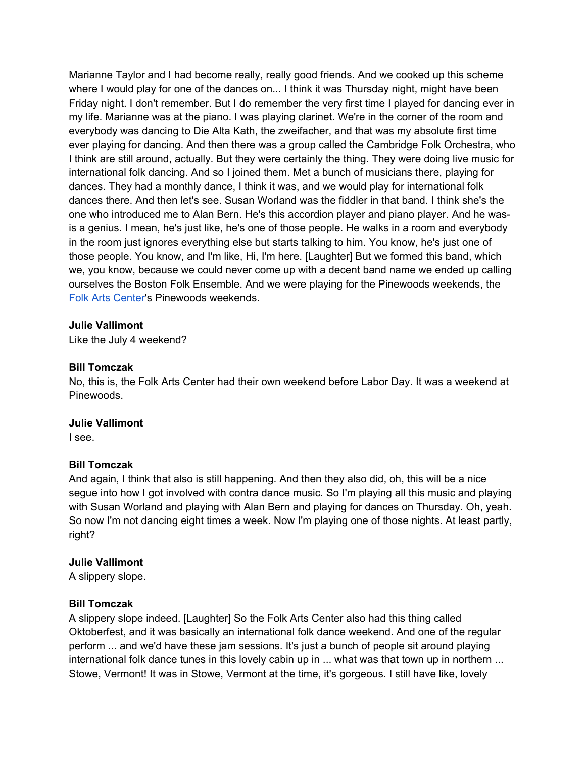Marianne Taylor and I had become really, really good friends. And we cooked up this scheme where I would play for one of the dances on... I think it was Thursday night, might have been Friday night. I don't remember. But I do remember the very first time I played for dancing ever in my life. Marianne was at the piano. I was playing clarinet. We're in the corner of the room and everybody was dancing to Die Alta Kath, the zweifacher, and that was my absolute first time ever playing for dancing. And then there was a group called the Cambridge Folk Orchestra, who I think are still around, actually. But they were certainly the thing. They were doing live music for international folk dancing. And so I joined them. Met a bunch of musicians there, playing for dances. They had a monthly dance, I think it was, and we would play for international folk dances there. And then let's see. Susan Worland was the fiddler in that band. I think she's the one who introduced me to Alan Bern. He's this accordion player and piano player. And he was-is a genius. I mean, he's just like, he's one of those people. He walks in a room and everybody in the room just ignores everything else but starts talking to him. You know, he's just one of those people. You know, and I'm like, Hi, I'm here. [Laughter] But we formed this band, which we, you know, because we could never come up with a decent band name we ended up calling ourselves the Boston Folk Ensemble. And we were playing for the Pinewoods weekends, the Folk Arts Center's Pinewoods weekends.

**Julie Vallimont**
Like the July 4 weekend?

**Bill Tomczak**
No, this is, the Folk Arts Center had their own weekend before Labor Day. It was a weekend at Pinewoods.

**Julie Vallimont**
I see.

**Bill Tomczak**
And again, I think that also is still happening. And then they also did, oh, this will be a nice segue into how I got involved with contra dance music. So I'm playing all this music and playing with Susan Worland and playing with Alan Bern and playing for dances on Thursday. Oh, yeah. So now I'm not dancing eight times a week. Now I'm playing one of those nights. At least partly, right?

**Julie Vallimont**
A slippery slope.

**Bill Tomczak**
A slippery slope indeed. [Laughter] So the Folk Arts Center also had this thing called Oktoberfest, and it was basically an international folk dance weekend. And one of the regular perform ... and we'd have these jam sessions. It's just a bunch of people sit around playing international folk dance tunes in this lovely cabin up in ... what was that town up in northern ... Stowe, Vermont! It was in Stowe, Vermont at the time, it's gorgeous. I still have like, lovely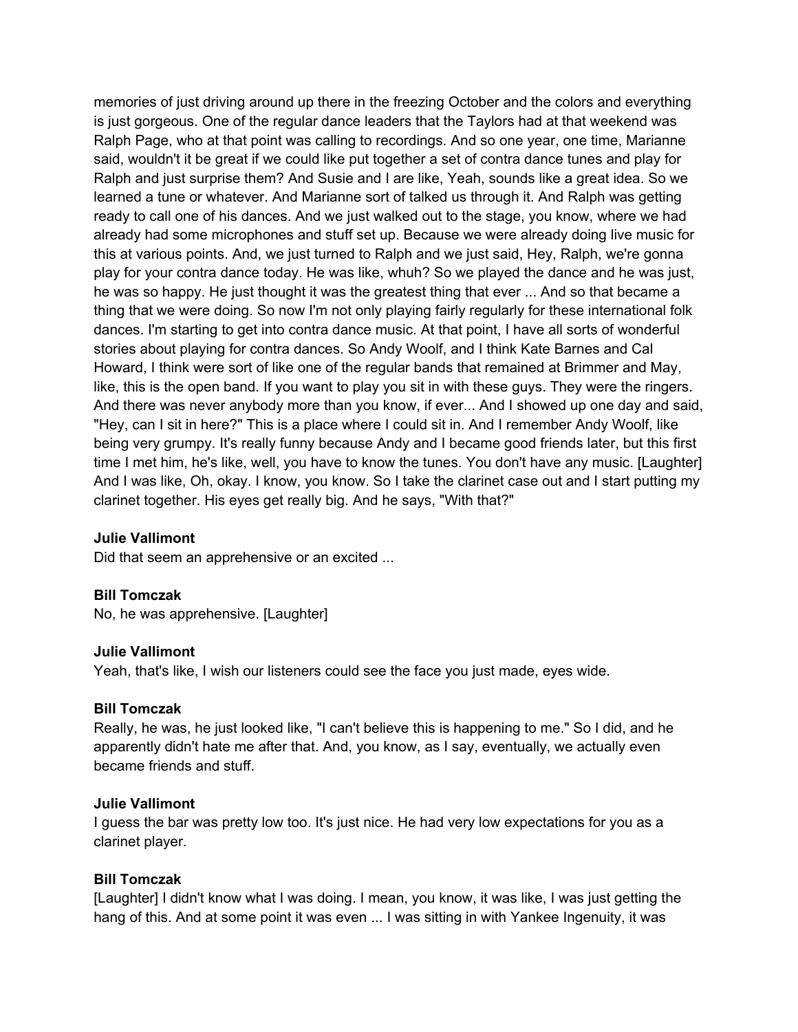memories of just driving around up there in the freezing October and the colors and everything is just gorgeous. One of the regular dance leaders that the Taylors had at that weekend was Ralph Page, who at that point was calling to recordings. And so one year, one time, Marianne said, wouldn't it be great if we could like put together a set of contra dance tunes and play for Ralph and just surprise them? And Susie and I are like, Yeah, sounds like a great idea. So we learned a tune or whatever. And Marianne sort of talked us through it. And Ralph was getting ready to call one of his dances. And we just walked out to the stage, you know, where we had already had some microphones and stuff set up. Because we were already doing live music for this at various points. And, we just turned to Ralph and we just said, Hey, Ralph, we're gonna play for your contra dance today. He was like, whuh? So we played the dance and he was just, he was so happy. He just thought it was the greatest thing that ever ... And so that became a thing that we were doing. So now I'm not only playing fairly regularly for these international folk dances. I'm starting to get into contra dance music. At that point, I have all sorts of wonderful stories about playing for contra dances. So Andy Woolf, and I think Kate Barnes and Cal Howard, I think were sort of like one of the regular bands that remained at Brimmer and May, like, this is the open band. If you want to play you sit in with these guys. They were the ringers. And there was never anybody more than you know, if ever... And I showed up one day and said, "Hey, can I sit in here?" This is a place where I could sit in. And I remember Andy Woolf, like being very grumpy. It's really funny because Andy and I became good friends later, but this first time I met him, he's like, well, you have to know the tunes. You don't have any music. [Laughter] And I was like, Oh, okay. I know, you know. So I take the clarinet case out and I start putting my clarinet together. His eyes get really big. And he says, "With that?"

**Julie Vallimont**
Did that seem an apprehensive or an excited ...

**Bill Tomczak**
No, he was apprehensive. [Laughter]

**Julie Vallimont**
Yeah, that's like, I wish our listeners could see the face you just made, eyes wide.

**Bill Tomczak**
Really, he was, he just looked like, "I can't believe this is happening to me." So I did, and he apparently didn't hate me after that. And, you know, as I say, eventually, we actually even became friends and stuff.

**Julie Vallimont**
I guess the bar was pretty low too. It's just nice. He had very low expectations for you as a clarinet player.

**Bill Tomczak**
[Laughter] I didn't know what I was doing. I mean, you know, it was like, I was just getting the hang of this. And at some point it was even ... I was sitting in with Yankee Ingenuity, it was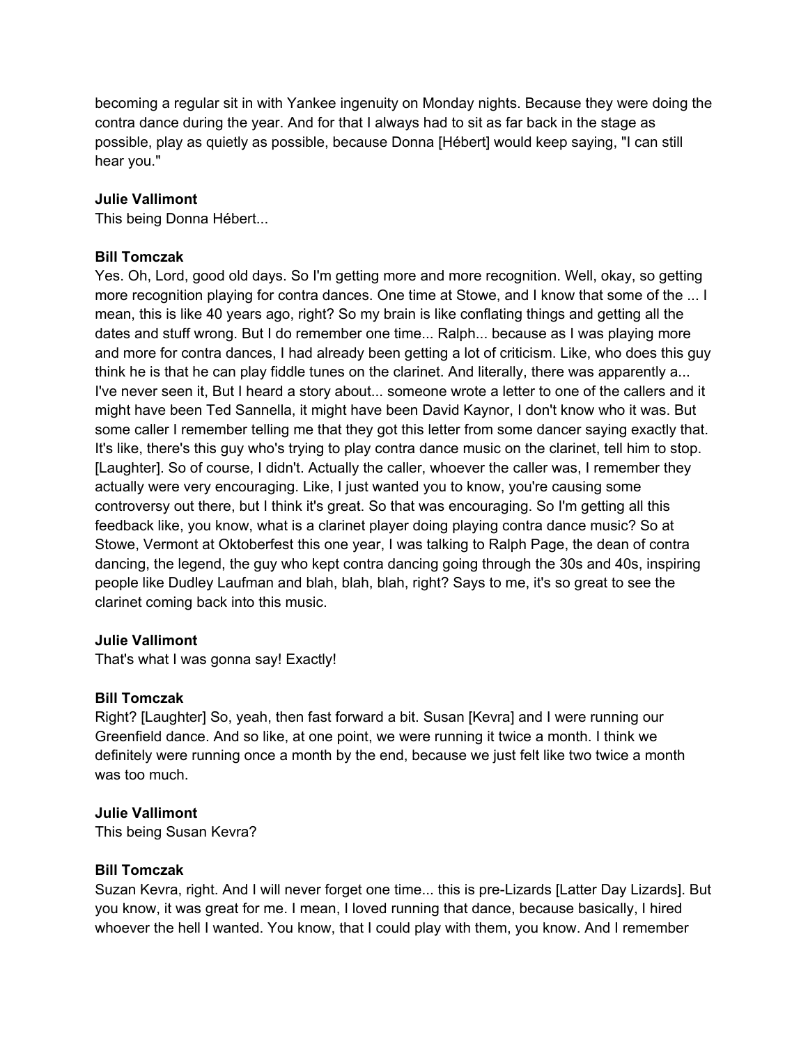becoming a regular sit in with Yankee ingenuity on Monday nights. Because they were doing the contra dance during the year. And for that I always had to sit as far back in the stage as possible, play as quietly as possible, because Donna [Hébert] would keep saying, "I can still hear you."

**Julie Vallimont**
This being Donna Hébert...

**Bill Tomczak**
Yes. Oh, Lord, good old days. So I'm getting more and more recognition. Well, okay, so getting more recognition playing for contra dances. One time at Stowe, and I know that some of the ... I mean, this is like 40 years ago, right? So my brain is like conflating things and getting all the dates and stuff wrong. But I do remember one time... Ralph... because as I was playing more and more for contra dances, I had already been getting a lot of criticism. Like, who does this guy think he is that he can play fiddle tunes on the clarinet. And literally, there was apparently a... I've never seen it, But I heard a story about... someone wrote a letter to one of the callers and it might have been Ted Sannella, it might have been David Kaynor, I don't know who it was. But some caller I remember telling me that they got this letter from some dancer saying exactly that. It's like, there's this guy who's trying to play contra dance music on the clarinet, tell him to stop. [Laughter]. So of course, I didn't. Actually the caller, whoever the caller was, I remember they actually were very encouraging. Like, I just wanted you to know, you're causing some controversy out there, but I think it's great. So that was encouraging. So I'm getting all this feedback like, you know, what is a clarinet player doing playing contra dance music? So at Stowe, Vermont at Oktoberfest this one year, I was talking to Ralph Page, the dean of contra dancing, the legend, the guy who kept contra dancing going through the 30s and 40s, inspiring people like Dudley Laufman and blah, blah, blah, right? Says to me, it's so great to see the clarinet coming back into this music.

**Julie Vallimont**
That's what I was gonna say! Exactly!

**Bill Tomczak**
Right? [Laughter] So, yeah, then fast forward a bit. Susan [Kevra] and I were running our Greenfield dance. And so like, at one point, we were running it twice a month. I think we definitely were running once a month by the end, because we just felt like two twice a month was too much.

**Julie Vallimont**
This being Susan Kevra?

**Bill Tomczak**
Suzan Kevra, right. And I will never forget one time... this is pre-Lizards [Latter Day Lizards]. But you know, it was great for me. I mean, I loved running that dance, because basically, I hired whoever the hell I wanted. You know, that I could play with them, you know. And I remember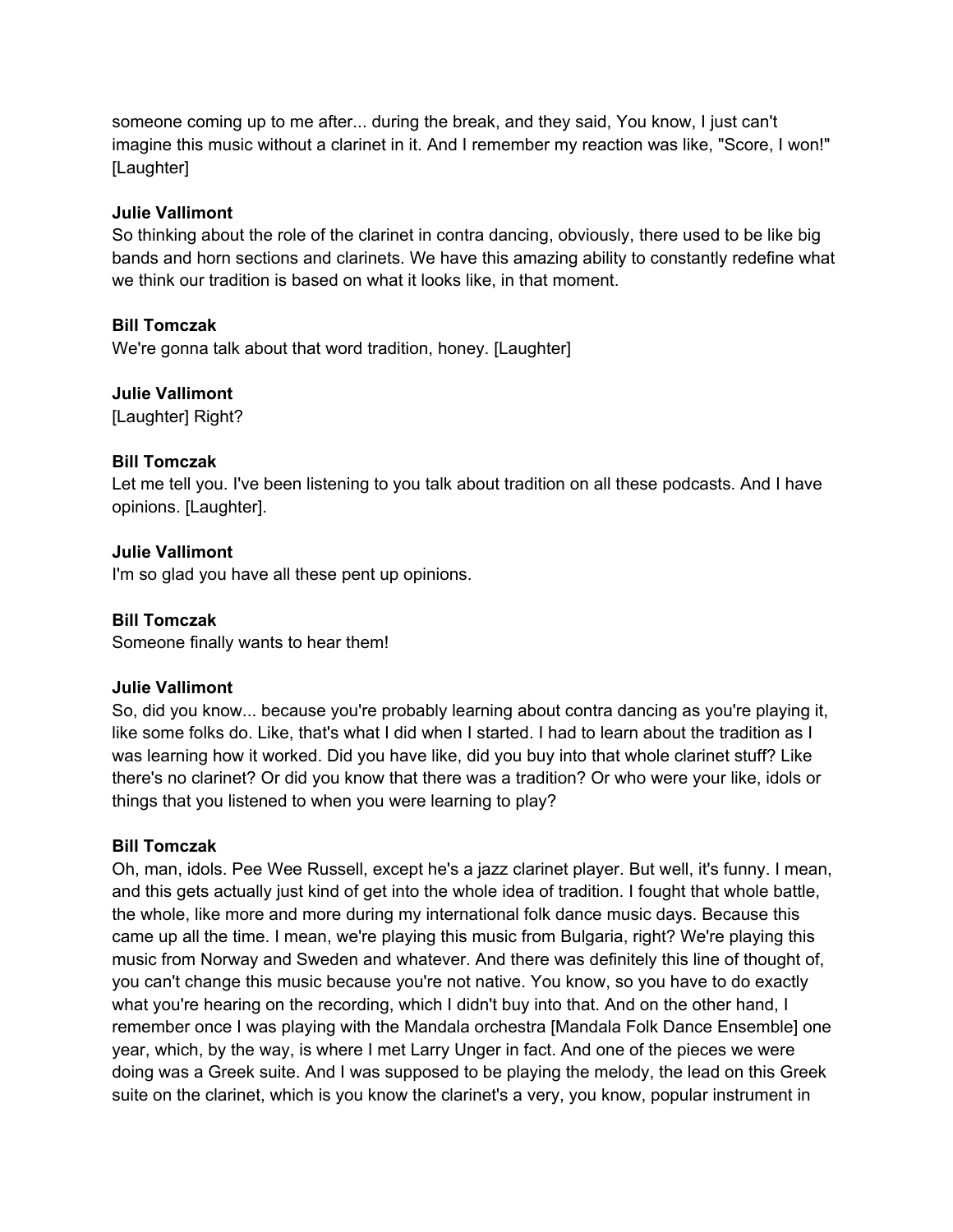someone coming up to me after... during the break, and they said, You know, I just can't imagine this music without a clarinet in it. And I remember my reaction was like, "Score, I won!" [Laughter]

**Julie Vallimont**
So thinking about the role of the clarinet in contra dancing, obviously, there used to be like big bands and horn sections and clarinets. We have this amazing ability to constantly redefine what we think our tradition is based on what it looks like, in that moment.

**Bill Tomczak**
We're gonna talk about that word tradition, honey. [Laughter]

**Julie Vallimont**
[Laughter] Right?

**Bill Tomczak**
Let me tell you. I've been listening to you talk about tradition on all these podcasts. And I have opinions. [Laughter].

**Julie Vallimont**
I'm so glad you have all these pent up opinions.

**Bill Tomczak**
Someone finally wants to hear them!

**Julie Vallimont**
So, did you know... because you're probably learning about contra dancing as you're playing it, like some folks do. Like, that's what I did when I started. I had to learn about the tradition as I was learning how it worked. Did you have like, did you buy into that whole clarinet stuff? Like there's no clarinet? Or did you know that there was a tradition? Or who were your like, idols or things that you listened to when you were learning to play?

**Bill Tomczak**
Oh, man, idols. Pee Wee Russell, except he's a jazz clarinet player. But well, it's funny. I mean, and this gets actually just kind of get into the whole idea of tradition. I fought that whole battle, the whole, like more and more during my international folk dance music days. Because this came up all the time. I mean, we're playing this music from Bulgaria, right? We're playing this music from Norway and Sweden and whatever. And there was definitely this line of thought of, you can't change this music because you're not native. You know, so you have to do exactly what you're hearing on the recording, which I didn't buy into that. And on the other hand, I remember once I was playing with the Mandala orchestra [Mandala Folk Dance Ensemble] one year, which, by the way, is where I met Larry Unger in fact. And one of the pieces we were doing was a Greek suite. And I was supposed to be playing the melody, the lead on this Greek suite on the clarinet, which is you know the clarinet's a very, you know, popular instrument in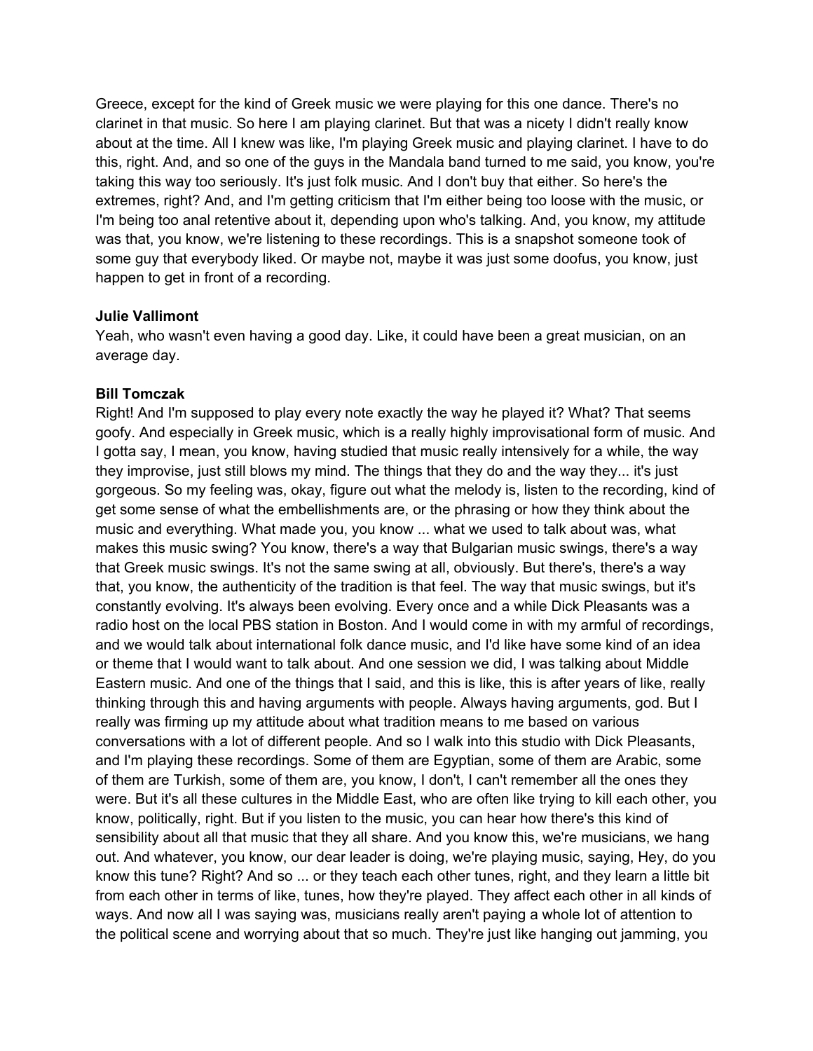Greece, except for the kind of Greek music we were playing for this one dance. There's no clarinet in that music. So here I am playing clarinet. But that was a nicety I didn't really know about at the time. All I knew was like, I'm playing Greek music and playing clarinet. I have to do this, right. And, and so one of the guys in the Mandala band turned to me said, you know, you're taking this way too seriously. It's just folk music. And I don't buy that either. So here's the extremes, right? And, and I'm getting criticism that I'm either being too loose with the music, or I'm being too anal retentive about it, depending upon who's talking. And, you know, my attitude was that, you know, we're listening to these recordings. This is a snapshot someone took of some guy that everybody liked. Or maybe not, maybe it was just some doofus, you know, just happen to get in front of a recording.

**Julie Vallimont**
Yeah, who wasn't even having a good day. Like, it could have been a great musician, on an average day.

**Bill Tomczak**
Right! And I'm supposed to play every note exactly the way he played it? What? That seems goofy. And especially in Greek music, which is a really highly improvisational form of music. And I gotta say, I mean, you know, having studied that music really intensively for a while, the way they improvise, just still blows my mind. The things that they do and the way they... it's just gorgeous. So my feeling was, okay, figure out what the melody is, listen to the recording, kind of get some sense of what the embellishments are, or the phrasing or how they think about the music and everything. What made you, you know ... what we used to talk about was, what makes this music swing? You know, there's a way that Bulgarian music swings, there's a way that Greek music swings. It's not the same swing at all, obviously. But there's, there's a way that, you know, the authenticity of the tradition is that feel. The way that music swings, but it's constantly evolving. It's always been evolving. Every once and a while Dick Pleasants was a radio host on the local PBS station in Boston. And I would come in with my armful of recordings, and we would talk about international folk dance music, and I'd like have some kind of an idea or theme that I would want to talk about. And one session we did, I was talking about Middle Eastern music. And one of the things that I said, and this is like, this is after years of like, really thinking through this and having arguments with people. Always having arguments, god. But I really was firming up my attitude about what tradition means to me based on various conversations with a lot of different people. And so I walk into this studio with Dick Pleasants, and I'm playing these recordings. Some of them are Egyptian, some of them are Arabic, some of them are Turkish, some of them are, you know, I don't, I can't remember all the ones they were. But it's all these cultures in the Middle East, who are often like trying to kill each other, you know, politically, right. But if you listen to the music, you can hear how there's this kind of sensibility about all that music that they all share. And you know this, we're musicians, we hang out. And whatever, you know, our dear leader is doing, we're playing music, saying, Hey, do you know this tune? Right? And so ... or they teach each other tunes, right, and they learn a little bit from each other in terms of like, tunes, how they're played. They affect each other in all kinds of ways. And now all I was saying was, musicians really aren't paying a whole lot of attention to the political scene and worrying about that so much. They're just like hanging out jamming, you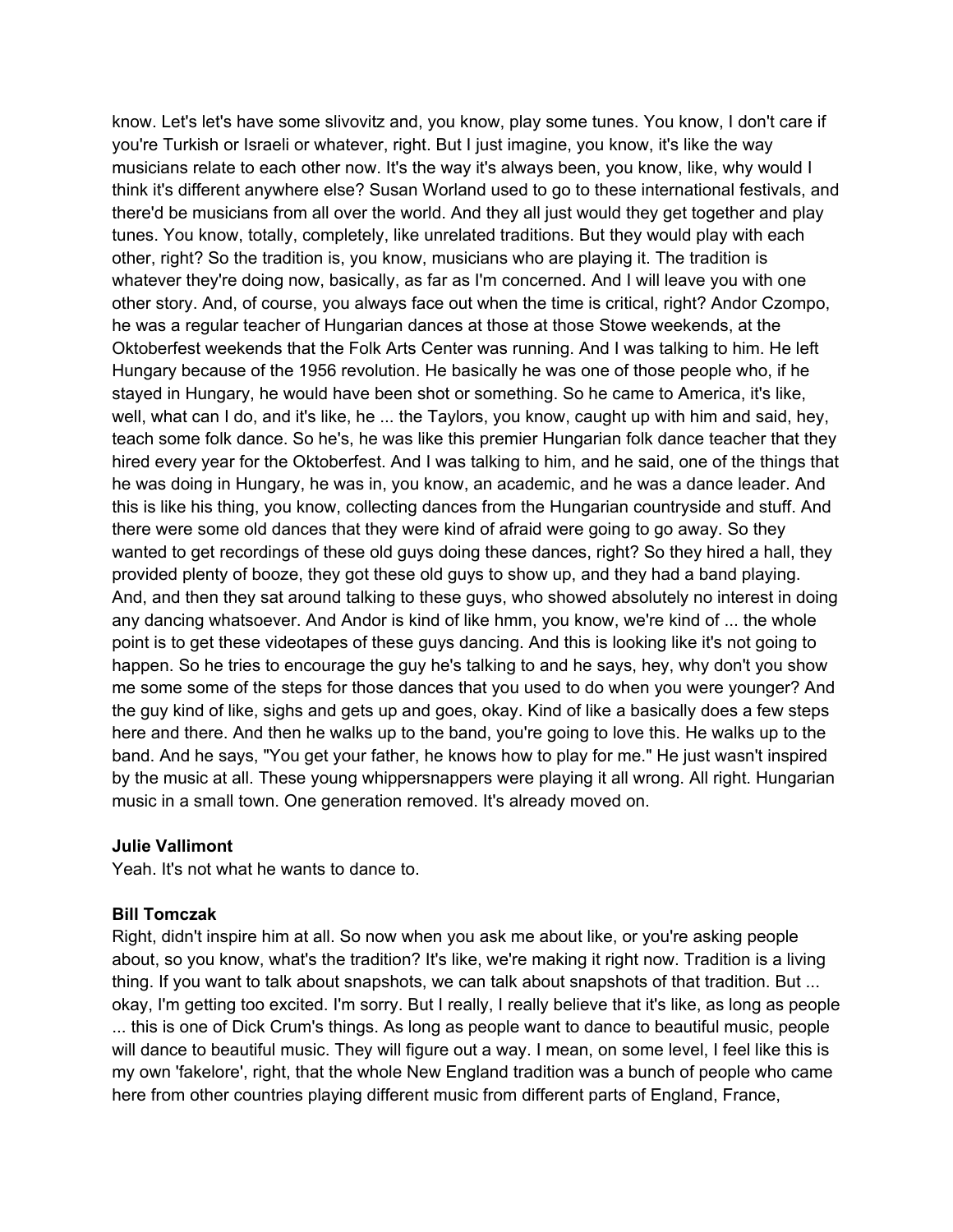know. Let's let's have some slivovitz and, you know, play some tunes. You know, I don't care if you're Turkish or Israeli or whatever, right. But I just imagine, you know, it's like the way musicians relate to each other now. It's the way it's always been, you know, like, why would I think it's different anywhere else? Susan Worland used to go to these international festivals, and there'd be musicians from all over the world. And they all just would they get together and play tunes. You know, totally, completely, like unrelated traditions. But they would play with each other, right? So the tradition is, you know, musicians who are playing it. The tradition is whatever they're doing now, basically, as far as I'm concerned. And I will leave you with one other story. And, of course, you always face out when the time is critical, right? Andor Czompo, he was a regular teacher of Hungarian dances at those at those Stowe weekends, at the Oktoberfest weekends that the Folk Arts Center was running. And I was talking to him. He left Hungary because of the 1956 revolution. He basically he was one of those people who, if he stayed in Hungary, he would have been shot or something. So he came to America, it's like, well, what can I do, and it's like, he ... the Taylors, you know, caught up with him and said, hey, teach some folk dance. So he's, he was like this premier Hungarian folk dance teacher that they hired every year for the Oktoberfest. And I was talking to him, and he said, one of the things that he was doing in Hungary, he was in, you know, an academic, and he was a dance leader. And this is like his thing, you know, collecting dances from the Hungarian countryside and stuff. And there were some old dances that they were kind of afraid were going to go away. So they wanted to get recordings of these old guys doing these dances, right? So they hired a hall, they provided plenty of booze, they got these old guys to show up, and they had a band playing. And, and then they sat around talking to these guys, who showed absolutely no interest in doing any dancing whatsoever. And Andor is kind of like hmm, you know, we're kind of ... the whole point is to get these videotapes of these guys dancing. And this is looking like it's not going to happen. So he tries to encourage the guy he's talking to and he says, hey, why don't you show me some some of the steps for those dances that you used to do when you were younger? And the guy kind of like, sighs and gets up and goes, okay. Kind of like a basically does a few steps here and there. And then he walks up to the band, you're going to love this. He walks up to the band. And he says, "You get your father, he knows how to play for me." He just wasn't inspired by the music at all. These young whippersnappers were playing it all wrong. All right. Hungarian music in a small town. One generation removed. It's already moved on.

**Julie Vallimont**
Yeah. It's not what he wants to dance to.

**Bill Tomczak**
Right, didn't inspire him at all. So now when you ask me about like, or you're asking people about, so you know, what's the tradition? It's like, we're making it right now. Tradition is a living thing. If you want to talk about snapshots, we can talk about snapshots of that tradition. But ... okay, I'm getting too excited. I'm sorry. But I really, I really believe that it's like, as long as people ... this is one of Dick Crum's things. As long as people want to dance to beautiful music, people will dance to beautiful music. They will figure out a way. I mean, on some level, I feel like this is my own 'fakelore', right, that the whole New England tradition was a bunch of people who came here from other countries playing different music from different parts of England, France,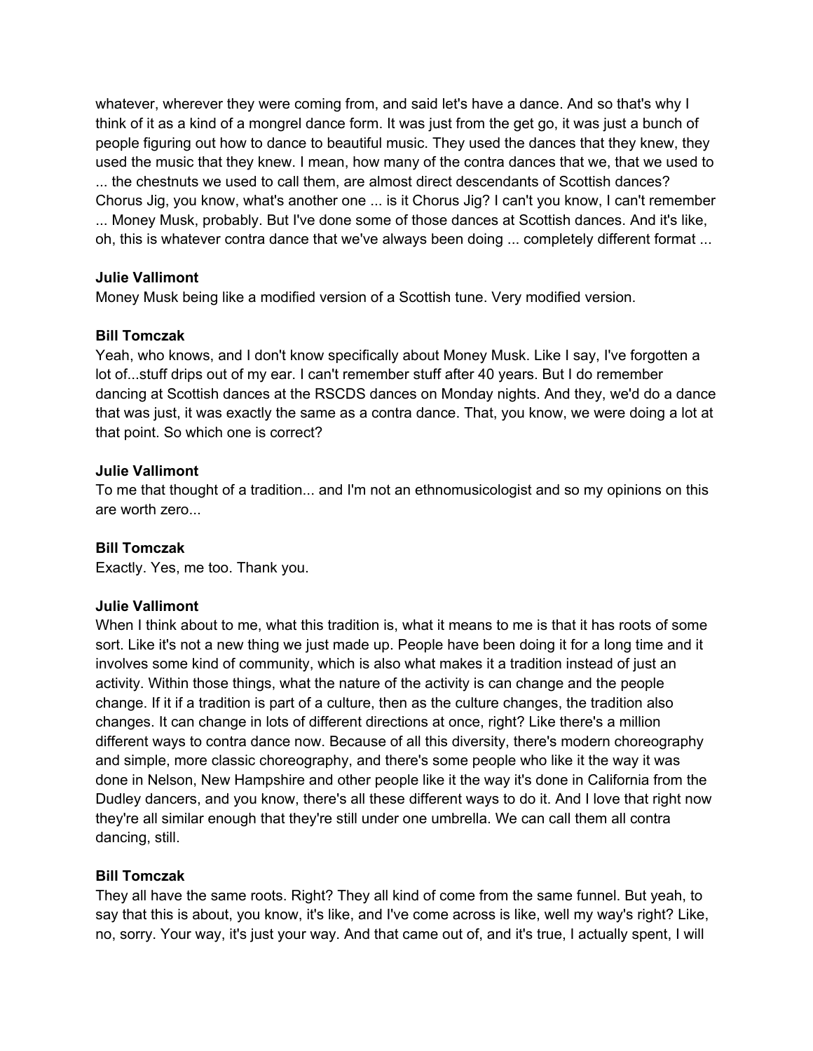whatever, wherever they were coming from, and said let's have a dance. And so that's why I think of it as a kind of a mongrel dance form. It was just from the get go, it was just a bunch of people figuring out how to dance to beautiful music. They used the dances that they knew, they used the music that they knew. I mean, how many of the contra dances that we, that we used to ... the chestnuts we used to call them, are almost direct descendants of Scottish dances? Chorus Jig, you know, what's another one ... is it Chorus Jig? I can't you know, I can't remember ... Money Musk, probably. But I've done some of those dances at Scottish dances. And it's like, oh, this is whatever contra dance that we've always been doing ... completely different format ...

**Julie Vallimont**
Money Musk being like a modified version of a Scottish tune. Very modified version.

**Bill Tomczak**
Yeah, who knows, and I don't know specifically about Money Musk. Like I say, I've forgotten a lot of...stuff drips out of my ear. I can't remember stuff after 40 years. But I do remember dancing at Scottish dances at the RSCDS dances on Monday nights. And they, we'd do a dance that was just, it was exactly the same as a contra dance. That, you know, we were doing a lot at that point. So which one is correct?

**Julie Vallimont**
To me that thought of a tradition... and I'm not an ethnomusicologist and so my opinions on this are worth zero...

**Bill Tomczak**
Exactly. Yes, me too. Thank you.

**Julie Vallimont**
When I think about to me, what this tradition is, what it means to me is that it has roots of some sort. Like it's not a new thing we just made up. People have been doing it for a long time and it involves some kind of community, which is also what makes it a tradition instead of just an activity. Within those things, what the nature of the activity is can change and the people change. If it if a tradition is part of a culture, then as the culture changes, the tradition also changes. It can change in lots of different directions at once, right? Like there's a million different ways to contra dance now. Because of all this diversity, there's modern choreography and simple, more classic choreography, and there's some people who like it the way it was done in Nelson, New Hampshire and other people like it the way it's done in California from the Dudley dancers, and you know, there's all these different ways to do it. And I love that right now they're all similar enough that they're still under one umbrella. We can call them all contra dancing, still.

**Bill Tomczak**
They all have the same roots. Right? They all kind of come from the same funnel. But yeah, to say that this is about, you know, it's like, and I've come across is like, well my way's right? Like, no, sorry. Your way, it's just your way. And that came out of, and it's true, I actually spent, I will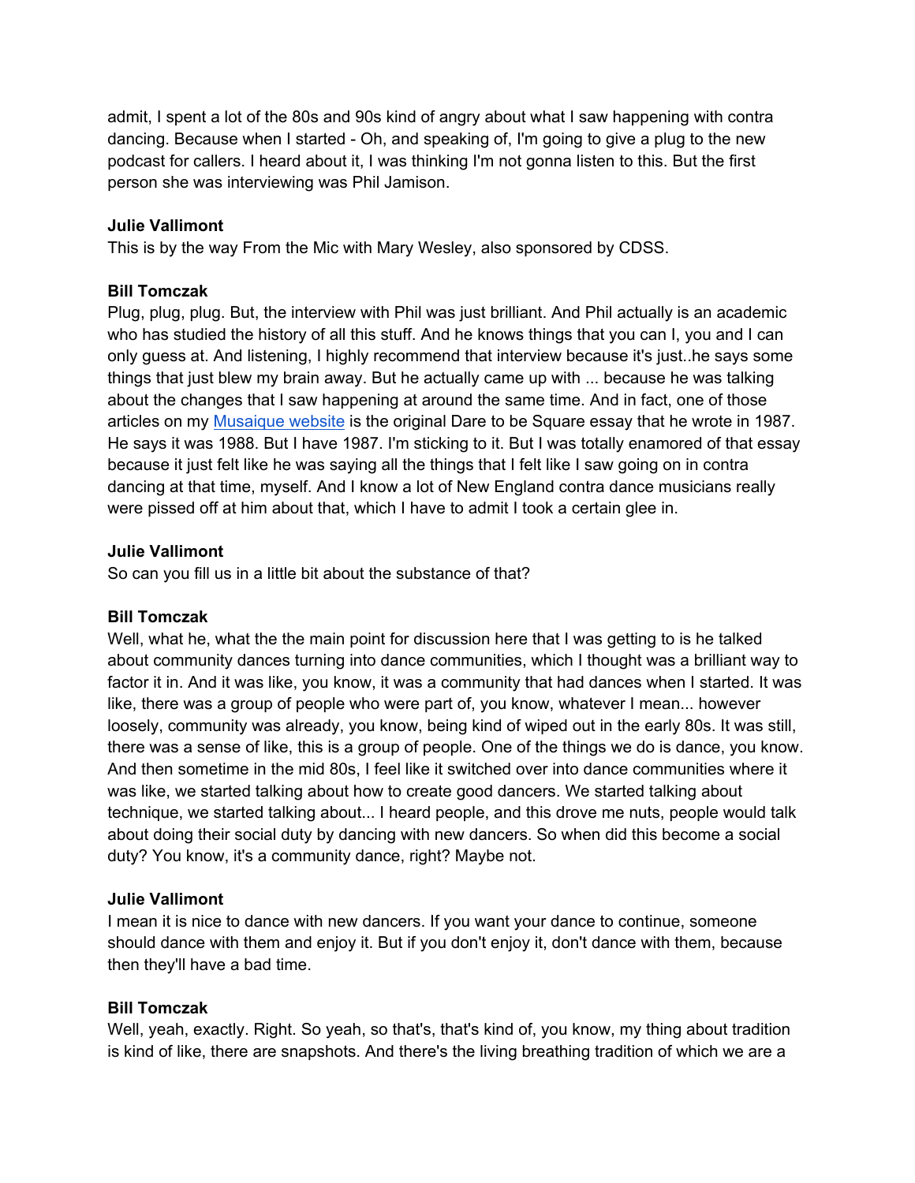admit, I spent a lot of the 80s and 90s kind of angry about what I saw happening with contra dancing. Because when I started - Oh, and speaking of, I'm going to give a plug to the new podcast for callers. I heard about it, I was thinking I'm not gonna listen to this. But the first person she was interviewing was Phil Jamison.

**Julie Vallimont**
This is by the way From the Mic with Mary Wesley, also sponsored by CDSS.

**Bill Tomczak**
Plug, plug, plug. But, the interview with Phil was just brilliant. And Phil actually is an academic who has studied the history of all this stuff. And he knows things that you can I, you and I can only guess at. And listening, I highly recommend that interview because it's just..he says some things that just blew my brain away. But he actually came up with ... because he was talking about the changes that I saw happening at around the same time. And in fact, one of those articles on my Musaique website is the original Dare to be Square essay that he wrote in 1987. He says it was 1988. But I have 1987. I'm sticking to it. But I was totally enamored of that essay because it just felt like he was saying all the things that I felt like I saw going on in contra dancing at that time, myself. And I know a lot of New England contra dance musicians really were pissed off at him about that, which I have to admit I took a certain glee in.

**Julie Vallimont**
So can you fill us in a little bit about the substance of that?

**Bill Tomczak**
Well, what he, what the the main point for discussion here that I was getting to is he talked about community dances turning into dance communities, which I thought was a brilliant way to factor it in. And it was like, you know, it was a community that had dances when I started. It was like, there was a group of people who were part of, you know, whatever I mean... however loosely, community was already, you know, being kind of wiped out in the early 80s. It was still, there was a sense of like, this is a group of people. One of the things we do is dance, you know. And then sometime in the mid 80s, I feel like it switched over into dance communities where it was like, we started talking about how to create good dancers. We started talking about technique, we started talking about... I heard people, and this drove me nuts, people would talk about doing their social duty by dancing with new dancers. So when did this become a social duty? You know, it's a community dance, right? Maybe not.

**Julie Vallimont**
I mean it is nice to dance with new dancers. If you want your dance to continue, someone should dance with them and enjoy it. But if you don't enjoy it, don't dance with them, because then they'll have a bad time.

**Bill Tomczak**
Well, yeah, exactly. Right. So yeah, so that's, that's kind of, you know, my thing about tradition is kind of like, there are snapshots. And there's the living breathing tradition of which we are a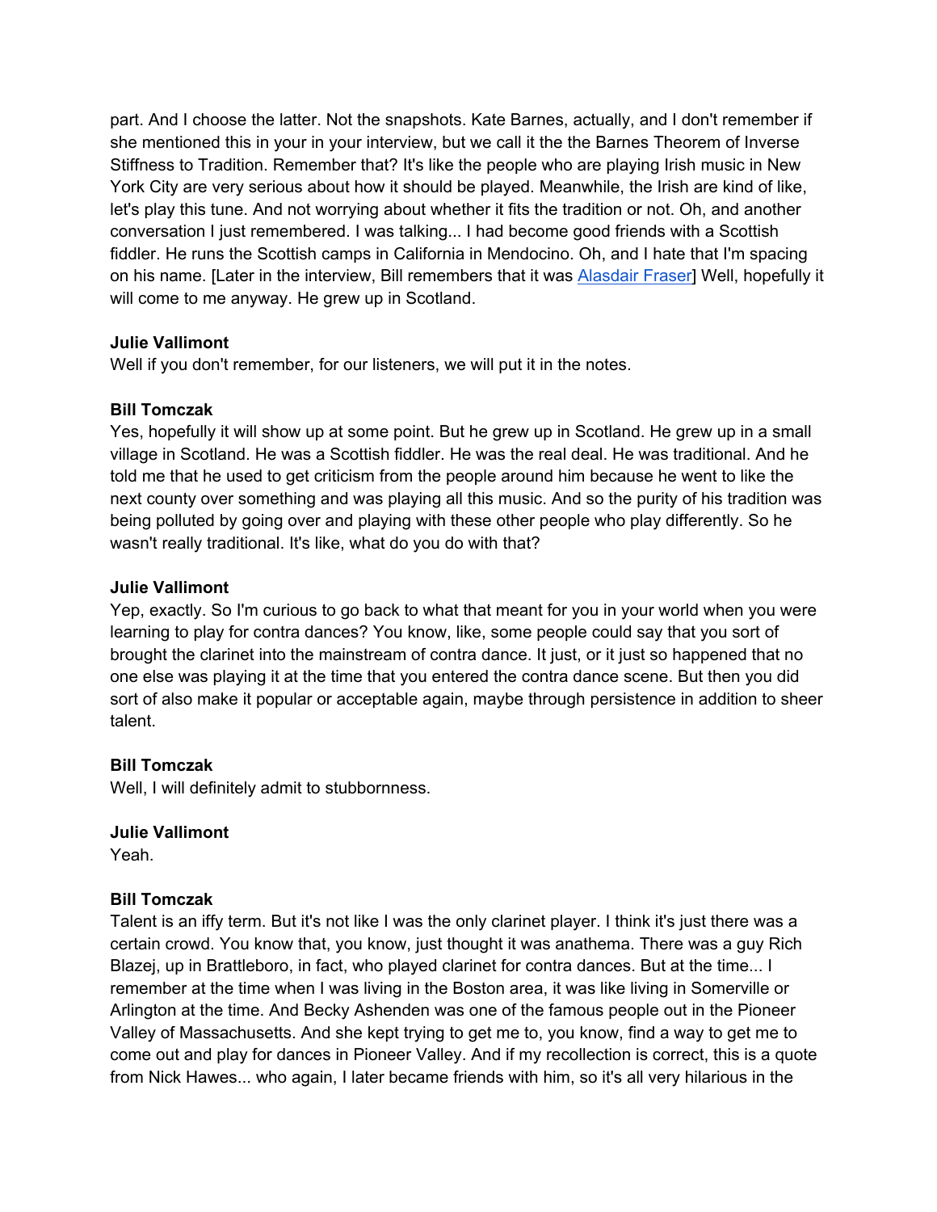part. And I choose the latter. Not the snapshots. Kate Barnes, actually, and I don't remember if she mentioned this in your in your interview, but we call it the the Barnes Theorem of Inverse Stiffness to Tradition. Remember that? It's like the people who are playing Irish music in New York City are very serious about how it should be played. Meanwhile, the Irish are kind of like, let's play this tune. And not worrying about whether it fits the tradition or not. Oh, and another conversation I just remembered. I was talking... I had become good friends with a Scottish fiddler. He runs the Scottish camps in California in Mendocino. Oh, and I hate that I'm spacing on his name. [Later in the interview, Bill remembers that it was Alasdair Fraser] Well, hopefully it will come to me anyway. He grew up in Scotland.

**Julie Vallimont**
Well if you don't remember, for our listeners, we will put it in the notes.

**Bill Tomczak**
Yes, hopefully it will show up at some point. But he grew up in Scotland. He grew up in a small village in Scotland. He was a Scottish fiddler. He was the real deal. He was traditional. And he told me that he used to get criticism from the people around him because he went to like the next county over something and was playing all this music. And so the purity of his tradition was being polluted by going over and playing with these other people who play differently. So he wasn't really traditional. It's like, what do you do with that?

**Julie Vallimont**
Yep, exactly. So I'm curious to go back to what that meant for you in your world when you were learning to play for contra dances? You know, like, some people could say that you sort of brought the clarinet into the mainstream of contra dance. It just, or it just so happened that no one else was playing it at the time that you entered the contra dance scene. But then you did sort of also make it popular or acceptable again, maybe through persistence in addition to sheer talent.

**Bill Tomczak**
Well, I will definitely admit to stubbornness.

**Julie Vallimont**
Yeah.

**Bill Tomczak**
Talent is an iffy term. But it's not like I was the only clarinet player. I think it's just there was a certain crowd. You know that, you know, just thought it was anathema. There was a guy Rich Blazej, up in Brattleboro, in fact, who played clarinet for contra dances. But at the time... I remember at the time when I was living in the Boston area, it was like living in Somerville or Arlington at the time. And Becky Ashenden was one of the famous people out in the Pioneer Valley of Massachusetts. And she kept trying to get me to, you know, find a way to get me to come out and play for dances in Pioneer Valley. And if my recollection is correct, this is a quote from Nick Hawes... who again, I later became friends with him, so it's all very hilarious in the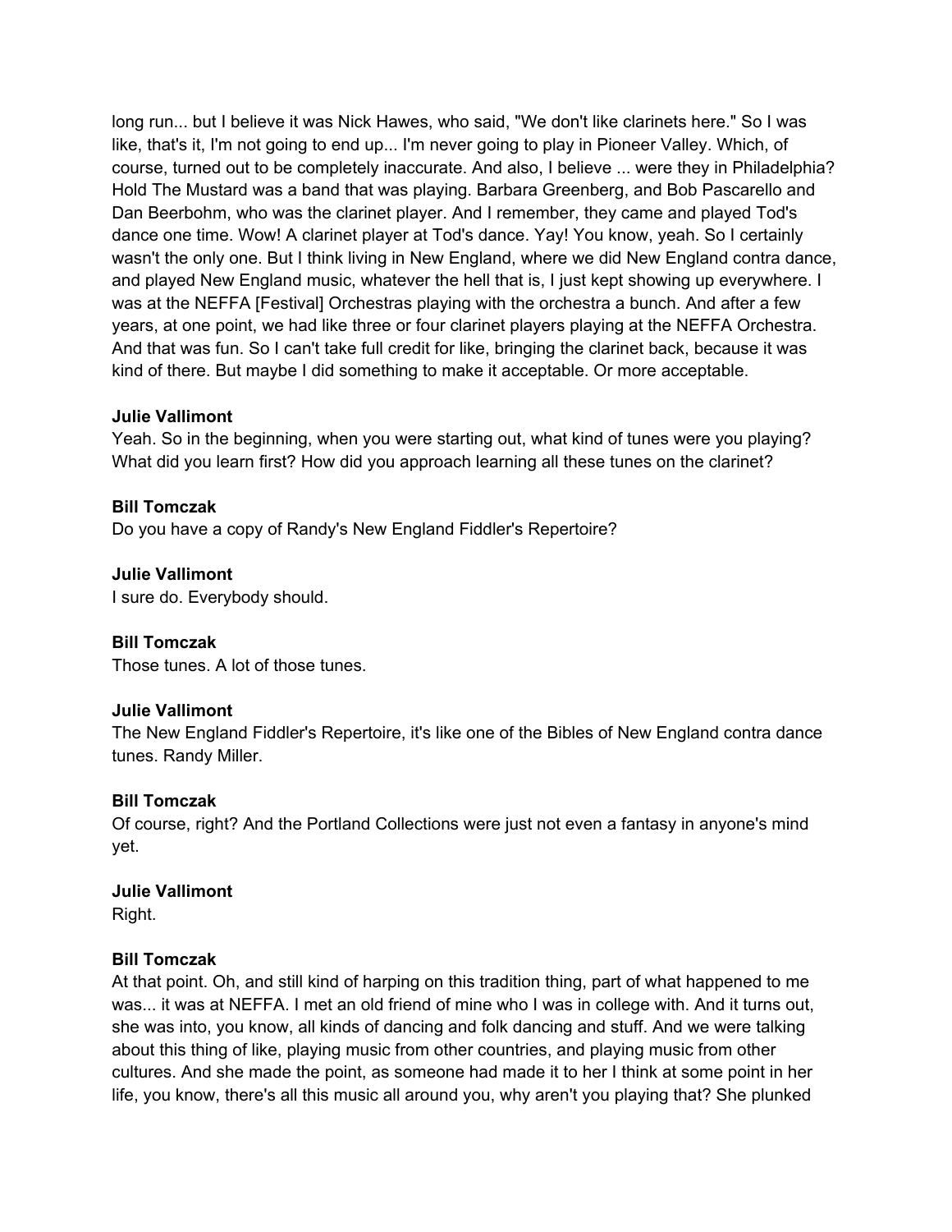long run... but I believe it was Nick Hawes, who said, "We don't like clarinets here." So I was like, that's it, I'm not going to end up... I'm never going to play in Pioneer Valley. Which, of course, turned out to be completely inaccurate. And also, I believe ... were they in Philadelphia? Hold The Mustard was a band that was playing. Barbara Greenberg, and Bob Pascarello and Dan Beerbohm, who was the clarinet player. And I remember, they came and played Tod's dance one time. Wow! A clarinet player at Tod's dance. Yay! You know, yeah. So I certainly wasn't the only one. But I think living in New England, where we did New England contra dance, and played New England music, whatever the hell that is, I just kept showing up everywhere. I was at the NEFFA [Festival] Orchestras playing with the orchestra a bunch. And after a few years, at one point, we had like three or four clarinet players playing at the NEFFA Orchestra. And that was fun. So I can't take full credit for like, bringing the clarinet back, because it was kind of there. But maybe I did something to make it acceptable. Or more acceptable.

**Julie Vallimont**
Yeah. So in the beginning, when you were starting out, what kind of tunes were you playing? What did you learn first? How did you approach learning all these tunes on the clarinet?

**Bill Tomczak**
Do you have a copy of Randy's New England Fiddler's Repertoire?

**Julie Vallimont**
I sure do. Everybody should.

**Bill Tomczak**
Those tunes. A lot of those tunes.

**Julie Vallimont**
The New England Fiddler's Repertoire, it's like one of the Bibles of New England contra dance tunes. Randy Miller.

**Bill Tomczak**
Of course, right? And the Portland Collections were just not even a fantasy in anyone's mind yet.

**Julie Vallimont**
Right.

**Bill Tomczak**
At that point. Oh, and still kind of harping on this tradition thing, part of what happened to me was... it was at NEFFA. I met an old friend of mine who I was in college with. And it turns out, she was into, you know, all kinds of dancing and folk dancing and stuff. And we were talking about this thing of like, playing music from other countries, and playing music from other cultures. And she made the point, as someone had made it to her I think at some point in her life, you know, there's all this music all around you, why aren't you playing that? She plunked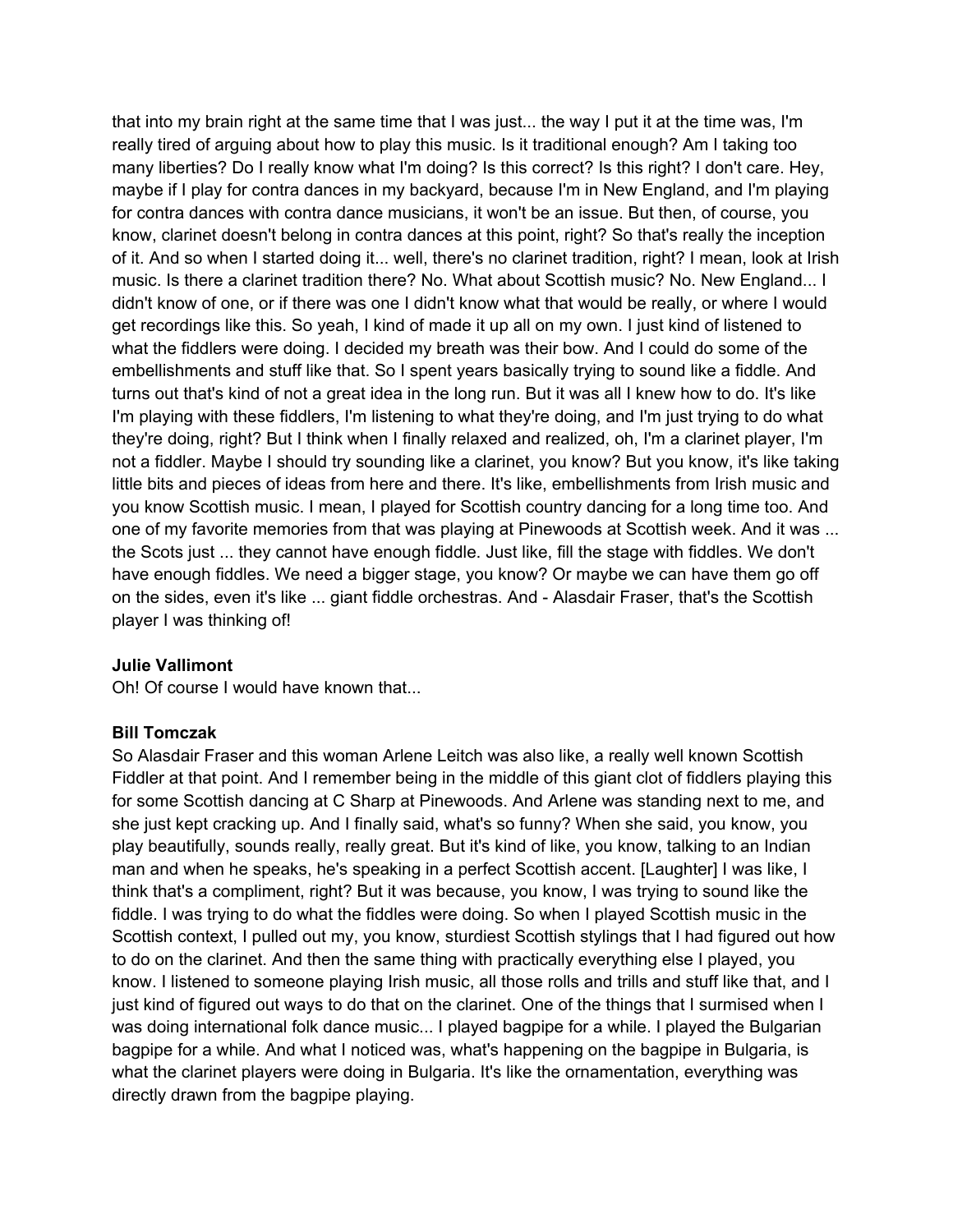that into my brain right at the same time that I was just... the way I put it at the time was, I'm really tired of arguing about how to play this music. Is it traditional enough? Am I taking too many liberties? Do I really know what I'm doing? Is this correct? Is this right? I don't care. Hey, maybe if I play for contra dances in my backyard, because I'm in New England, and I'm playing for contra dances with contra dance musicians, it won't be an issue. But then, of course, you know, clarinet doesn't belong in contra dances at this point, right? So that's really the inception of it. And so when I started doing it... well, there's no clarinet tradition, right? I mean, look at Irish music. Is there a clarinet tradition there? No. What about Scottish music? No. New England... I didn't know of one, or if there was one I didn't know what that would be really, or where I would get recordings like this. So yeah, I kind of made it up all on my own. I just kind of listened to what the fiddlers were doing. I decided my breath was their bow. And I could do some of the embellishments and stuff like that. So I spent years basically trying to sound like a fiddle. And turns out that's kind of not a great idea in the long run. But it was all I knew how to do. It's like I'm playing with these fiddlers, I'm listening to what they're doing, and I'm just trying to do what they're doing, right? But I think when I finally relaxed and realized, oh, I'm a clarinet player, I'm not a fiddler. Maybe I should try sounding like a clarinet, you know? But you know, it's like taking little bits and pieces of ideas from here and there. It's like, embellishments from Irish music and you know Scottish music. I mean, I played for Scottish country dancing for a long time too. And one of my favorite memories from that was playing at Pinewoods at Scottish week. And it was ... the Scots just ... they cannot have enough fiddle. Just like, fill the stage with fiddles. We don't have enough fiddles. We need a bigger stage, you know? Or maybe we can have them go off on the sides, even it's like ... giant fiddle orchestras. And - Alasdair Fraser, that's the Scottish player I was thinking of!

**Julie Vallimont**
Oh! Of course I would have known that...

**Bill Tomczak**
So Alasdair Fraser and this woman Arlene Leitch was also like, a really well known Scottish Fiddler at that point. And I remember being in the middle of this giant clot of fiddlers playing this for some Scottish dancing at C Sharp at Pinewoods. And Arlene was standing next to me, and she just kept cracking up. And I finally said, what's so funny? When she said, you know, you play beautifully, sounds really, really great. But it's kind of like, you know, talking to an Indian man and when he speaks, he's speaking in a perfect Scottish accent. [Laughter] I was like, I think that's a compliment, right? But it was because, you know, I was trying to sound like the fiddle. I was trying to do what the fiddles were doing. So when I played Scottish music in the Scottish context, I pulled out my, you know, sturdiest Scottish stylings that I had figured out how to do on the clarinet. And then the same thing with practically everything else I played, you know. I listened to someone playing Irish music, all those rolls and trills and stuff like that, and I just kind of figured out ways to do that on the clarinet. One of the things that I surmised when I was doing international folk dance music... I played bagpipe for a while. I played the Bulgarian bagpipe for a while. And what I noticed was, what's happening on the bagpipe in Bulgaria, is what the clarinet players were doing in Bulgaria. It's like the ornamentation, everything was directly drawn from the bagpipe playing.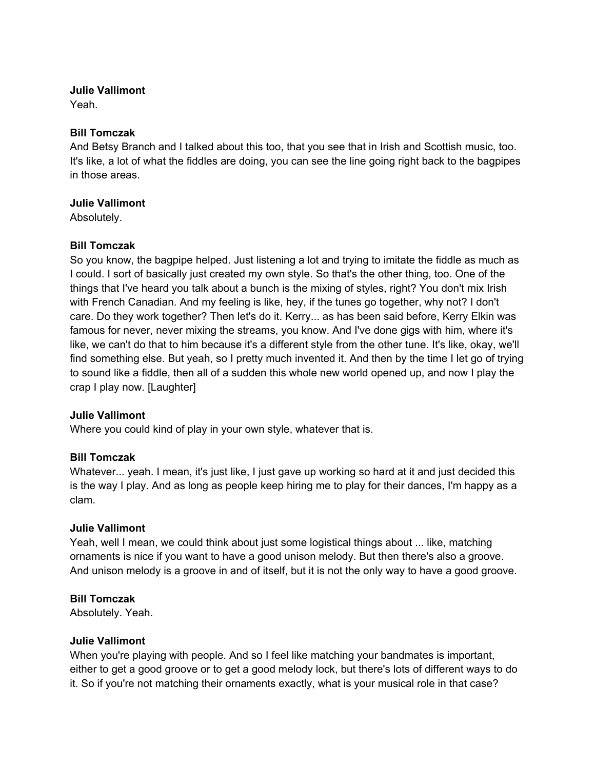**Julie Vallimont**
Yeah.

**Bill Tomczak**
And Betsy Branch and I talked about this too, that you see that in Irish and Scottish music, too. It's like, a lot of what the fiddles are doing, you can see the line going right back to the bagpipes in those areas.

**Julie Vallimont**
Absolutely.

**Bill Tomczak**
So you know, the bagpipe helped. Just listening a lot and trying to imitate the fiddle as much as I could. I sort of basically just created my own style. So that's the other thing, too. One of the things that I've heard you talk about a bunch is the mixing of styles, right? You don't mix Irish with French Canadian. And my feeling is like, hey, if the tunes go together, why not? I don't care. Do they work together? Then let's do it. Kerry... as has been said before, Kerry Elkin was famous for never, never mixing the streams, you know. And I've done gigs with him, where it's like, we can't do that to him because it's a different style from the other tune. It's like, okay, we'll find something else. But yeah, so I pretty much invented it. And then by the time I let go of trying to sound like a fiddle, then all of a sudden this whole new world opened up, and now I play the crap I play now. [Laughter]

**Julie Vallimont**
Where you could kind of play in your own style, whatever that is.

**Bill Tomczak**
Whatever... yeah. I mean, it's just like, I just gave up working so hard at it and just decided this is the way I play. And as long as people keep hiring me to play for their dances, I'm happy as a clam.

**Julie Vallimont**
Yeah, well I mean, we could think about just some logistical things about ... like, matching ornaments is nice if you want to have a good unison melody. But then there's also a groove. And unison melody is a groove in and of itself, but it is not the only way to have a good groove.

**Bill Tomczak**
Absolutely. Yeah.

**Julie Vallimont**
When you're playing with people. And so I feel like matching your bandmates is important, either to get a good groove or to get a good melody lock, but there's lots of different ways to do it. So if you're not matching their ornaments exactly, what is your musical role in that case?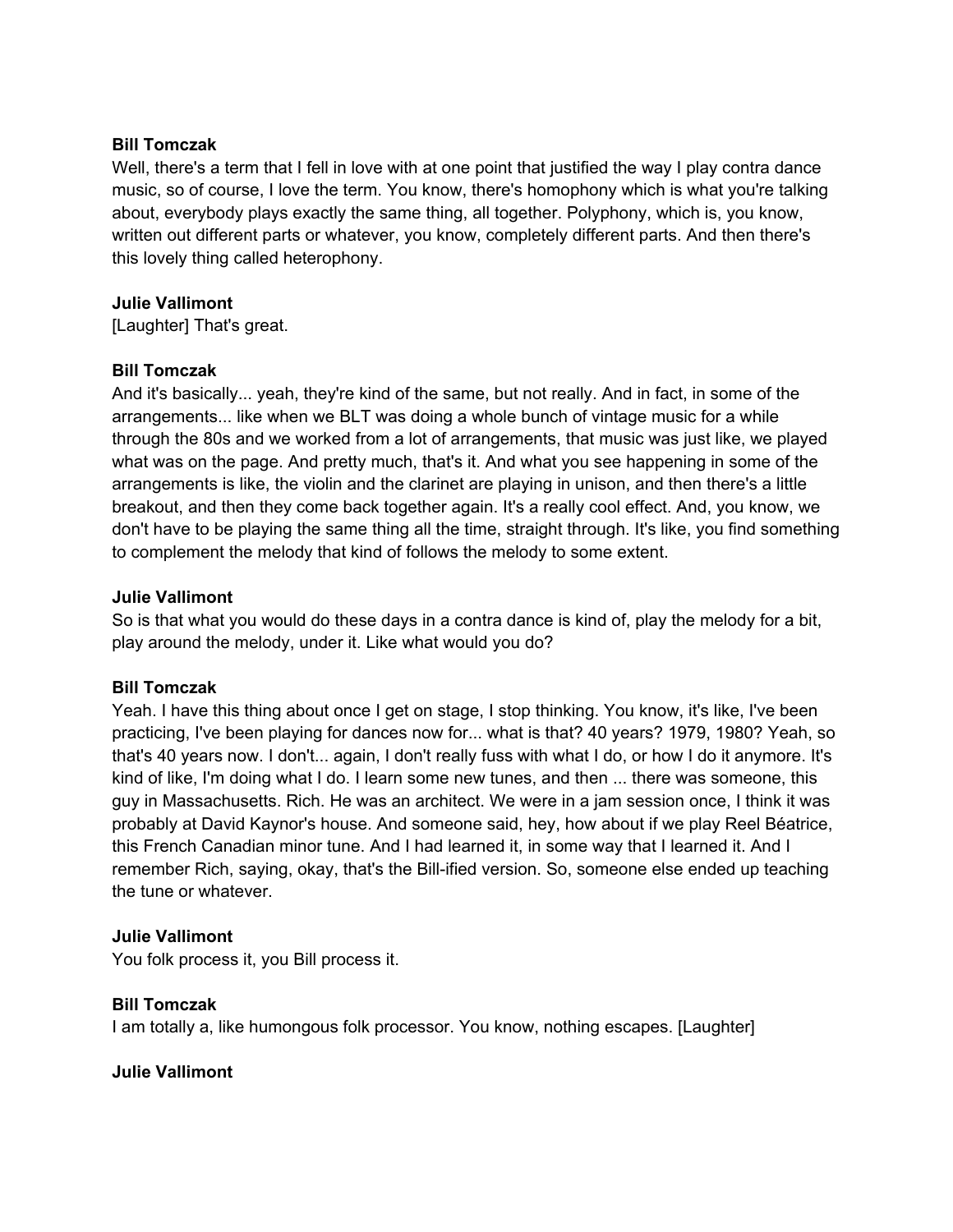**Bill Tomczak**
Well, there's a term that I fell in love with at one point that justified the way I play contra dance music, so of course, I love the term. You know, there's homophony which is what you're talking about, everybody plays exactly the same thing, all together. Polyphony, which is, you know, written out different parts or whatever, you know, completely different parts. And then there's this lovely thing called heterophony.

**Julie Vallimont**
[Laughter] That's great.

**Bill Tomczak**
And it's basically... yeah, they're kind of the same, but not really. And in fact, in some of the arrangements... like when we BLT was doing a whole bunch of vintage music for a while through the 80s and we worked from a lot of arrangements, that music was just like, we played what was on the page. And pretty much, that's it. And what you see happening in some of the arrangements is like, the violin and the clarinet are playing in unison, and then there's a little breakout, and then they come back together again. It's a really cool effect. And, you know, we don't have to be playing the same thing all the time, straight through. It's like, you find something to complement the melody that kind of follows the melody to some extent.

**Julie Vallimont**
So is that what you would do these days in a contra dance is kind of, play the melody for a bit, play around the melody, under it. Like what would you do?

**Bill Tomczak**
Yeah. I have this thing about once I get on stage, I stop thinking. You know, it's like, I've been practicing, I've been playing for dances now for... what is that? 40 years? 1979, 1980? Yeah, so that's 40 years now. I don't... again, I don't really fuss with what I do, or how I do it anymore. It's kind of like, I'm doing what I do. I learn some new tunes, and then ... there was someone, this guy in Massachusetts. Rich. He was an architect. We were in a jam session once, I think it was probably at David Kaynor's house. And someone said, hey, how about if we play Reel Béatrice, this French Canadian minor tune. And I had learned it, in some way that I learned it. And I remember Rich, saying, okay, that's the Bill-ified version. So, someone else ended up teaching the tune or whatever.

**Julie Vallimont**
You folk process it, you Bill process it.

**Bill Tomczak**
I am totally a, like humongous folk processor. You know, nothing escapes. [Laughter]

**Julie Vallimont**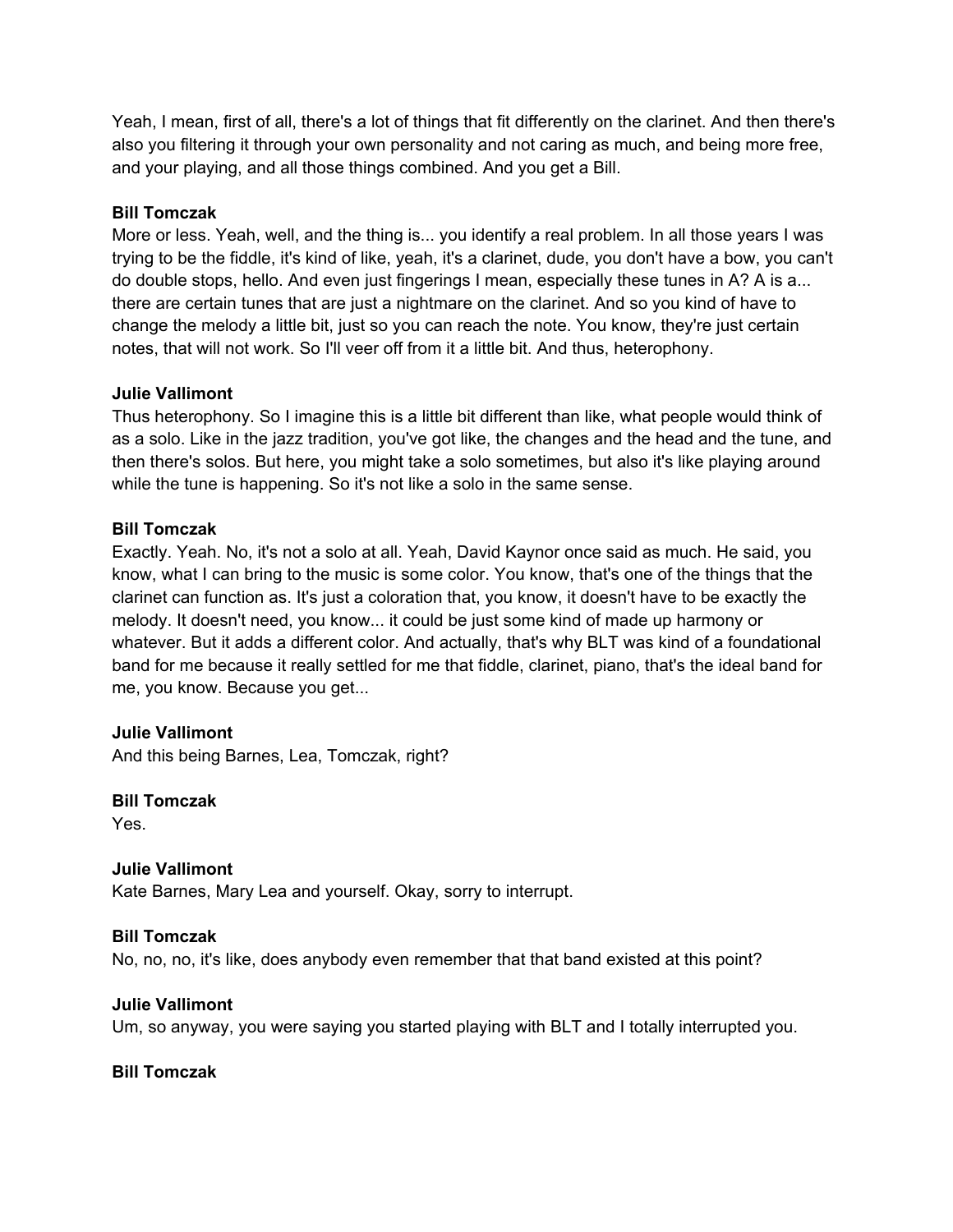Yeah, I mean, first of all, there's a lot of things that fit differently on the clarinet. And then there's also you filtering it through your own personality and not caring as much, and being more free, and your playing, and all those things combined. And you get a Bill.

**Bill Tomczak**
More or less. Yeah, well, and the thing is... you identify a real problem. In all those years I was trying to be the fiddle, it's kind of like, yeah, it's a clarinet, dude, you don't have a bow, you can't do double stops, hello. And even just fingerings I mean, especially these tunes in A? A is a... there are certain tunes that are just a nightmare on the clarinet. And so you kind of have to change the melody a little bit, just so you can reach the note. You know, they're just certain notes, that will not work. So I'll veer off from it a little bit. And thus, heterophony.

**Julie Vallimont**
Thus heterophony. So I imagine this is a little bit different than like, what people would think of as a solo. Like in the jazz tradition, you've got like, the changes and the head and the tune, and then there's solos. But here, you might take a solo sometimes, but also it's like playing around while the tune is happening. So it's not like a solo in the same sense.

**Bill Tomczak**
Exactly. Yeah. No, it's not a solo at all. Yeah, David Kaynor once said as much. He said, you know, what I can bring to the music is some color. You know, that's one of the things that the clarinet can function as. It's just a coloration that, you know, it doesn't have to be exactly the melody. It doesn't need, you know... it could be just some kind of made up harmony or whatever. But it adds a different color. And actually, that's why BLT was kind of a foundational band for me because it really settled for me that fiddle, clarinet, piano, that's the ideal band for me, you know. Because you get...

**Julie Vallimont**
And this being Barnes, Lea, Tomczak, right?

**Bill Tomczak**
Yes.

**Julie Vallimont**
Kate Barnes, Mary Lea and yourself. Okay, sorry to interrupt.

**Bill Tomczak**
No, no, no, it's like, does anybody even remember that that band existed at this point?

**Julie Vallimont**
Um, so anyway, you were saying you started playing with BLT and I totally interrupted you.

**Bill Tomczak**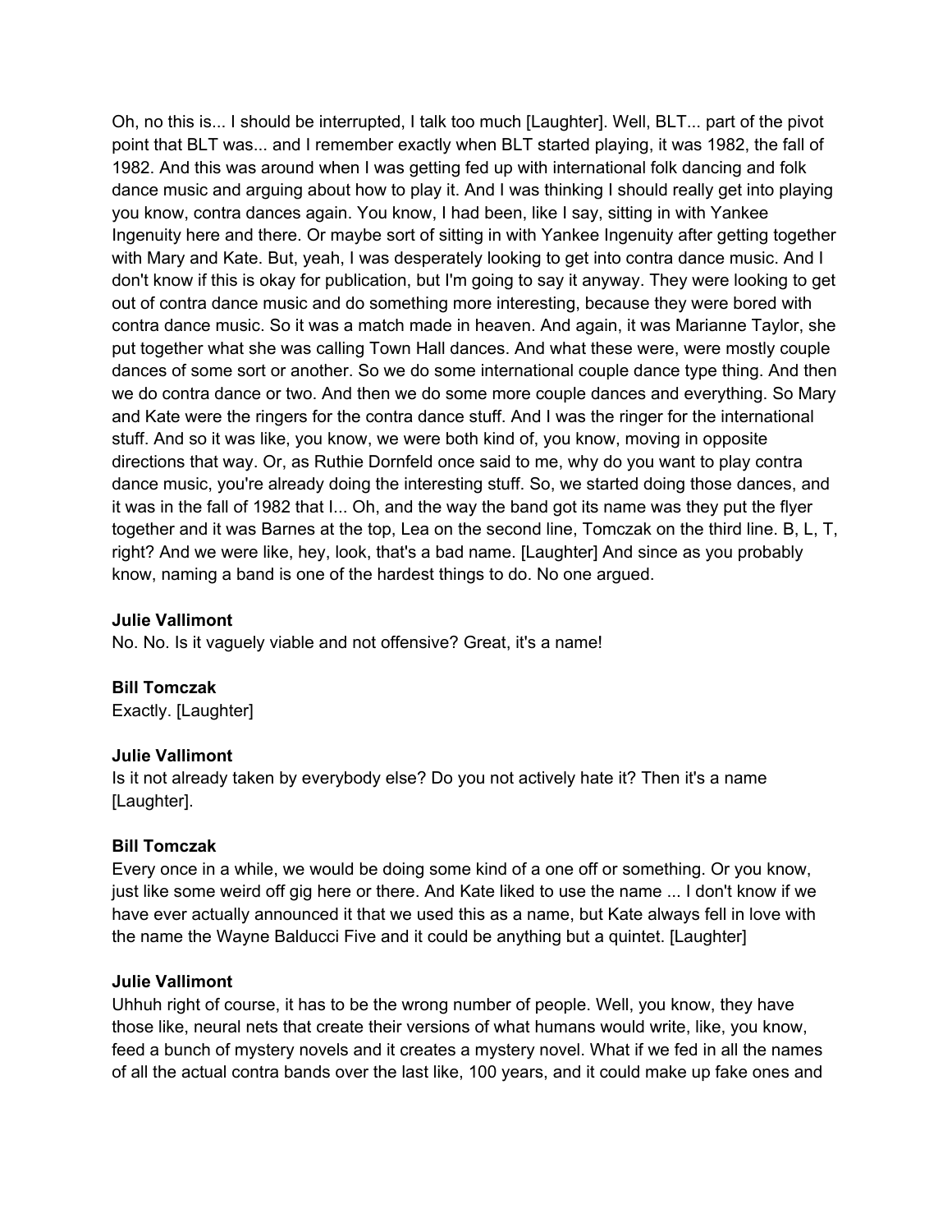Oh, no this is... I should be interrupted, I talk too much [Laughter]. Well, BLT... part of the pivot point that BLT was... and I remember exactly when BLT started playing, it was 1982, the fall of 1982. And this was around when I was getting fed up with international folk dancing and folk dance music and arguing about how to play it. And I was thinking I should really get into playing you know, contra dances again. You know, I had been, like I say, sitting in with Yankee Ingenuity here and there. Or maybe sort of sitting in with Yankee Ingenuity after getting together with Mary and Kate. But, yeah, I was desperately looking to get into contra dance music. And I don't know if this is okay for publication, but I'm going to say it anyway. They were looking to get out of contra dance music and do something more interesting, because they were bored with contra dance music. So it was a match made in heaven. And again, it was Marianne Taylor, she put together what she was calling Town Hall dances. And what these were, were mostly couple dances of some sort or another. So we do some international couple dance type thing. And then we do contra dance or two. And then we do some more couple dances and everything. So Mary and Kate were the ringers for the contra dance stuff. And I was the ringer for the international stuff. And so it was like, you know, we were both kind of, you know, moving in opposite directions that way. Or, as Ruthie Dornfeld once said to me, why do you want to play contra dance music, you're already doing the interesting stuff. So, we started doing those dances, and it was in the fall of 1982 that I... Oh, and the way the band got its name was they put the flyer together and it was Barnes at the top, Lea on the second line, Tomczak on the third line. B, L, T, right? And we were like, hey, look, that's a bad name. [Laughter] And since as you probably know, naming a band is one of the hardest things to do. No one argued.

**Julie Vallimont**
No. No. Is it vaguely viable and not offensive? Great, it's a name!

**Bill Tomczak**
Exactly. [Laughter]

**Julie Vallimont**
Is it not already taken by everybody else? Do you not actively hate it? Then it's a name [Laughter].

**Bill Tomczak**
Every once in a while, we would be doing some kind of a one off or something. Or you know, just like some weird off gig here or there. And Kate liked to use the name ... I don't know if we have ever actually announced it that we used this as a name, but Kate always fell in love with the name the Wayne Balducci Five and it could be anything but a quintet. [Laughter]

**Julie Vallimont**
Uhhuh right of course, it has to be the wrong number of people. Well, you know, they have those like, neural nets that create their versions of what humans would write, like, you know, feed a bunch of mystery novels and it creates a mystery novel. What if we fed in all the names of all the actual contra bands over the last like, 100 years, and it could make up fake ones and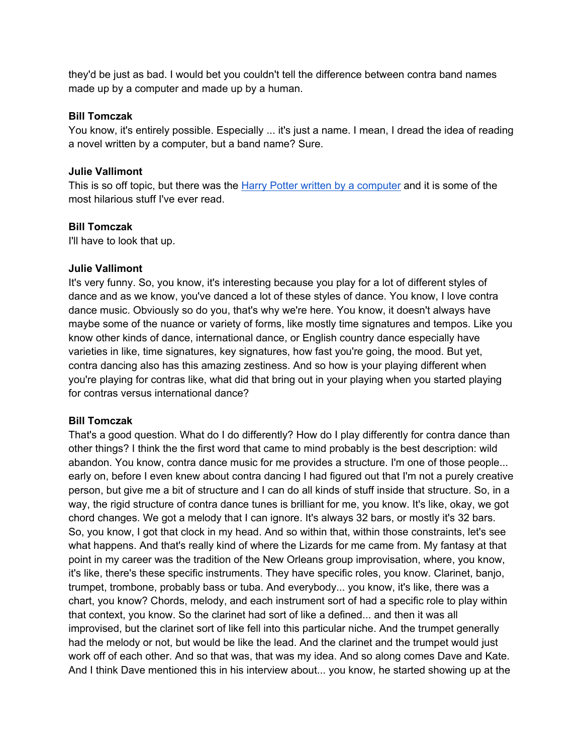they'd be just as bad. I would bet you couldn't tell the difference between contra band names made up by a computer and made up by a human.

**Bill Tomczak**
You know, it's entirely possible. Especially ... it's just a name. I mean, I dread the idea of reading a novel written by a computer, but a band name? Sure.

**Julie Vallimont**
This is so off topic, but there was the [Harry Potter written by a computer]() and it is some of the most hilarious stuff I've ever read.

**Bill Tomczak**
I'll have to look that up.

**Julie Vallimont**
It's very funny. So, you know, it's interesting because you play for a lot of different styles of dance and as we know, you've danced a lot of these styles of dance. You know, I love contra dance music. Obviously so do you, that's why we're here. You know, it doesn't always have maybe some of the nuance or variety of forms, like mostly time signatures and tempos. Like you know other kinds of dance, international dance, or English country dance especially have varieties in like, time signatures, key signatures, how fast you're going, the mood. But yet, contra dancing also has this amazing zestiness. And so how is your playing different when you're playing for contras like, what did that bring out in your playing when you started playing for contras versus international dance?

**Bill Tomczak**
That's a good question. What do I do differently? How do I play differently for contra dance than other things? I think the the first word that came to mind probably is the best description: wild abandon. You know, contra dance music for me provides a structure. I'm one of those people... early on, before I even knew about contra dancing I had figured out that I'm not a purely creative person, but give me a bit of structure and I can do all kinds of stuff inside that structure. So, in a way, the rigid structure of contra dance tunes is brilliant for me, you know. It's like, okay, we got chord changes. We got a melody that I can ignore. It's always 32 bars, or mostly it's 32 bars. So, you know, I got that clock in my head. And so within that, within those constraints, let's see what happens. And that's really kind of where the Lizards for me came from. My fantasy at that point in my career was the tradition of the New Orleans group improvisation, where, you know, it's like, there's these specific instruments. They have specific roles, you know. Clarinet, banjo, trumpet, trombone, probably bass or tuba. And everybody... you know, it's like, there was a chart, you know? Chords, melody, and each instrument sort of had a specific role to play within that context, you know. So the clarinet had sort of like a defined... and then it was all improvised, but the clarinet sort of like fell into this particular niche. And the trumpet generally had the melody or not, but would be like the lead. And the clarinet and the trumpet would just work off of each other. And so that was, that was my idea. And so along comes Dave and Kate. And I think Dave mentioned this in his interview about... you know, he started showing up at the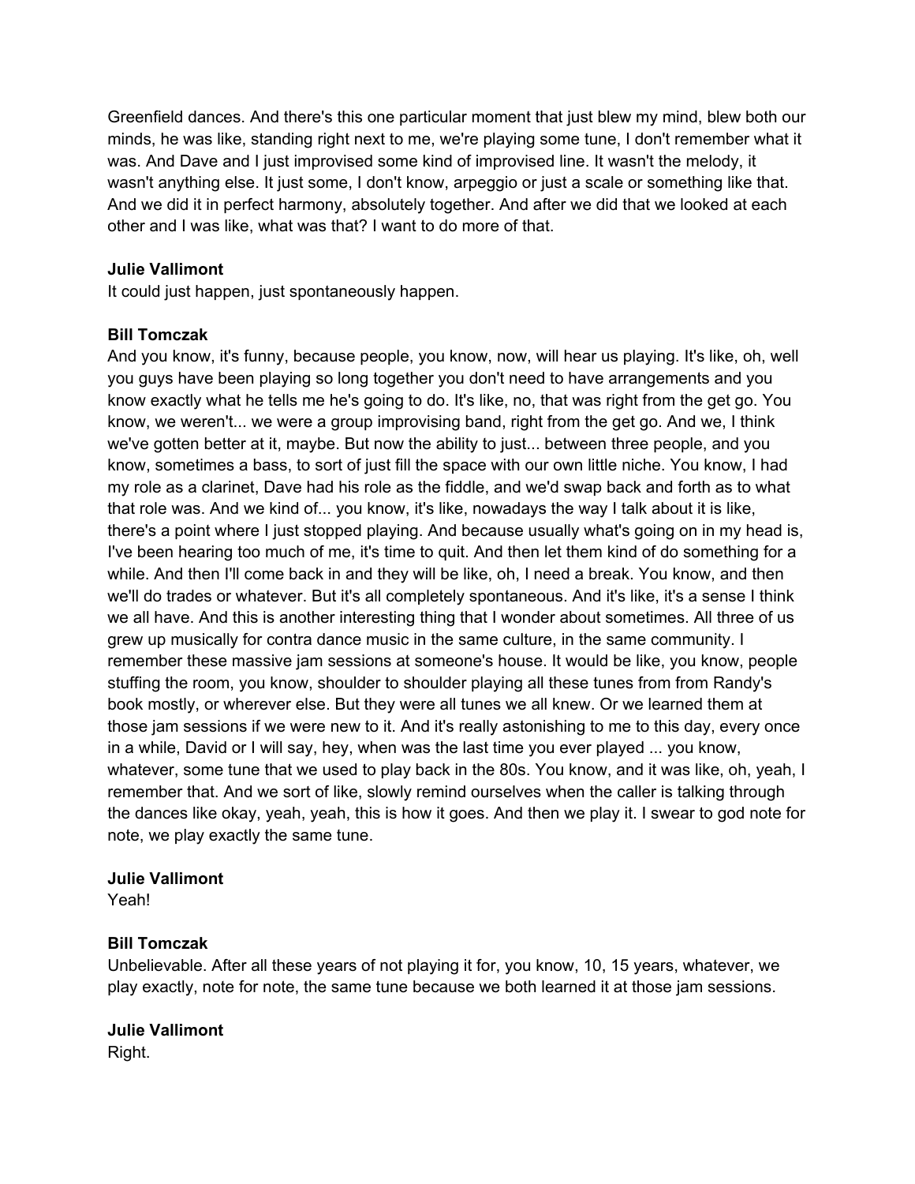Greenfield dances. And there's this one particular moment that just blew my mind, blew both our minds, he was like, standing right next to me, we're playing some tune, I don't remember what it was. And Dave and I just improvised some kind of improvised line. It wasn't the melody, it wasn't anything else. It just some, I don't know, arpeggio or just a scale or something like that. And we did it in perfect harmony, absolutely together. And after we did that we looked at each other and I was like, what was that? I want to do more of that.

**Julie Vallimont**
It could just happen, just spontaneously happen.

**Bill Tomczak**
And you know, it's funny, because people, you know, now, will hear us playing. It's like, oh, well you guys have been playing so long together you don't need to have arrangements and you know exactly what he tells me he's going to do. It's like, no, that was right from the get go. You know, we weren't... we were a group improvising band, right from the get go. And we, I think we've gotten better at it, maybe. But now the ability to just... between three people, and you know, sometimes a bass, to sort of just fill the space with our own little niche. You know, I had my role as a clarinet, Dave had his role as the fiddle, and we'd swap back and forth as to what that role was. And we kind of... you know, it's like, nowadays the way I talk about it is like, there's a point where I just stopped playing. And because usually what's going on in my head is, I've been hearing too much of me, it's time to quit. And then let them kind of do something for a while. And then I'll come back in and they will be like, oh, I need a break. You know, and then we'll do trades or whatever. But it's all completely spontaneous. And it's like, it's a sense I think we all have. And this is another interesting thing that I wonder about sometimes. All three of us grew up musically for contra dance music in the same culture, in the same community. I remember these massive jam sessions at someone's house. It would be like, you know, people stuffing the room, you know, shoulder to shoulder playing all these tunes from from Randy's book mostly, or wherever else. But they were all tunes we all knew. Or we learned them at those jam sessions if we were new to it. And it's really astonishing to me to this day, every once in a while, David or I will say, hey, when was the last time you ever played ... you know, whatever, some tune that we used to play back in the 80s. You know, and it was like, oh, yeah, I remember that. And we sort of like, slowly remind ourselves when the caller is talking through the dances like okay, yeah, yeah, this is how it goes. And then we play it. I swear to god note for note, we play exactly the same tune.

**Julie Vallimont**
Yeah!

**Bill Tomczak**
Unbelievable. After all these years of not playing it for, you know, 10, 15 years, whatever, we play exactly, note for note, the same tune because we both learned it at those jam sessions.

**Julie Vallimont**
Right.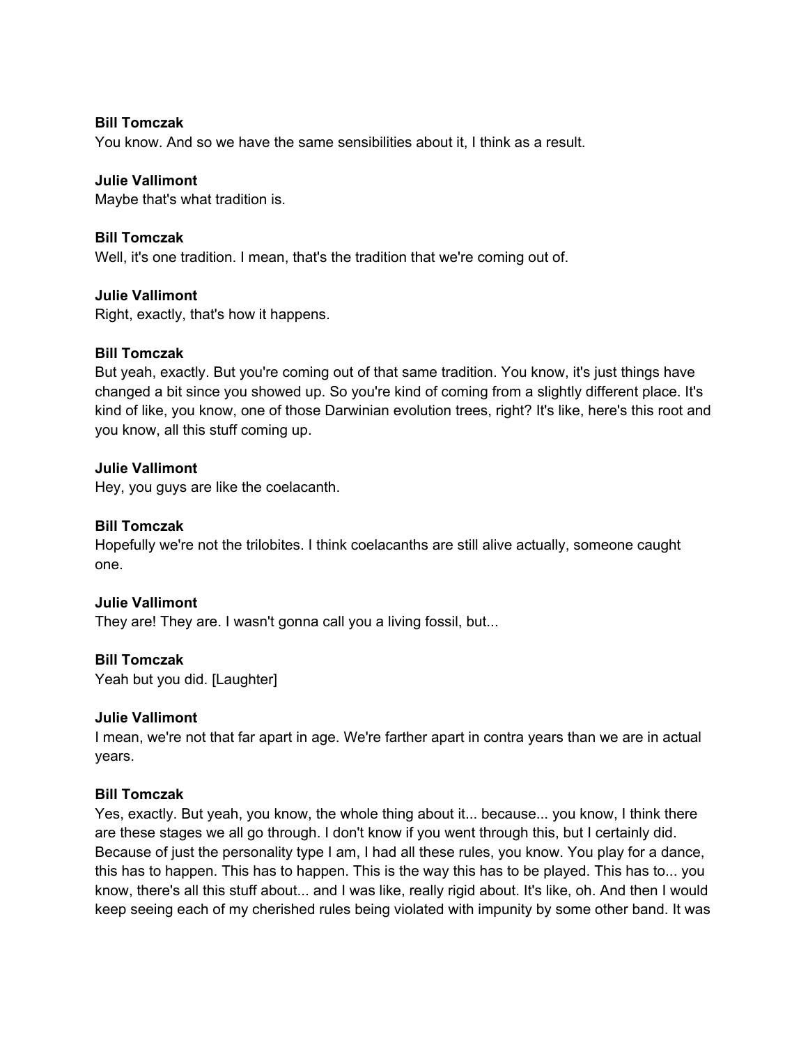**Bill Tomczak**
You know. And so we have the same sensibilities about it, I think as a result.

**Julie Vallimont**
Maybe that's what tradition is.

**Bill Tomczak**
Well, it's one tradition. I mean, that's the tradition that we're coming out of.

**Julie Vallimont**
Right, exactly, that's how it happens.

**Bill Tomczak**
But yeah, exactly. But you're coming out of that same tradition. You know, it's just things have changed a bit since you showed up. So you're kind of coming from a slightly different place. It's kind of like, you know, one of those Darwinian evolution trees, right? It's like, here's this root and you know, all this stuff coming up.

**Julie Vallimont**
Hey, you guys are like the coelacanth.

**Bill Tomczak**
Hopefully we're not the trilobites. I think coelacanths are still alive actually, someone caught one.

**Julie Vallimont**
They are! They are. I wasn't gonna call you a living fossil, but...

**Bill Tomczak**
Yeah but you did. [Laughter]

**Julie Vallimont**
I mean, we're not that far apart in age. We're farther apart in contra years than we are in actual years.

**Bill Tomczak**
Yes, exactly. But yeah, you know, the whole thing about it... because... you know, I think there are these stages we all go through. I don't know if you went through this, but I certainly did. Because of just the personality type I am, I had all these rules, you know. You play for a dance, this has to happen. This has to happen. This is the way this has to be played. This has to... you know, there's all this stuff about... and I was like, really rigid about. It's like, oh. And then I would keep seeing each of my cherished rules being violated with impunity by some other band. It was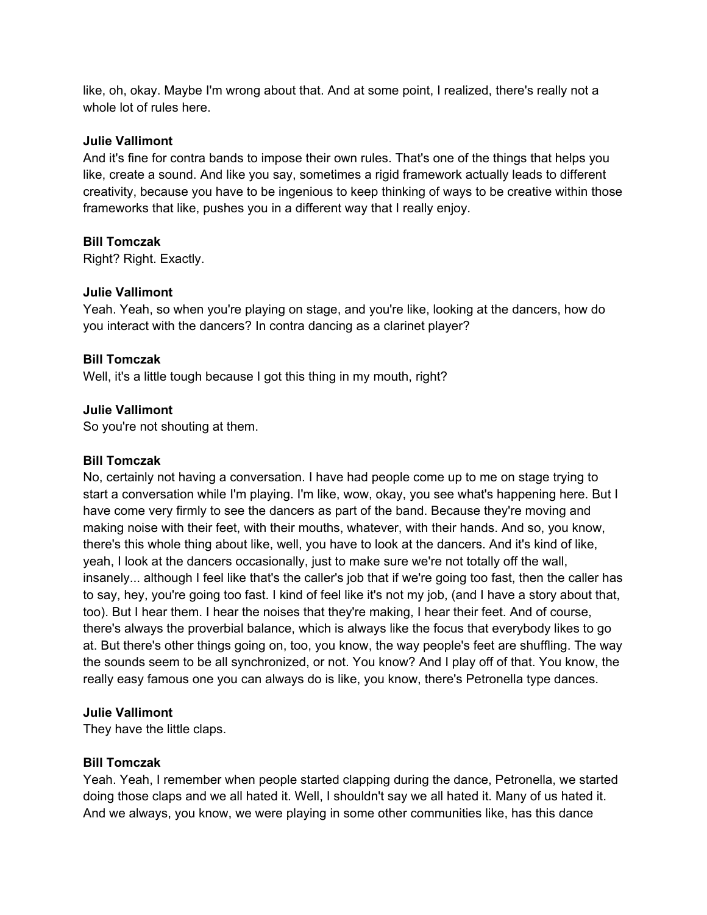like, oh, okay. Maybe I'm wrong about that. And at some point, I realized, there's really not a whole lot of rules here.

**Julie Vallimont**
And it's fine for contra bands to impose their own rules. That's one of the things that helps you like, create a sound. And like you say, sometimes a rigid framework actually leads to different creativity, because you have to be ingenious to keep thinking of ways to be creative within those frameworks that like, pushes you in a different way that I really enjoy.

**Bill Tomczak**
Right? Right. Exactly.

**Julie Vallimont**
Yeah. Yeah, so when you're playing on stage, and you're like, looking at the dancers, how do you interact with the dancers? In contra dancing as a clarinet player?

**Bill Tomczak**
Well, it's a little tough because I got this thing in my mouth, right?

**Julie Vallimont**
So you're not shouting at them.

**Bill Tomczak**
No, certainly not having a conversation. I have had people come up to me on stage trying to start a conversation while I'm playing. I'm like, wow, okay, you see what's happening here. But I have come very firmly to see the dancers as part of the band. Because they're moving and making noise with their feet, with their mouths, whatever, with their hands. And so, you know, there's this whole thing about like, well, you have to look at the dancers. And it's kind of like, yeah, I look at the dancers occasionally, just to make sure we're not totally off the wall, insanely... although I feel like that's the caller's job that if we're going too fast, then the caller has to say, hey, you're going too fast. I kind of feel like it's not my job, (and I have a story about that, too). But I hear them. I hear the noises that they're making, I hear their feet. And of course, there's always the proverbial balance, which is always like the focus that everybody likes to go at. But there's other things going on, too, you know, the way people's feet are shuffling. The way the sounds seem to be all synchronized, or not. You know? And I play off of that. You know, the really easy famous one you can always do is like, you know, there's Petronella type dances.

**Julie Vallimont**
They have the little claps.

**Bill Tomczak**
Yeah. Yeah, I remember when people started clapping during the dance, Petronella, we started doing those claps and we all hated it. Well, I shouldn't say we all hated it. Many of us hated it. And we always, you know, we were playing in some other communities like, has this dance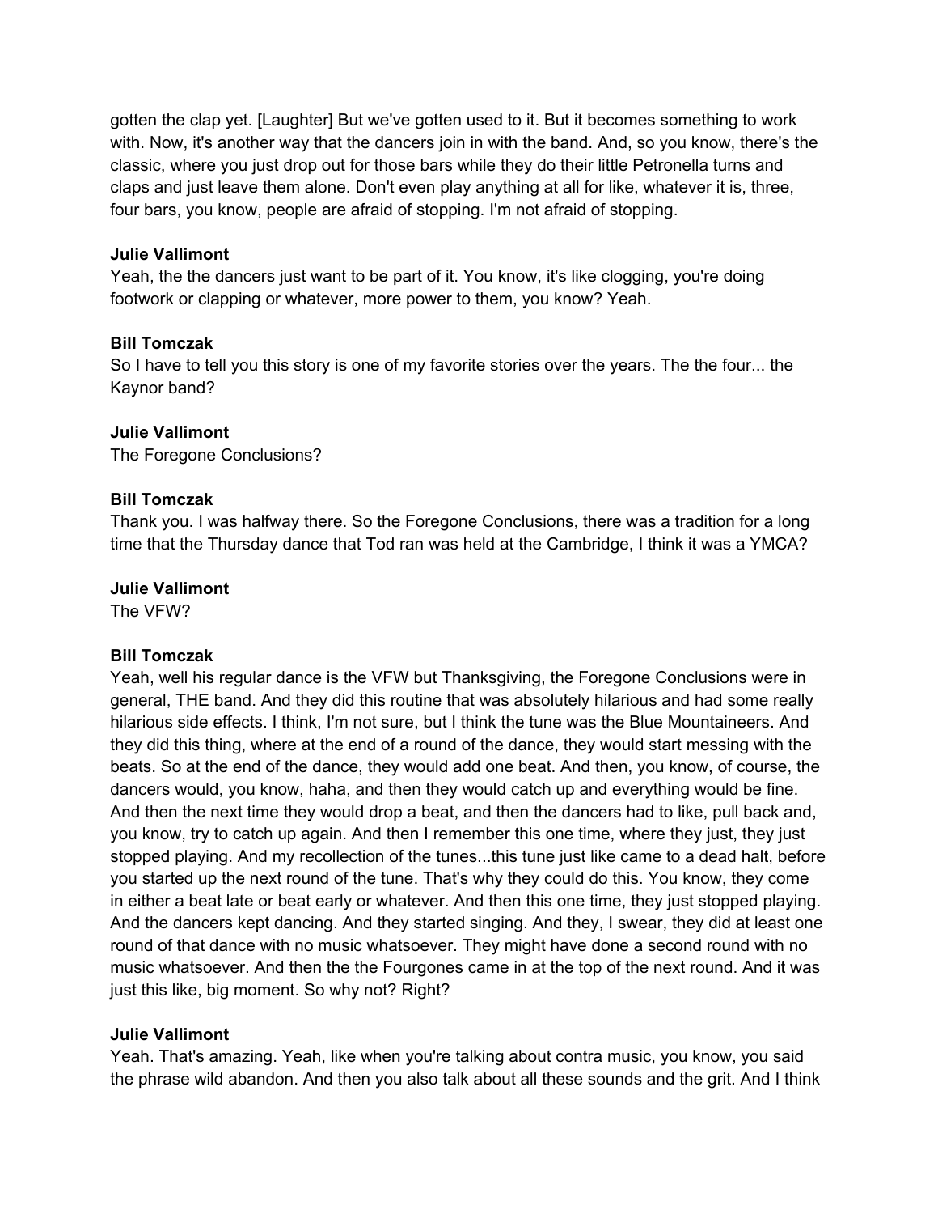gotten the clap yet. [Laughter] But we've gotten used to it. But it becomes something to work with. Now, it's another way that the dancers join in with the band. And, so you know, there's the classic, where you just drop out for those bars while they do their little Petronella turns and claps and just leave them alone. Don't even play anything at all for like, whatever it is, three, four bars, you know, people are afraid of stopping. I'm not afraid of stopping.

**Julie Vallimont**
Yeah, the the dancers just want to be part of it. You know, it's like clogging, you're doing footwork or clapping or whatever, more power to them, you know? Yeah.

**Bill Tomczak**
So I have to tell you this story is one of my favorite stories over the years. The the four... the Kaynor band?

**Julie Vallimont**
The Foregone Conclusions?

**Bill Tomczak**
Thank you. I was halfway there. So the Foregone Conclusions, there was a tradition for a long time that the Thursday dance that Tod ran was held at the Cambridge, I think it was a YMCA?

**Julie Vallimont**
The VFW?

**Bill Tomczak**
Yeah, well his regular dance is the VFW but Thanksgiving, the Foregone Conclusions were in general, THE band. And they did this routine that was absolutely hilarious and had some really hilarious side effects. I think, I'm not sure, but I think the tune was the Blue Mountaineers. And they did this thing, where at the end of a round of the dance, they would start messing with the beats. So at the end of the dance, they would add one beat. And then, you know, of course, the dancers would, you know, haha, and then they would catch up and everything would be fine. And then the next time they would drop a beat, and then the dancers had to like, pull back and, you know, try to catch up again. And then I remember this one time, where they just, they just stopped playing. And my recollection of the tunes...this tune just like came to a dead halt, before you started up the next round of the tune. That's why they could do this. You know, they come in either a beat late or beat early or whatever. And then this one time, they just stopped playing. And the dancers kept dancing. And they started singing. And they, I swear, they did at least one round of that dance with no music whatsoever. They might have done a second round with no music whatsoever. And then the the Fourgones came in at the top of the next round. And it was just this like, big moment. So why not? Right?

**Julie Vallimont**
Yeah. That's amazing. Yeah, like when you're talking about contra music, you know, you said the phrase wild abandon. And then you also talk about all these sounds and the grit. And I think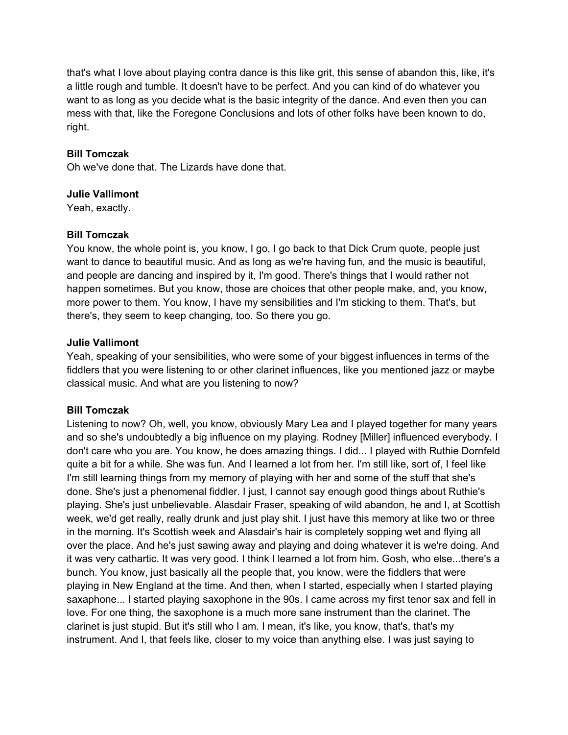that's what I love about playing contra dance is this like grit, this sense of abandon this, like, it's a little rough and tumble. It doesn't have to be perfect. And you can kind of do whatever you want to as long as you decide what is the basic integrity of the dance. And even then you can mess with that, like the Foregone Conclusions and lots of other folks have been known to do, right.

**Bill Tomczak**
Oh we've done that. The Lizards have done that.

**Julie Vallimont**
Yeah, exactly.

**Bill Tomczak**
You know, the whole point is, you know, I go, I go back to that Dick Crum quote, people just want to dance to beautiful music. And as long as we're having fun, and the music is beautiful, and people are dancing and inspired by it, I'm good. There's things that I would rather not happen sometimes. But you know, those are choices that other people make, and, you know, more power to them. You know, I have my sensibilities and I'm sticking to them. That's, but there's, they seem to keep changing, too. So there you go.

**Julie Vallimont**
Yeah, speaking of your sensibilities, who were some of your biggest influences in terms of the fiddlers that you were listening to or other clarinet influences, like you mentioned jazz or maybe classical music. And what are you listening to now?

**Bill Tomczak**
Listening to now? Oh, well, you know, obviously Mary Lea and I played together for many years and so she's undoubtedly a big influence on my playing. Rodney [Miller] influenced everybody. I don't care who you are. You know, he does amazing things. I did... I played with Ruthie Dornfeld quite a bit for a while. She was fun. And I learned a lot from her. I'm still like, sort of, I feel like I'm still learning things from my memory of playing with her and some of the stuff that she's done. She's just a phenomenal fiddler. I just, I cannot say enough good things about Ruthie's playing. She's just unbelievable. Alasdair Fraser, speaking of wild abandon, he and I, at Scottish week, we'd get really, really drunk and just play shit. I just have this memory at like two or three in the morning. It's Scottish week and Alasdair's hair is completely sopping wet and flying all over the place. And he's just sawing away and playing and doing whatever it is we're doing. And it was very cathartic. It was very good. I think I learned a lot from him. Gosh, who else...there's a bunch. You know, just basically all the people that, you know, were the fiddlers that were playing in New England at the time. And then, when I started, especially when I started playing saxophone... I started playing saxophone in the 90s. I came across my first tenor sax and fell in love. For one thing, the saxophone is a much more sane instrument than the clarinet. The clarinet is just stupid. But it's still who I am. I mean, it's like, you know, that's, that's my instrument. And I, that feels like, closer to my voice than anything else. I was just saying to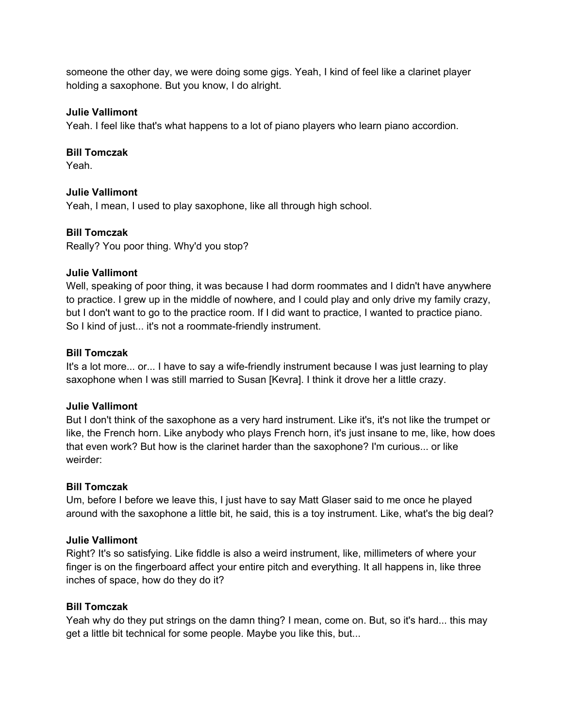someone the other day, we were doing some gigs. Yeah, I kind of feel like a clarinet player holding a saxophone. But you know, I do alright.

**Julie Vallimont**
Yeah. I feel like that's what happens to a lot of piano players who learn piano accordion.

**Bill Tomczak**
Yeah.

**Julie Vallimont**
Yeah, I mean, I used to play saxophone, like all through high school.

**Bill Tomczak**
Really? You poor thing. Why'd you stop?

**Julie Vallimont**
Well, speaking of poor thing, it was because I had dorm roommates and I didn't have anywhere to practice. I grew up in the middle of nowhere, and I could play and only drive my family crazy, but I don't want to go to the practice room. If I did want to practice, I wanted to practice piano. So I kind of just... it's not a roommate-friendly instrument.

**Bill Tomczak**
It's a lot more... or... I have to say a wife-friendly instrument because I was just learning to play saxophone when I was still married to Susan [Kevra]. I think it drove her a little crazy.

**Julie Vallimont**
But I don't think of the saxophone as a very hard instrument. Like it's, it's not like the trumpet or like, the French horn. Like anybody who plays French horn, it's just insane to me, like, how does that even work? But how is the clarinet harder than the saxophone? I'm curious... or like weirder:

**Bill Tomczak**
Um, before I before we leave this, I just have to say Matt Glaser said to me once he played around with the saxophone a little bit, he said, this is a toy instrument. Like, what's the big deal?

**Julie Vallimont**
Right? It's so satisfying. Like fiddle is also a weird instrument, like, millimeters of where your finger is on the fingerboard affect your entire pitch and everything. It all happens in, like three inches of space, how do they do it?

**Bill Tomczak**
Yeah why do they put strings on the damn thing? I mean, come on. But, so it's hard... this may get a little bit technical for some people. Maybe you like this, but...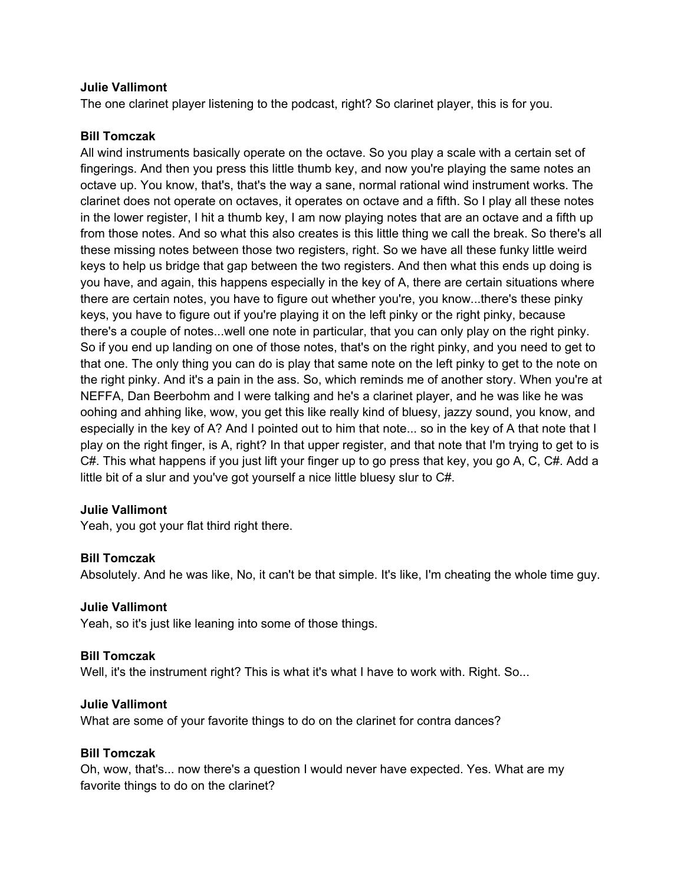**Julie Vallimont**
The one clarinet player listening to the podcast, right? So clarinet player, this is for you.

**Bill Tomczak**
All wind instruments basically operate on the octave. So you play a scale with a certain set of fingerings. And then you press this little thumb key, and now you're playing the same notes an octave up. You know, that's, that's the way a sane, normal rational wind instrument works. The clarinet does not operate on octaves, it operates on octave and a fifth. So I play all these notes in the lower register, I hit a thumb key, I am now playing notes that are an octave and a fifth up from those notes. And so what this also creates is this little thing we call the break. So there's all these missing notes between those two registers, right. So we have all these funky little weird keys to help us bridge that gap between the two registers. And then what this ends up doing is you have, and again, this happens especially in the key of A, there are certain situations where there are certain notes, you have to figure out whether you're, you know...there's these pinky keys, you have to figure out if you're playing it on the left pinky or the right pinky, because there's a couple of notes...well one note in particular, that you can only play on the right pinky. So if you end up landing on one of those notes, that's on the right pinky, and you need to get to that one. The only thing you can do is play that same note on the left pinky to get to the note on the right pinky. And it's a pain in the ass. So, which reminds me of another story. When you're at NEFFA, Dan Beerbohm and I were talking and he's a clarinet player, and he was like he was oohing and ahhing like, wow, you get this like really kind of bluesy, jazzy sound, you know, and especially in the key of A? And I pointed out to him that note... so in the key of A that note that I play on the right finger, is A, right? In that upper register, and that note that I'm trying to get to is C#. This what happens if you just lift your finger up to go press that key, you go A, C, C#. Add a little bit of a slur and you've got yourself a nice little bluesy slur to C#.

**Julie Vallimont**
Yeah, you got your flat third right there.

**Bill Tomczak**
Absolutely. And he was like, No, it can't be that simple. It's like, I'm cheating the whole time guy.

**Julie Vallimont**
Yeah, so it's just like leaning into some of those things.

**Bill Tomczak**
Well, it's the instrument right? This is what it's what I have to work with. Right. So...

**Julie Vallimont**
What are some of your favorite things to do on the clarinet for contra dances?

**Bill Tomczak**
Oh, wow, that's... now there's a question I would never have expected. Yes. What are my favorite things to do on the clarinet?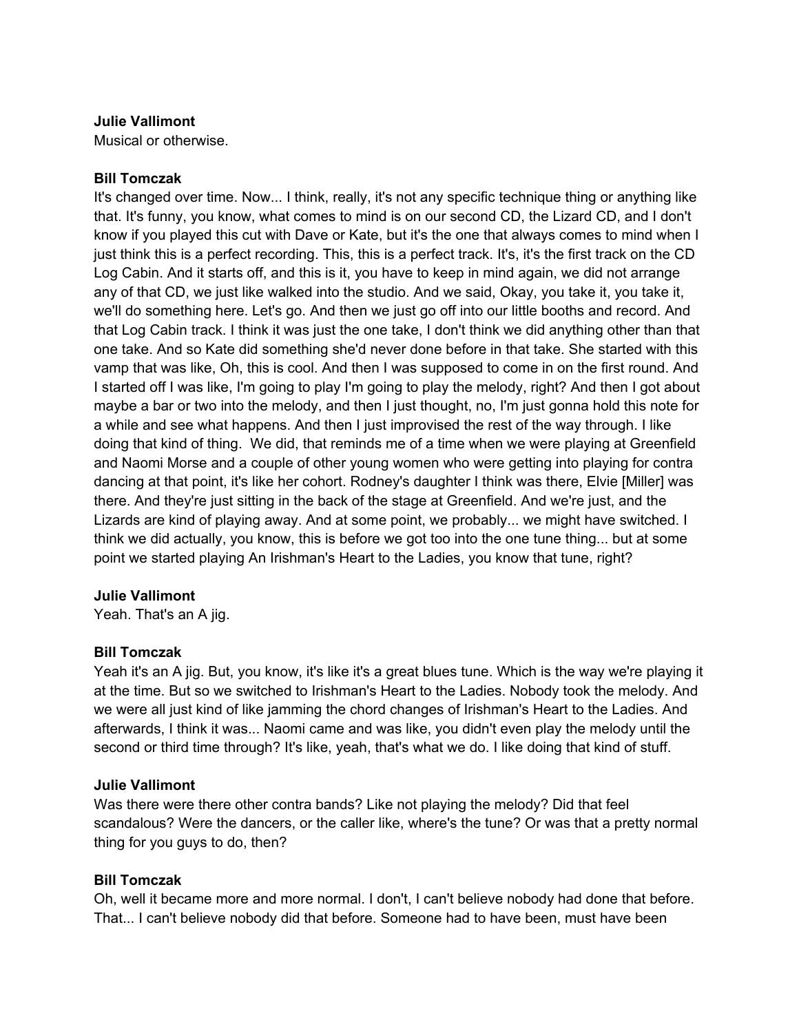**Julie Vallimont**
Musical or otherwise.

**Bill Tomczak**
It's changed over time. Now... I think, really, it's not any specific technique thing or anything like that. It's funny, you know, what comes to mind is on our second CD, the Lizard CD, and I don't know if you played this cut with Dave or Kate, but it's the one that always comes to mind when I just think this is a perfect recording. This, this is a perfect track. It's, it's the first track on the CD Log Cabin. And it starts off, and this is it, you have to keep in mind again, we did not arrange any of that CD, we just like walked into the studio. And we said, Okay, you take it, you take it, we'll do something here. Let's go. And then we just go off into our little booths and record. And that Log Cabin track. I think it was just the one take, I don't think we did anything other than that one take. And so Kate did something she'd never done before in that take. She started with this vamp that was like, Oh, this is cool. And then I was supposed to come in on the first round. And I started off I was like, I'm going to play I'm going to play the melody, right? And then I got about maybe a bar or two into the melody, and then I just thought, no, I'm just gonna hold this note for a while and see what happens. And then I just improvised the rest of the way through. I like doing that kind of thing. We did, that reminds me of a time when we were playing at Greenfield and Naomi Morse and a couple of other young women who were getting into playing for contra dancing at that point, it's like her cohort. Rodney's daughter I think was there, Elvie [Miller] was there. And they're just sitting in the back of the stage at Greenfield. And we're just, and the Lizards are kind of playing away. And at some point, we probably... we might have switched. I think we did actually, you know, this is before we got too into the one tune thing... but at some point we started playing An Irishman's Heart to the Ladies, you know that tune, right?

**Julie Vallimont**
Yeah. That's an A jig.

**Bill Tomczak**
Yeah it's an A jig. But, you know, it's like it's a great blues tune. Which is the way we're playing it at the time. But so we switched to Irishman's Heart to the Ladies. Nobody took the melody. And we were all just kind of like jamming the chord changes of Irishman's Heart to the Ladies. And afterwards, I think it was... Naomi came and was like, you didn't even play the melody until the second or third time through? It's like, yeah, that's what we do. I like doing that kind of stuff.

**Julie Vallimont**
Was there were there other contra bands? Like not playing the melody? Did that feel scandalous? Were the dancers, or the caller like, where's the tune? Or was that a pretty normal thing for you guys to do, then?

**Bill Tomczak**
Oh, well it became more and more normal. I don't, I can't believe nobody had done that before. That... I can't believe nobody did that before. Someone had to have been, must have been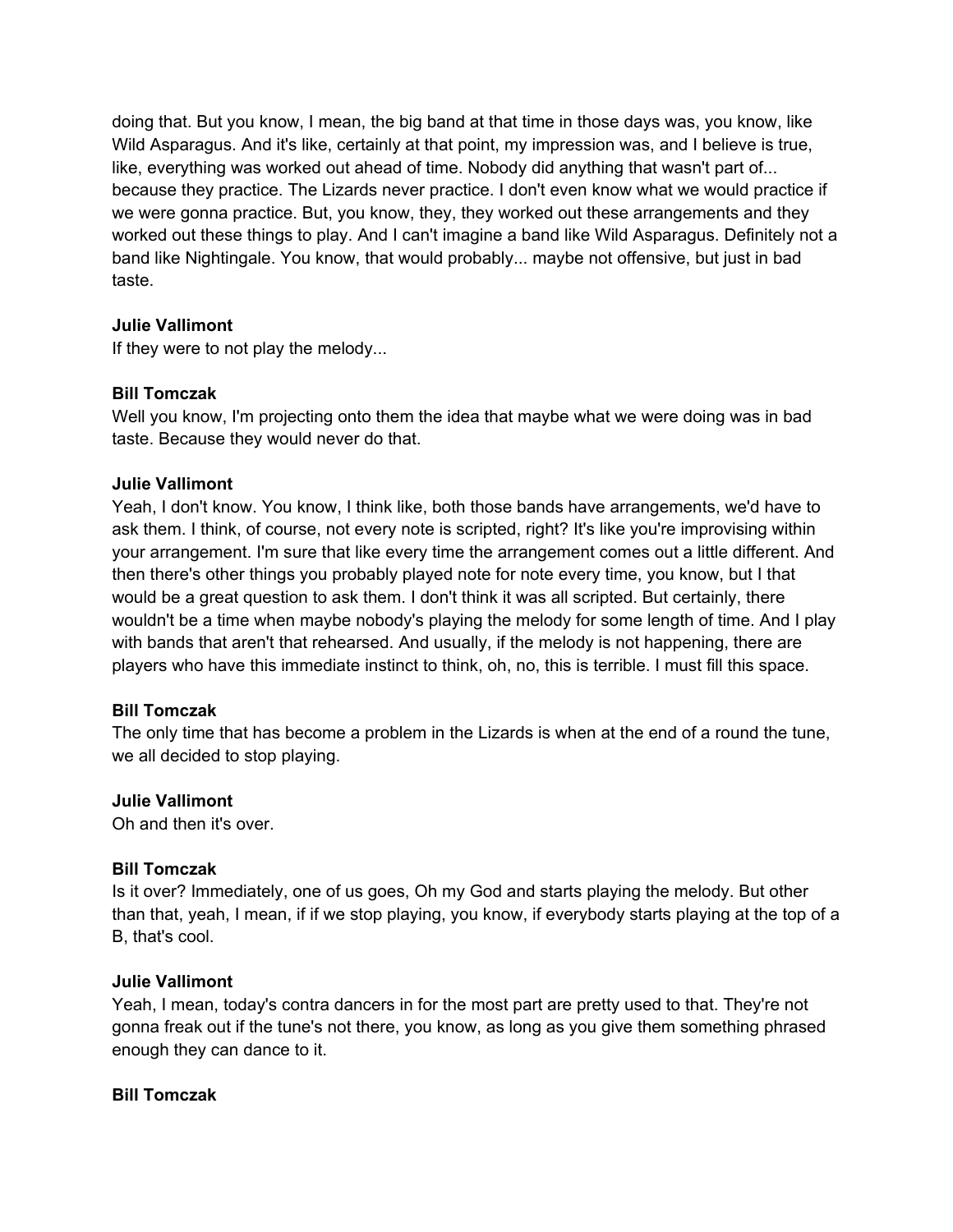doing that. But you know, I mean, the big band at that time in those days was, you know, like Wild Asparagus. And it's like, certainly at that point, my impression was, and I believe is true, like, everything was worked out ahead of time. Nobody did anything that wasn't part of... because they practice. The Lizards never practice. I don't even know what we would practice if we were gonna practice. But, you know, they, they worked out these arrangements and they worked out these things to play. And I can't imagine a band like Wild Asparagus. Definitely not a band like Nightingale. You know, that would probably... maybe not offensive, but just in bad taste.

**Julie Vallimont**
If they were to not play the melody...

**Bill Tomczak**
Well you know, I'm projecting onto them the idea that maybe what we were doing was in bad taste. Because they would never do that.

**Julie Vallimont**
Yeah, I don't know. You know, I think like, both those bands have arrangements, we'd have to ask them. I think, of course, not every note is scripted, right? It's like you're improvising within your arrangement. I'm sure that like every time the arrangement comes out a little different. And then there's other things you probably played note for note every time, you know, but I that would be a great question to ask them. I don't think it was all scripted. But certainly, there wouldn't be a time when maybe nobody's playing the melody for some length of time. And I play with bands that aren't that rehearsed. And usually, if the melody is not happening, there are players who have this immediate instinct to think, oh, no, this is terrible. I must fill this space.

**Bill Tomczak**
The only time that has become a problem in the Lizards is when at the end of a round the tune, we all decided to stop playing.

**Julie Vallimont**
Oh and then it's over.

**Bill Tomczak**
Is it over? Immediately, one of us goes, Oh my God and starts playing the melody. But other than that, yeah, I mean, if if we stop playing, you know, if everybody starts playing at the top of a B, that's cool.

**Julie Vallimont**
Yeah, I mean, today's contra dancers in for the most part are pretty used to that. They're not gonna freak out if the tune's not there, you know, as long as you give them something phrased enough they can dance to it.

**Bill Tomczak**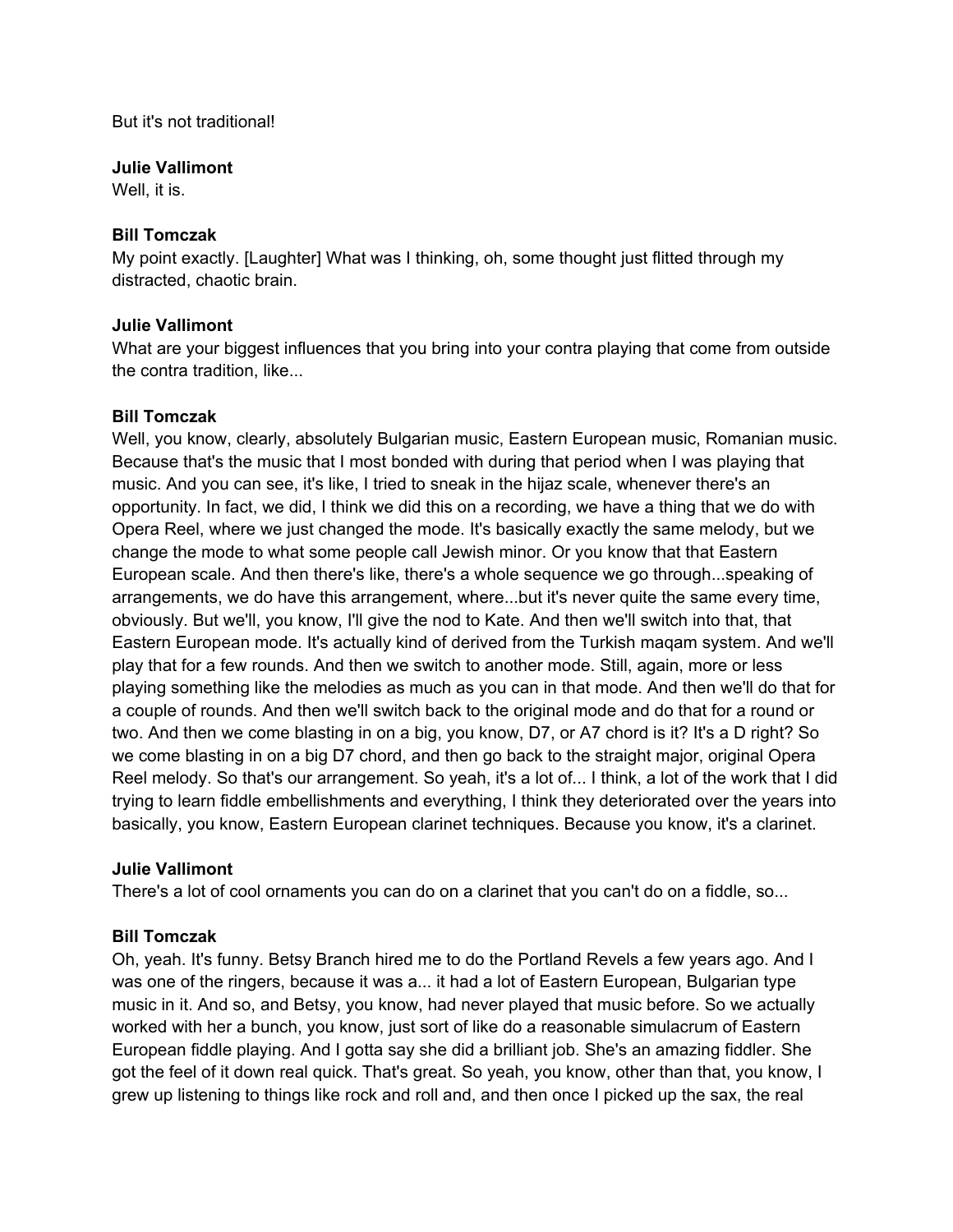But it's not traditional!

**Julie Vallimont**
Well, it is.

**Bill Tomczak**
My point exactly. [Laughter] What was I thinking, oh, some thought just flitted through my distracted, chaotic brain.

**Julie Vallimont**
What are your biggest influences that you bring into your contra playing that come from outside the contra tradition, like...

**Bill Tomczak**
Well, you know, clearly, absolutely Bulgarian music, Eastern European music, Romanian music. Because that's the music that I most bonded with during that period when I was playing that music. And you can see, it's like, I tried to sneak in the hijaz scale, whenever there's an opportunity. In fact, we did, I think we did this on a recording, we have a thing that we do with Opera Reel, where we just changed the mode. It's basically exactly the same melody, but we change the mode to what some people call Jewish minor. Or you know that that Eastern European scale. And then there's like, there's a whole sequence we go through...speaking of arrangements, we do have this arrangement, where...but it's never quite the same every time, obviously. But we'll, you know, I'll give the nod to Kate. And then we'll switch into that, that Eastern European mode. It's actually kind of derived from the Turkish maqam system. And we'll play that for a few rounds. And then we switch to another mode. Still, again, more or less playing something like the melodies as much as you can in that mode. And then we'll do that for a couple of rounds. And then we'll switch back to the original mode and do that for a round or two. And then we come blasting in on a big, you know, D7, or A7 chord is it? It's a D right? So we come blasting in on a big D7 chord, and then go back to the straight major, original Opera Reel melody. So that's our arrangement. So yeah, it's a lot of... I think, a lot of the work that I did trying to learn fiddle embellishments and everything, I think they deteriorated over the years into basically, you know, Eastern European clarinet techniques. Because you know, it's a clarinet.

**Julie Vallimont**
There's a lot of cool ornaments you can do on a clarinet that you can't do on a fiddle, so...

**Bill Tomczak**
Oh, yeah. It's funny. Betsy Branch hired me to do the Portland Revels a few years ago. And I was one of the ringers, because it was a... it had a lot of Eastern European, Bulgarian type music in it. And so, and Betsy, you know, had never played that music before. So we actually worked with her a bunch, you know, just sort of like do a reasonable simulacrum of Eastern European fiddle playing. And I gotta say she did a brilliant job. She's an amazing fiddler. She got the feel of it down real quick. That's great. So yeah, you know, other than that, you know, I grew up listening to things like rock and roll and, and then once I picked up the sax, the real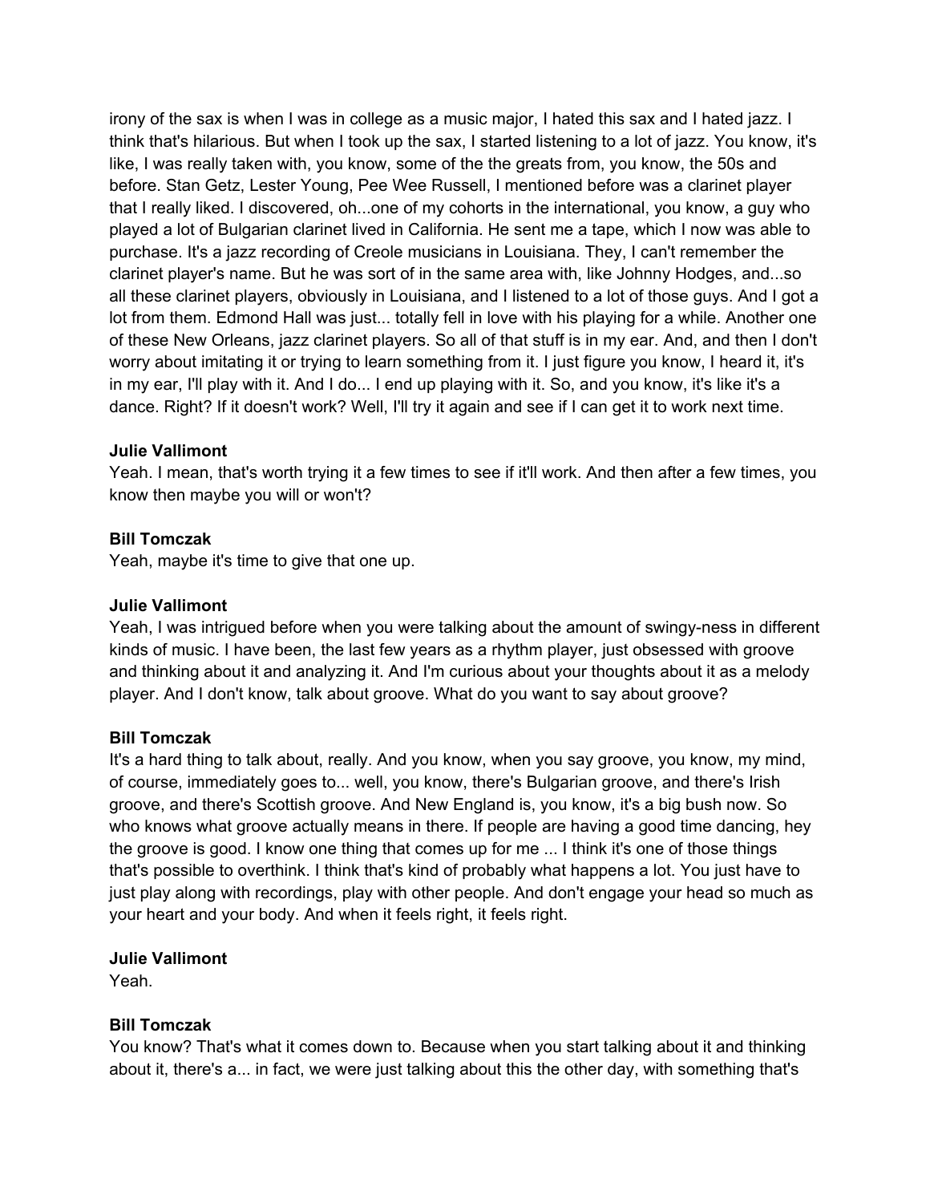irony of the sax is when I was in college as a music major, I hated this sax and I hated jazz. I think that's hilarious. But when I took up the sax, I started listening to a lot of jazz. You know, it's like, I was really taken with, you know, some of the the greats from, you know, the 50s and before. Stan Getz, Lester Young, Pee Wee Russell, I mentioned before was a clarinet player that I really liked. I discovered, oh...one of my cohorts in the international, you know, a guy who played a lot of Bulgarian clarinet lived in California. He sent me a tape, which I now was able to purchase. It's a jazz recording of Creole musicians in Louisiana. They, I can't remember the clarinet player's name. But he was sort of in the same area with, like Johnny Hodges, and...so all these clarinet players, obviously in Louisiana, and I listened to a lot of those guys. And I got a lot from them. Edmond Hall was just... totally fell in love with his playing for a while. Another one of these New Orleans, jazz clarinet players. So all of that stuff is in my ear. And, and then I don't worry about imitating it or trying to learn something from it. I just figure you know, I heard it, it's in my ear, I'll play with it. And I do... I end up playing with it. So, and you know, it's like it's a dance. Right? If it doesn't work? Well, I'll try it again and see if I can get it to work next time.

**Julie Vallimont**
Yeah. I mean, that's worth trying it a few times to see if it'll work. And then after a few times, you know then maybe you will or won't?

**Bill Tomczak**
Yeah, maybe it's time to give that one up.

**Julie Vallimont**
Yeah, I was intrigued before when you were talking about the amount of swingy-ness in different kinds of music. I have been, the last few years as a rhythm player, just obsessed with groove and thinking about it and analyzing it. And I'm curious about your thoughts about it as a melody player. And I don't know, talk about groove. What do you want to say about groove?

**Bill Tomczak**
It's a hard thing to talk about, really. And you know, when you say groove, you know, my mind, of course, immediately goes to... well, you know, there's Bulgarian groove, and there's Irish groove, and there's Scottish groove. And New England is, you know, it's a big bush now. So who knows what groove actually means in there. If people are having a good time dancing, hey the groove is good. I know one thing that comes up for me ... I think it's one of those things that's possible to overthink. I think that's kind of probably what happens a lot. You just have to just play along with recordings, play with other people. And don't engage your head so much as your heart and your body. And when it feels right, it feels right.

**Julie Vallimont**
Yeah.

**Bill Tomczak**
You know? That's what it comes down to. Because when you start talking about it and thinking about it, there's a... in fact, we were just talking about this the other day, with something that's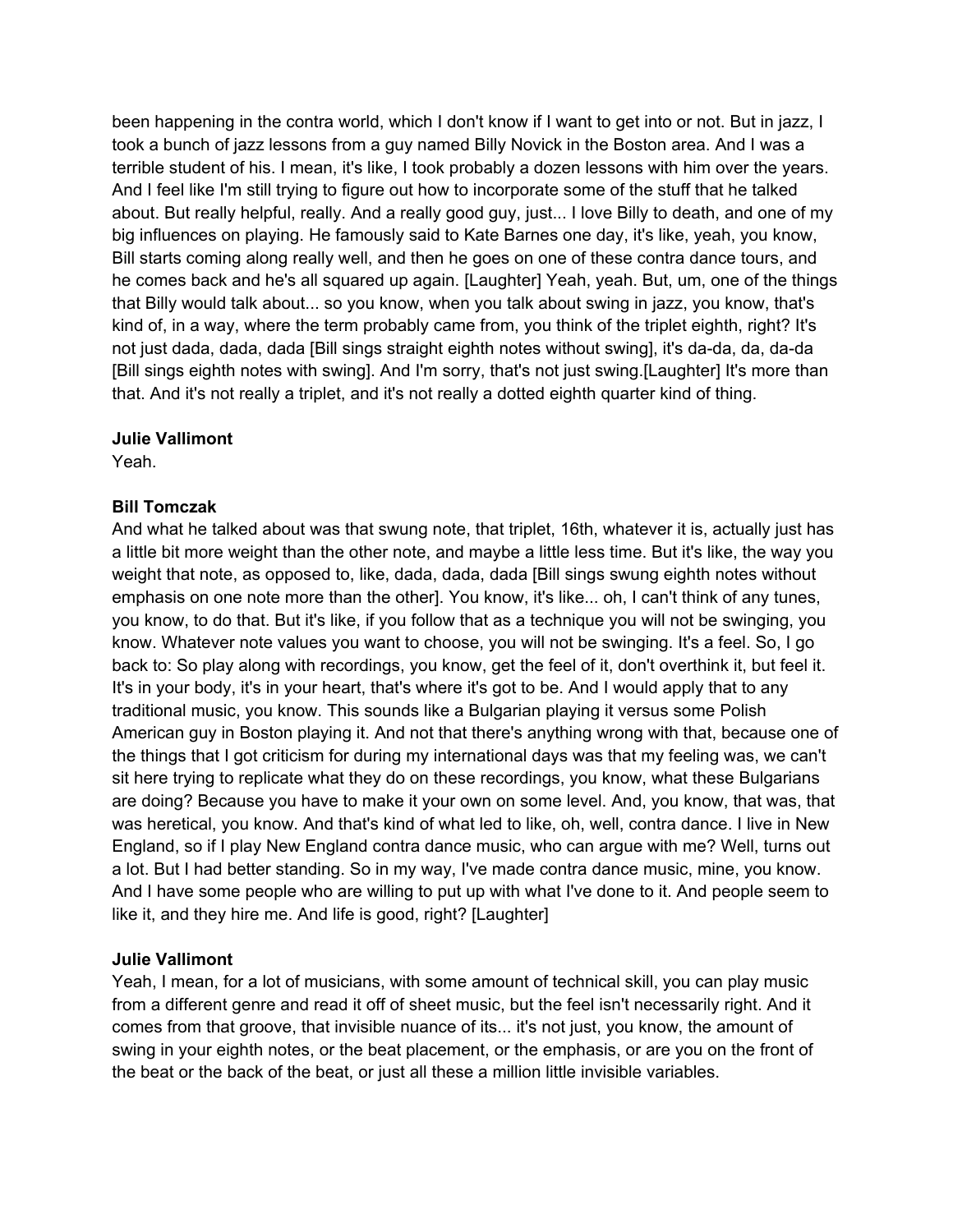been happening in the contra world, which I don't know if I want to get into or not. But in jazz, I took a bunch of jazz lessons from a guy named Billy Novick in the Boston area. And I was a terrible student of his. I mean, it's like, I took probably a dozen lessons with him over the years. And I feel like I'm still trying to figure out how to incorporate some of the stuff that he talked about. But really helpful, really. And a really good guy, just... I love Billy to death, and one of my big influences on playing. He famously said to Kate Barnes one day, it's like, yeah, you know, Bill starts coming along really well, and then he goes on one of these contra dance tours, and he comes back and he's all squared up again. [Laughter] Yeah, yeah. But, um, one of the things that Billy would talk about... so you know, when you talk about swing in jazz, you know, that's kind of, in a way, where the term probably came from, you think of the triplet eighth, right? It's not just dada, dada, dada [Bill sings straight eighth notes without swing], it's da-da, da, da-da [Bill sings eighth notes with swing]. And I'm sorry, that's not just swing.[Laughter] It's more than that. And it's not really a triplet, and it's not really a dotted eighth quarter kind of thing.

**Julie Vallimont**
Yeah.

**Bill Tomczak**
And what he talked about was that swung note, that triplet, 16th, whatever it is, actually just has a little bit more weight than the other note, and maybe a little less time. But it's like, the way you weight that note, as opposed to, like, dada, dada, dada [Bill sings swung eighth notes without emphasis on one note more than the other]. You know, it's like... oh, I can't think of any tunes, you know, to do that. But it's like, if you follow that as a technique you will not be swinging, you know. Whatever note values you want to choose, you will not be swinging. It's a feel. So, I go back to: So play along with recordings, you know, get the feel of it, don't overthink it, but feel it. It's in your body, it's in your heart, that's where it's got to be. And I would apply that to any traditional music, you know. This sounds like a Bulgarian playing it versus some Polish American guy in Boston playing it. And not that there's anything wrong with that, because one of the things that I got criticism for during my international days was that my feeling was, we can't sit here trying to replicate what they do on these recordings, you know, what these Bulgarians are doing? Because you have to make it your own on some level. And, you know, that was, that was heretical, you know. And that's kind of what led to like, oh, well, contra dance. I live in New England, so if I play New England contra dance music, who can argue with me? Well, turns out a lot. But I had better standing. So in my way, I've made contra dance music, mine, you know. And I have some people who are willing to put up with what I've done to it. And people seem to like it, and they hire me. And life is good, right? [Laughter]

**Julie Vallimont**
Yeah, I mean, for a lot of musicians, with some amount of technical skill, you can play music from a different genre and read it off of sheet music, but the feel isn't necessarily right. And it comes from that groove, that invisible nuance of its... it's not just, you know, the amount of swing in your eighth notes, or the beat placement, or the emphasis, or are you on the front of the beat or the back of the beat, or just all these a million little invisible variables.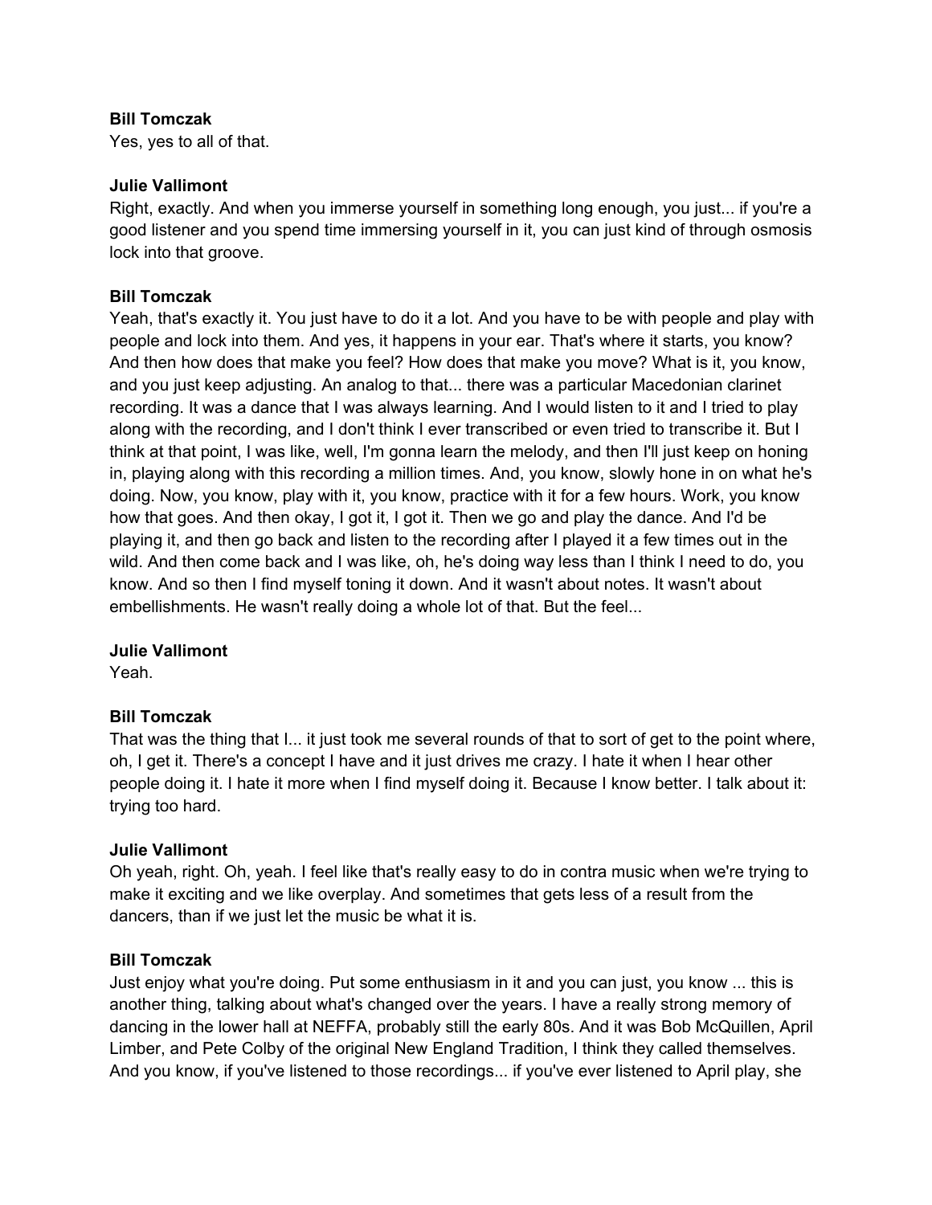**Bill Tomczak**
Yes, yes to all of that.

**Julie Vallimont**
Right, exactly. And when you immerse yourself in something long enough, you just... if you're a good listener and you spend time immersing yourself in it, you can just kind of through osmosis lock into that groove.

**Bill Tomczak**
Yeah, that's exactly it. You just have to do it a lot. And you have to be with people and play with people and lock into them. And yes, it happens in your ear. That's where it starts, you know? And then how does that make you feel? How does that make you move? What is it, you know, and you just keep adjusting. An analog to that... there was a particular Macedonian clarinet recording. It was a dance that I was always learning. And I would listen to it and I tried to play along with the recording, and I don't think I ever transcribed or even tried to transcribe it. But I think at that point, I was like, well, I'm gonna learn the melody, and then I'll just keep on honing in, playing along with this recording a million times. And, you know, slowly hone in on what he's doing. Now, you know, play with it, you know, practice with it for a few hours. Work, you know how that goes. And then okay, I got it, I got it. Then we go and play the dance. And I'd be playing it, and then go back and listen to the recording after I played it a few times out in the wild. And then come back and I was like, oh, he's doing way less than I think I need to do, you know. And so then I find myself toning it down. And it wasn't about notes. It wasn't about embellishments. He wasn't really doing a whole lot of that. But the feel...

**Julie Vallimont**
Yeah.

**Bill Tomczak**
That was the thing that I... it just took me several rounds of that to sort of get to the point where, oh, I get it. There's a concept I have and it just drives me crazy. I hate it when I hear other people doing it. I hate it more when I find myself doing it. Because I know better. I talk about it: trying too hard.

**Julie Vallimont**
Oh yeah, right. Oh, yeah. I feel like that's really easy to do in contra music when we're trying to make it exciting and we like overplay. And sometimes that gets less of a result from the dancers, than if we just let the music be what it is.

**Bill Tomczak**
Just enjoy what you're doing. Put some enthusiasm in it and you can just, you know ... this is another thing, talking about what's changed over the years. I have a really strong memory of dancing in the lower hall at NEFFA, probably still the early 80s. And it was Bob McQuillen, April Limber, and Pete Colby of the original New England Tradition, I think they called themselves. And you know, if you've listened to those recordings... if you've ever listened to April play, she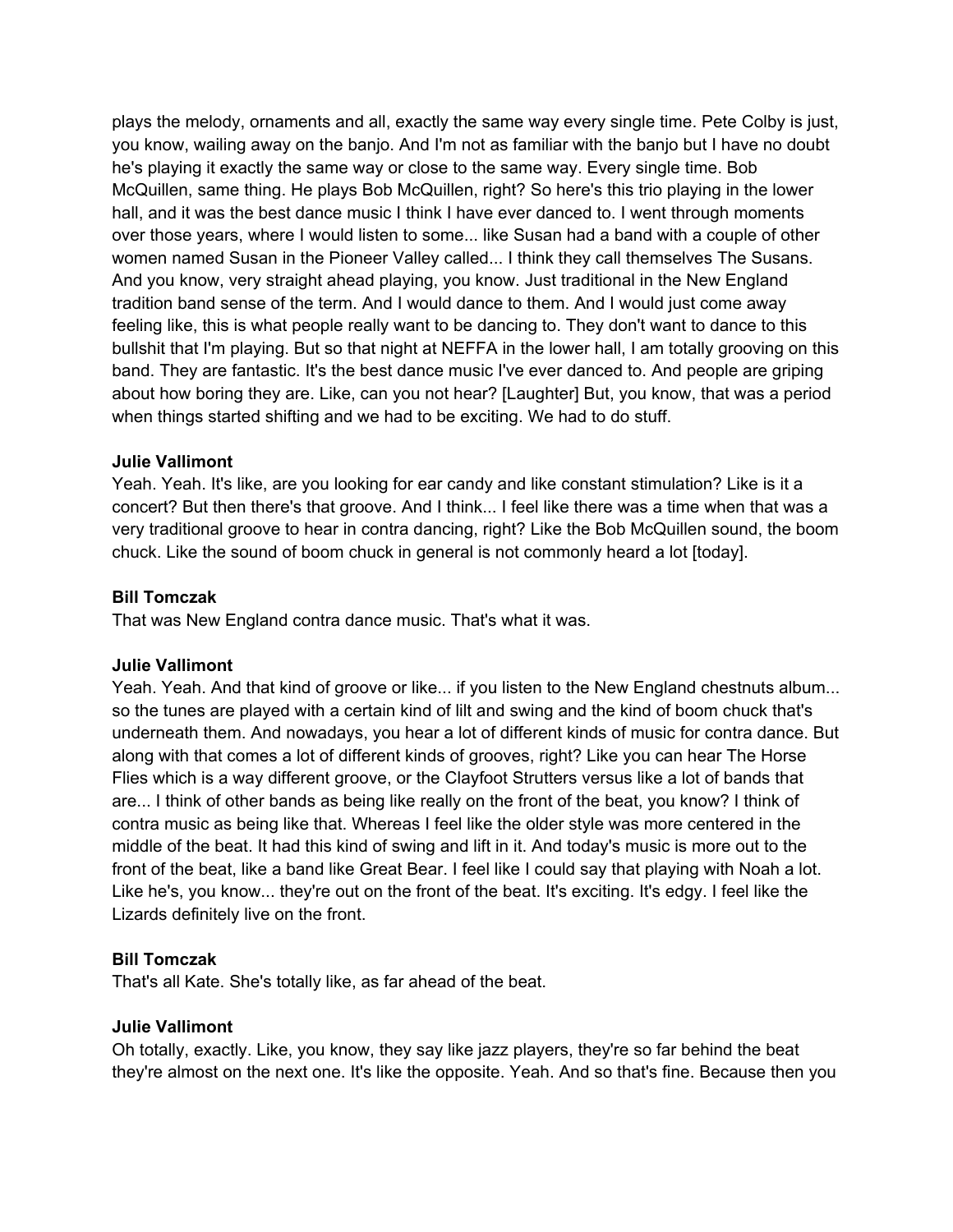plays the melody, ornaments and all, exactly the same way every single time. Pete Colby is just, you know, wailing away on the banjo. And I'm not as familiar with the banjo but I have no doubt he's playing it exactly the same way or close to the same way. Every single time. Bob McQuillen, same thing. He plays Bob McQuillen, right? So here's this trio playing in the lower hall, and it was the best dance music I think I have ever danced to. I went through moments over those years, where I would listen to some... like Susan had a band with a couple of other women named Susan in the Pioneer Valley called... I think they call themselves The Susans. And you know, very straight ahead playing, you know. Just traditional in the New England tradition band sense of the term. And I would dance to them. And I would just come away feeling like, this is what people really want to be dancing to. They don't want to dance to this bullshit that I'm playing. But so that night at NEFFA in the lower hall, I am totally grooving on this band. They are fantastic. It's the best dance music I've ever danced to. And people are griping about how boring they are. Like, can you not hear? [Laughter] But, you know, that was a period when things started shifting and we had to be exciting. We had to do stuff.

**Julie Vallimont**
Yeah. Yeah. It's like, are you looking for ear candy and like constant stimulation? Like is it a concert? But then there's that groove. And I think... I feel like there was a time when that was a very traditional groove to hear in contra dancing, right? Like the Bob McQuillen sound, the boom chuck. Like the sound of boom chuck in general is not commonly heard a lot [today].

**Bill Tomczak**
That was New England contra dance music. That's what it was.

**Julie Vallimont**
Yeah. Yeah. And that kind of groove or like... if you listen to the New England chestnuts album... so the tunes are played with a certain kind of lilt and swing and the kind of boom chuck that's underneath them. And nowadays, you hear a lot of different kinds of music for contra dance. But along with that comes a lot of different kinds of grooves, right? Like you can hear The Horse Flies which is a way different groove, or the Clayfoot Strutters versus like a lot of bands that are... I think of other bands as being like really on the front of the beat, you know? I think of contra music as being like that. Whereas I feel like the older style was more centered in the middle of the beat. It had this kind of swing and lift in it. And today's music is more out to the front of the beat, like a band like Great Bear. I feel like I could say that playing with Noah a lot. Like he's, you know... they're out on the front of the beat. It's exciting. It's edgy. I feel like the Lizards definitely live on the front.

**Bill Tomczak**
That's all Kate. She's totally like, as far ahead of the beat.

**Julie Vallimont**
Oh totally, exactly. Like, you know, they say like jazz players, they're so far behind the beat they're almost on the next one. It's like the opposite. Yeah. And so that's fine. Because then you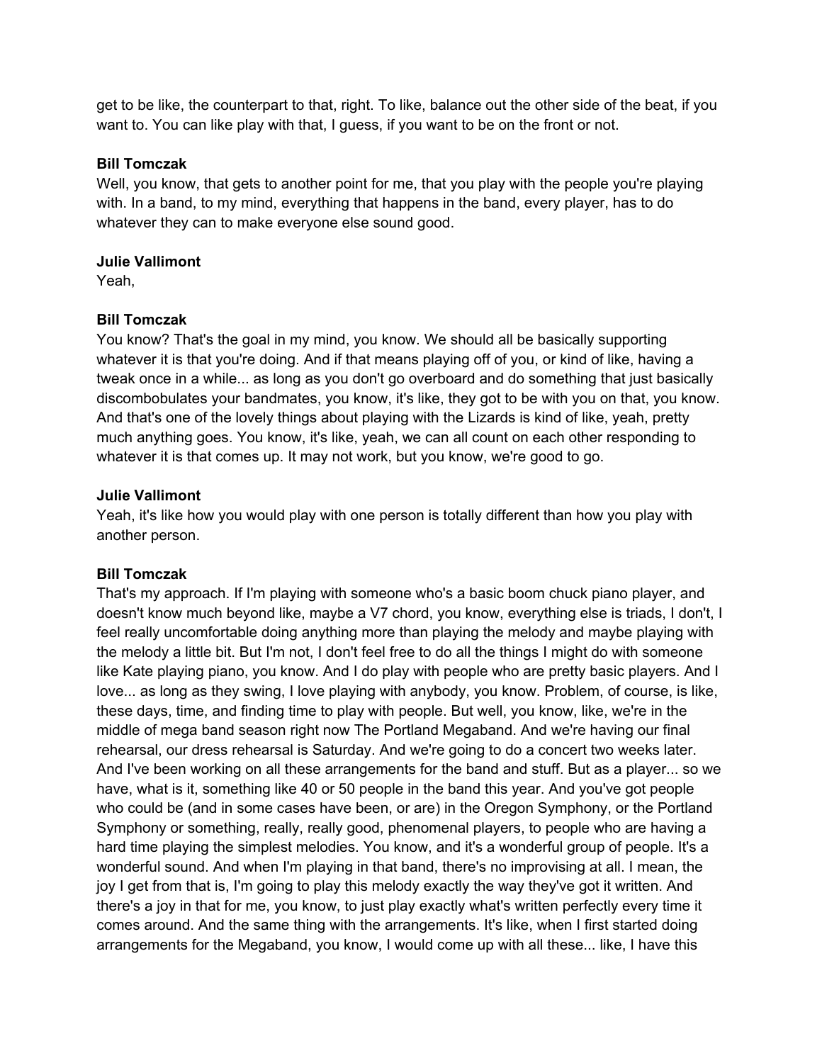get to be like, the counterpart to that, right. To like, balance out the other side of the beat, if you want to. You can like play with that, I guess, if you want to be on the front or not.

**Bill Tomczak**
Well, you know, that gets to another point for me, that you play with the people you're playing with. In a band, to my mind, everything that happens in the band, every player, has to do whatever they can to make everyone else sound good.

**Julie Vallimont**
Yeah,

**Bill Tomczak**
You know? That's the goal in my mind, you know. We should all be basically supporting whatever it is that you're doing. And if that means playing off of you, or kind of like, having a tweak once in a while... as long as you don't go overboard and do something that just basically discombobulates your bandmates, you know, it's like, they got to be with you on that, you know. And that's one of the lovely things about playing with the Lizards is kind of like, yeah, pretty much anything goes. You know, it's like, yeah, we can all count on each other responding to whatever it is that comes up. It may not work, but you know, we're good to go.

**Julie Vallimont**
Yeah, it's like how you would play with one person is totally different than how you play with another person.

**Bill Tomczak**
That's my approach. If I'm playing with someone who's a basic boom chuck piano player, and doesn't know much beyond like, maybe a V7 chord, you know, everything else is triads, I don't, I feel really uncomfortable doing anything more than playing the melody and maybe playing with the melody a little bit. But I'm not, I don't feel free to do all the things I might do with someone like Kate playing piano, you know. And I do play with people who are pretty basic players. And I love... as long as they swing, I love playing with anybody, you know. Problem, of course, is like, these days, time, and finding time to play with people. But well, you know, like, we're in the middle of mega band season right now The Portland Megaband. And we're having our final rehearsal, our dress rehearsal is Saturday. And we're going to do a concert two weeks later. And I've been working on all these arrangements for the band and stuff. But as a player... so we have, what is it, something like 40 or 50 people in the band this year. And you've got people who could be (and in some cases have been, or are) in the Oregon Symphony, or the Portland Symphony or something, really, really good, phenomenal players, to people who are having a hard time playing the simplest melodies. You know, and it's a wonderful group of people. It's a wonderful sound. And when I'm playing in that band, there's no improvising at all. I mean, the joy I get from that is, I'm going to play this melody exactly the way they've got it written. And there's a joy in that for me, you know, to just play exactly what's written perfectly every time it comes around. And the same thing with the arrangements. It's like, when I first started doing arrangements for the Megaband, you know, I would come up with all these... like, I have this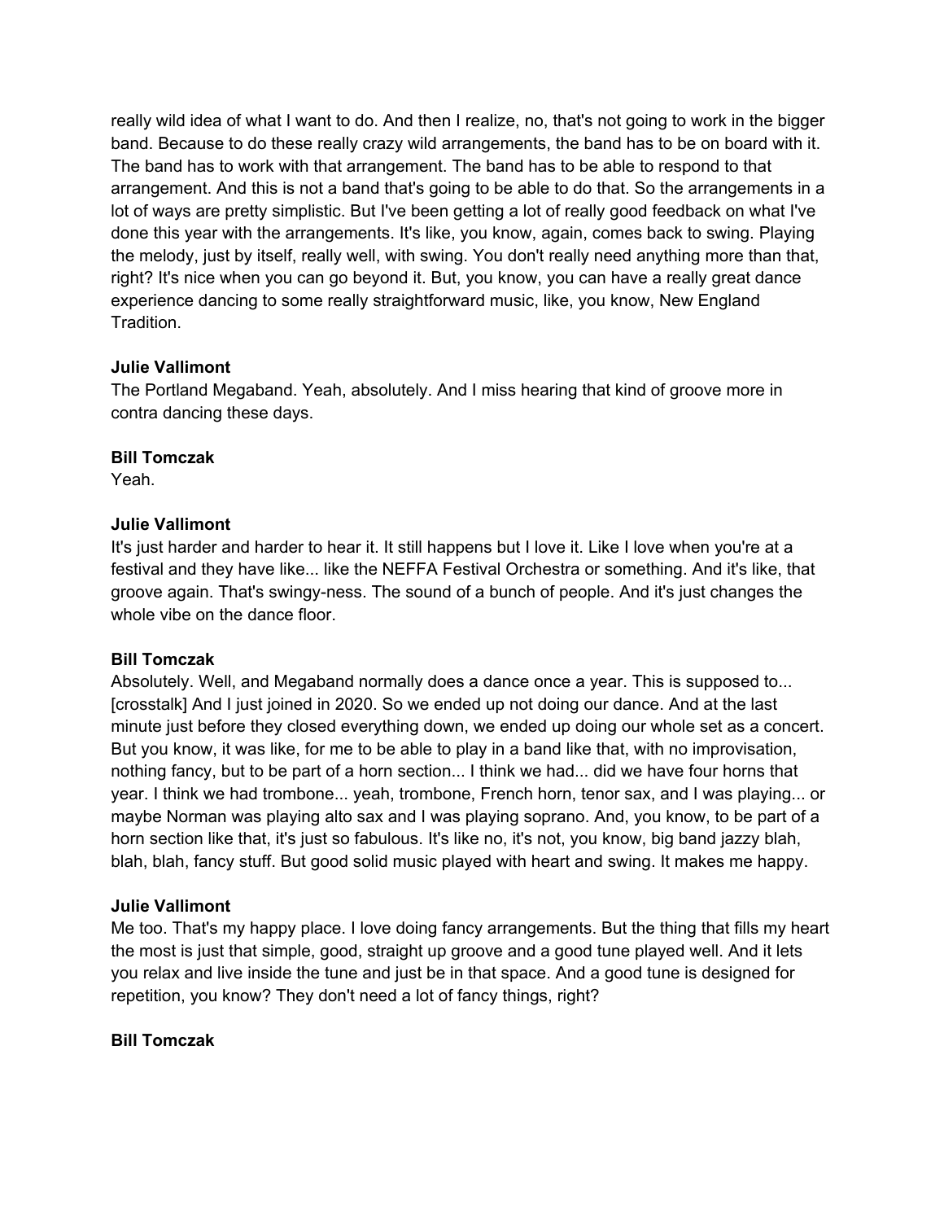really wild idea of what I want to do. And then I realize, no, that's not going to work in the bigger band. Because to do these really crazy wild arrangements, the band has to be on board with it. The band has to work with that arrangement. The band has to be able to respond to that arrangement. And this is not a band that's going to be able to do that. So the arrangements in a lot of ways are pretty simplistic. But I've been getting a lot of really good feedback on what I've done this year with the arrangements. It's like, you know, again, comes back to swing. Playing the melody, just by itself, really well, with swing. You don't really need anything more than that, right? It's nice when you can go beyond it. But, you know, you can have a really great dance experience dancing to some really straightforward music, like, you know, New England Tradition.

**Julie Vallimont**
The Portland Megaband. Yeah, absolutely. And I miss hearing that kind of groove more in contra dancing these days.

**Bill Tomczak**
Yeah.

**Julie Vallimont**
It's just harder and harder to hear it. It still happens but I love it. Like I love when you're at a festival and they have like... like the NEFFA Festival Orchestra or something. And it's like, that groove again. That's swingy-ness. The sound of a bunch of people. And it's just changes the whole vibe on the dance floor.

**Bill Tomczak**
Absolutely. Well, and Megaband normally does a dance once a year. This is supposed to... [crosstalk] And I just joined in 2020. So we ended up not doing our dance. And at the last minute just before they closed everything down, we ended up doing our whole set as a concert. But you know, it was like, for me to be able to play in a band like that, with no improvisation, nothing fancy, but to be part of a horn section... I think we had... did we have four horns that year. I think we had trombone... yeah, trombone, French horn, tenor sax, and I was playing... or maybe Norman was playing alto sax and I was playing soprano. And, you know, to be part of a horn section like that, it's just so fabulous. It's like no, it's not, you know, big band jazzy blah, blah, blah, fancy stuff. But good solid music played with heart and swing. It makes me happy.

**Julie Vallimont**
Me too. That's my happy place. I love doing fancy arrangements. But the thing that fills my heart the most is just that simple, good, straight up groove and a good tune played well. And it lets you relax and live inside the tune and just be in that space. And a good tune is designed for repetition, you know? They don't need a lot of fancy things, right?

**Bill Tomczak**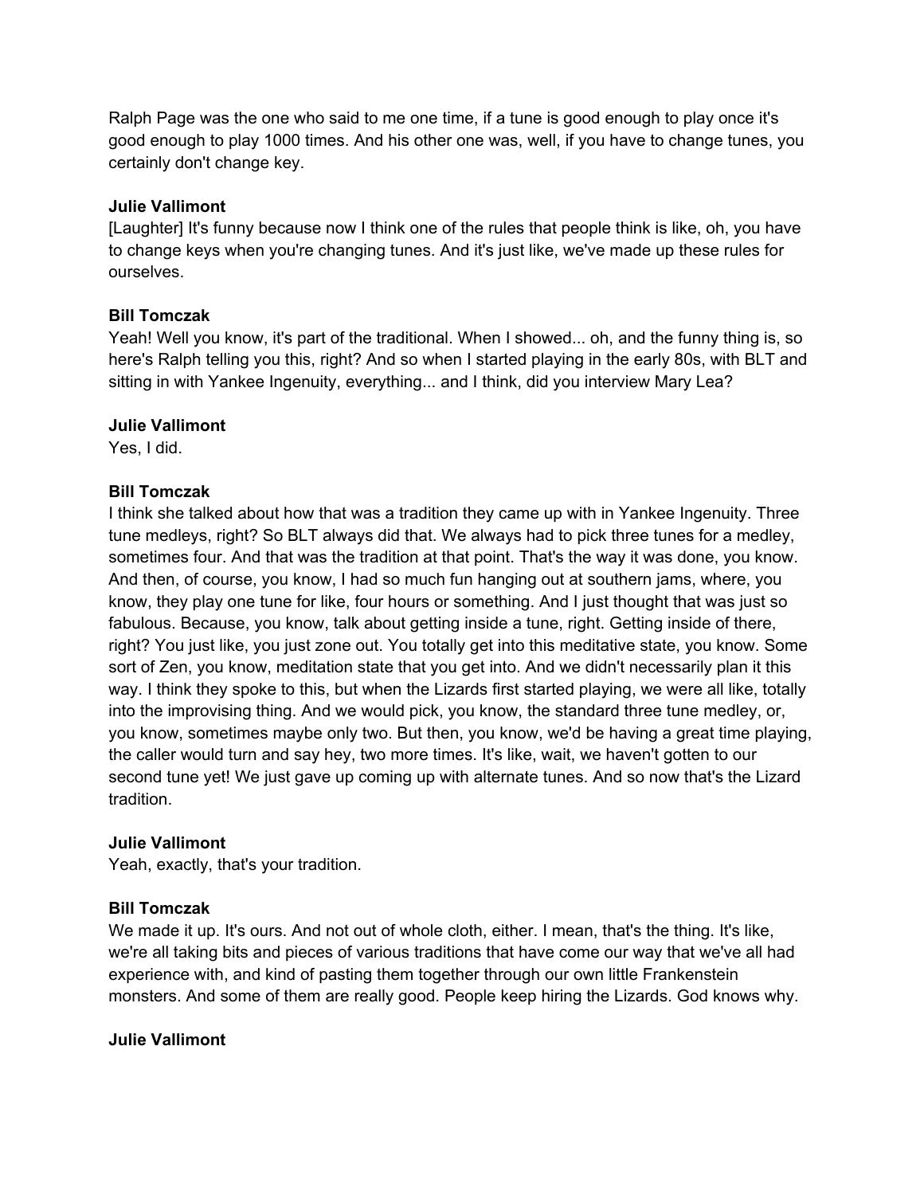Ralph Page was the one who said to me one time, if a tune is good enough to play once it's good enough to play 1000 times. And his other one was, well, if you have to change tunes, you certainly don't change key.

**Julie Vallimont**
[Laughter] It's funny because now I think one of the rules that people think is like, oh, you have to change keys when you're changing tunes. And it's just like, we've made up these rules for ourselves.

**Bill Tomczak**
Yeah! Well you know, it's part of the traditional. When I showed... oh, and the funny thing is, so here's Ralph telling you this, right? And so when I started playing in the early 80s, with BLT and sitting in with Yankee Ingenuity, everything... and I think, did you interview Mary Lea?

**Julie Vallimont**
Yes, I did.

**Bill Tomczak**
I think she talked about how that was a tradition they came up with in Yankee Ingenuity. Three tune medleys, right? So BLT always did that. We always had to pick three tunes for a medley, sometimes four. And that was the tradition at that point. That's the way it was done, you know. And then, of course, you know, I had so much fun hanging out at southern jams, where, you know, they play one tune for like, four hours or something. And I just thought that was just so fabulous. Because, you know, talk about getting inside a tune, right. Getting inside of there, right? You just like, you just zone out. You totally get into this meditative state, you know. Some sort of Zen, you know, meditation state that you get into. And we didn't necessarily plan it this way. I think they spoke to this, but when the Lizards first started playing, we were all like, totally into the improvising thing. And we would pick, you know, the standard three tune medley, or, you know, sometimes maybe only two. But then, you know, we'd be having a great time playing, the caller would turn and say hey, two more times. It's like, wait, we haven't gotten to our second tune yet! We just gave up coming up with alternate tunes. And so now that's the Lizard tradition.

**Julie Vallimont**
Yeah, exactly, that's your tradition.

**Bill Tomczak**
We made it up. It's ours. And not out of whole cloth, either. I mean, that's the thing. It's like, we're all taking bits and pieces of various traditions that have come our way that we've all had experience with, and kind of pasting them together through our own little Frankenstein monsters. And some of them are really good. People keep hiring the Lizards. God knows why.

**Julie Vallimont**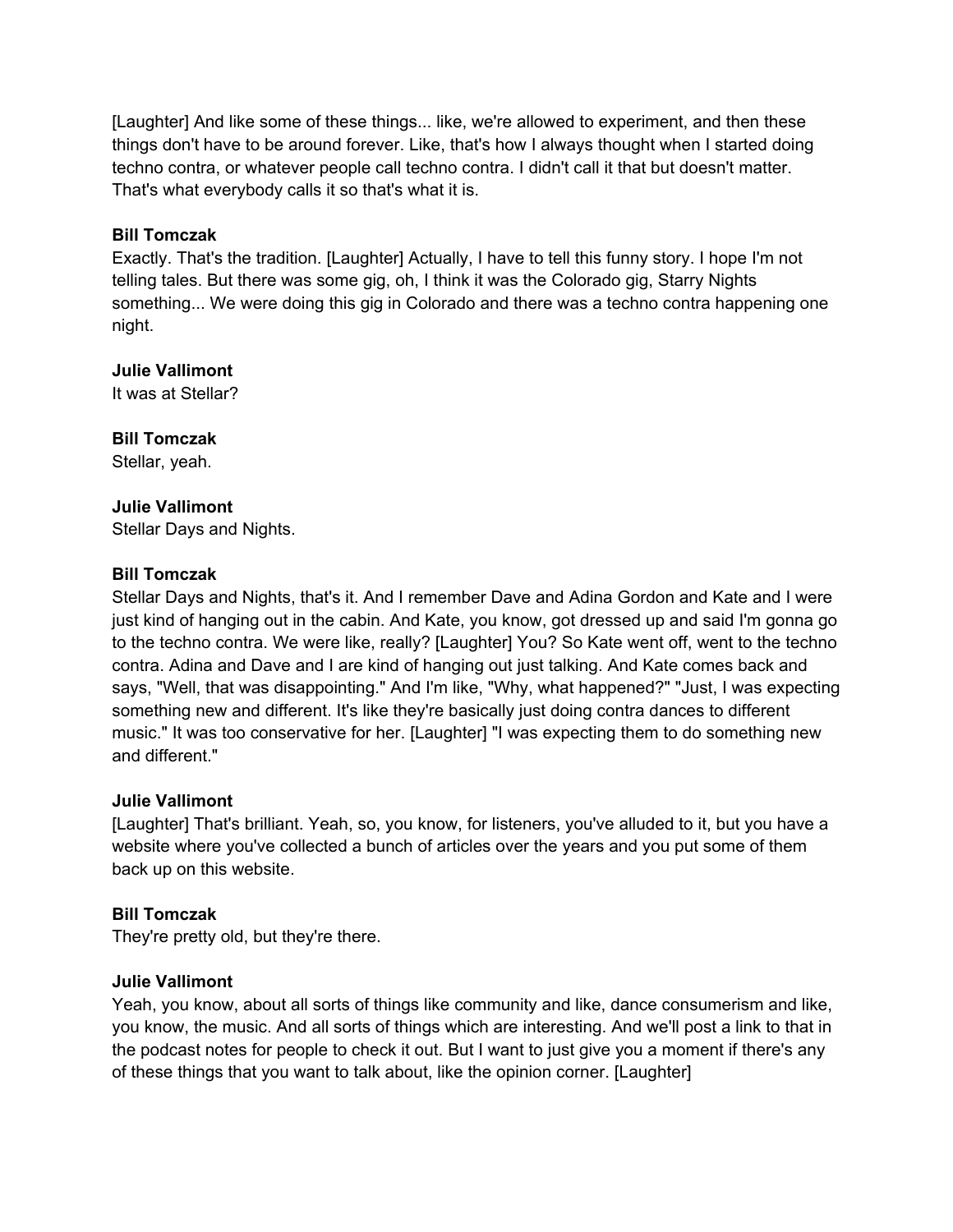[Laughter] And like some of these things... like, we're allowed to experiment, and then these things don't have to be around forever. Like, that's how I always thought when I started doing techno contra, or whatever people call techno contra. I didn't call it that but doesn't matter. That's what everybody calls it so that's what it is.

**Bill Tomczak**
Exactly. That's the tradition. [Laughter] Actually, I have to tell this funny story. I hope I'm not telling tales. But there was some gig, oh, I think it was the Colorado gig, Starry Nights something... We were doing this gig in Colorado and there was a techno contra happening one night.

**Julie Vallimont**
It was at Stellar?

**Bill Tomczak**
Stellar, yeah.

**Julie Vallimont**
Stellar Days and Nights.

**Bill Tomczak**
Stellar Days and Nights, that's it. And I remember Dave and Adina Gordon and Kate and I were just kind of hanging out in the cabin. And Kate, you know, got dressed up and said I'm gonna go to the techno contra. We were like, really? [Laughter] You? So Kate went off, went to the techno contra. Adina and Dave and I are kind of hanging out just talking. And Kate comes back and says, "Well, that was disappointing." And I'm like, "Why, what happened?" "Just, I was expecting something new and different. It's like they're basically just doing contra dances to different music." It was too conservative for her. [Laughter] "I was expecting them to do something new and different."

**Julie Vallimont**
[Laughter] That's brilliant. Yeah, so, you know, for listeners, you've alluded to it, but you have a website where you've collected a bunch of articles over the years and you put some of them back up on this website.

**Bill Tomczak**
They're pretty old, but they're there.

**Julie Vallimont**
Yeah, you know, about all sorts of things like community and like, dance consumerism and like, you know, the music. And all sorts of things which are interesting. And we'll post a link to that in the podcast notes for people to check it out. But I want to just give you a moment if there's any of these things that you want to talk about, like the opinion corner. [Laughter]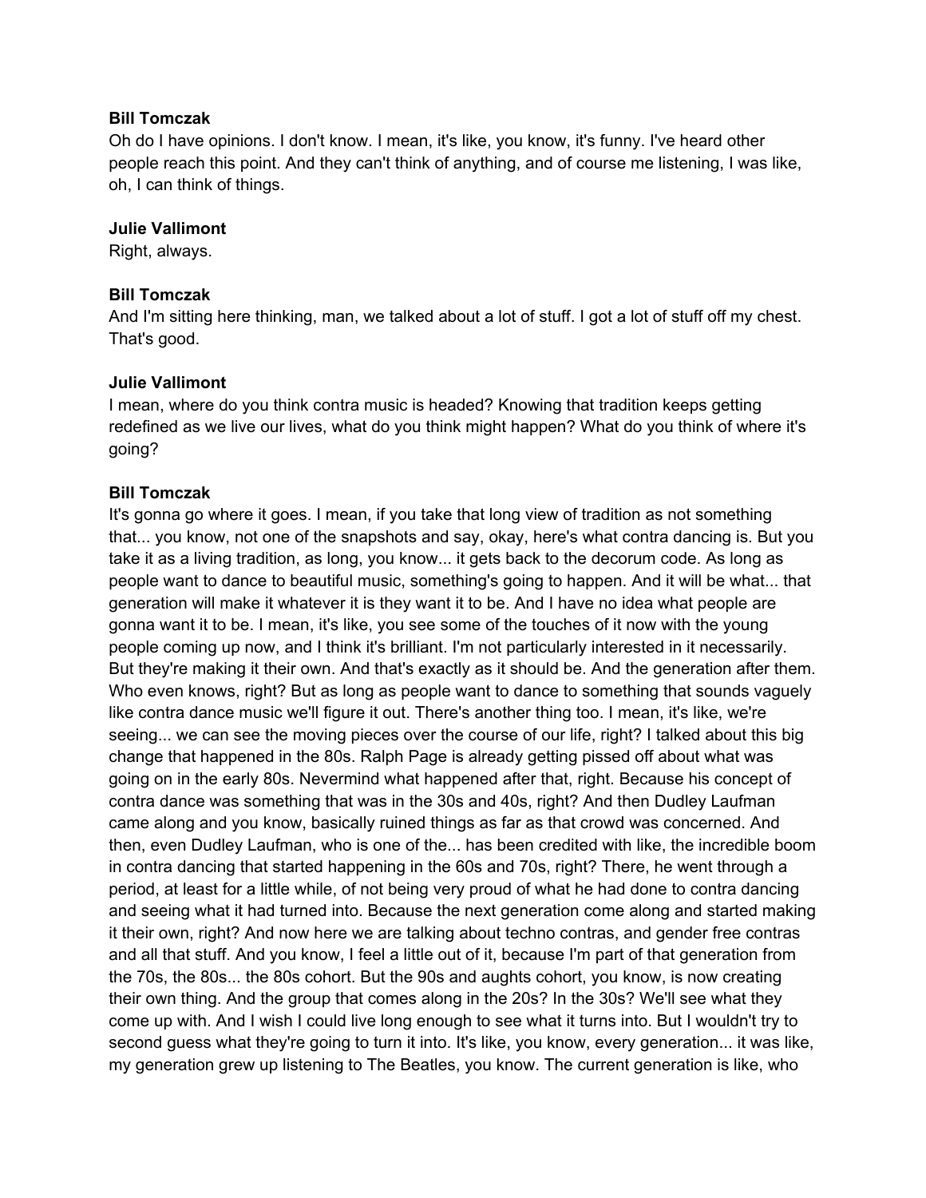**Bill Tomczak**
Oh do I have opinions. I don't know. I mean, it's like, you know, it's funny. I've heard other people reach this point. And they can't think of anything, and of course me listening, I was like, oh, I can think of things.

**Julie Vallimont**
Right, always.

**Bill Tomczak**
And I'm sitting here thinking, man, we talked about a lot of stuff. I got a lot of stuff off my chest. That's good.

**Julie Vallimont**
I mean, where do you think contra music is headed? Knowing that tradition keeps getting redefined as we live our lives, what do you think might happen? What do you think of where it's going?

**Bill Tomczak**
It's gonna go where it goes. I mean, if you take that long view of tradition as not something that... you know, not one of the snapshots and say, okay, here's what contra dancing is. But you take it as a living tradition, as long, you know... it gets back to the decorum code. As long as people want to dance to beautiful music, something's going to happen. And it will be what... that generation will make it whatever it is they want it to be. And I have no idea what people are gonna want it to be. I mean, it's like, you see some of the touches of it now with the young people coming up now, and I think it's brilliant. I'm not particularly interested in it necessarily. But they're making it their own. And that's exactly as it should be. And the generation after them. Who even knows, right? But as long as people want to dance to something that sounds vaguely like contra dance music we'll figure it out. There's another thing too. I mean, it's like, we're seeing... we can see the moving pieces over the course of our life, right? I talked about this big change that happened in the 80s. Ralph Page is already getting pissed off about what was going on in the early 80s. Nevermind what happened after that, right. Because his concept of contra dance was something that was in the 30s and 40s, right? And then Dudley Laufman came along and you know, basically ruined things as far as that crowd was concerned. And then, even Dudley Laufman, who is one of the... has been credited with like, the incredible boom in contra dancing that started happening in the 60s and 70s, right? There, he went through a period, at least for a little while, of not being very proud of what he had done to contra dancing and seeing what it had turned into. Because the next generation come along and started making it their own, right? And now here we are talking about techno contras, and gender free contras and all that stuff. And you know, I feel a little out of it, because I'm part of that generation from the 70s, the 80s... the 80s cohort. But the 90s and aughts cohort, you know, is now creating their own thing. And the group that comes along in the 20s? In the 30s? We'll see what they come up with. And I wish I could live long enough to see what it turns into. But I wouldn't try to second guess what they're going to turn it into. It's like, you know, every generation... it was like, my generation grew up listening to The Beatles, you know. The current generation is like, who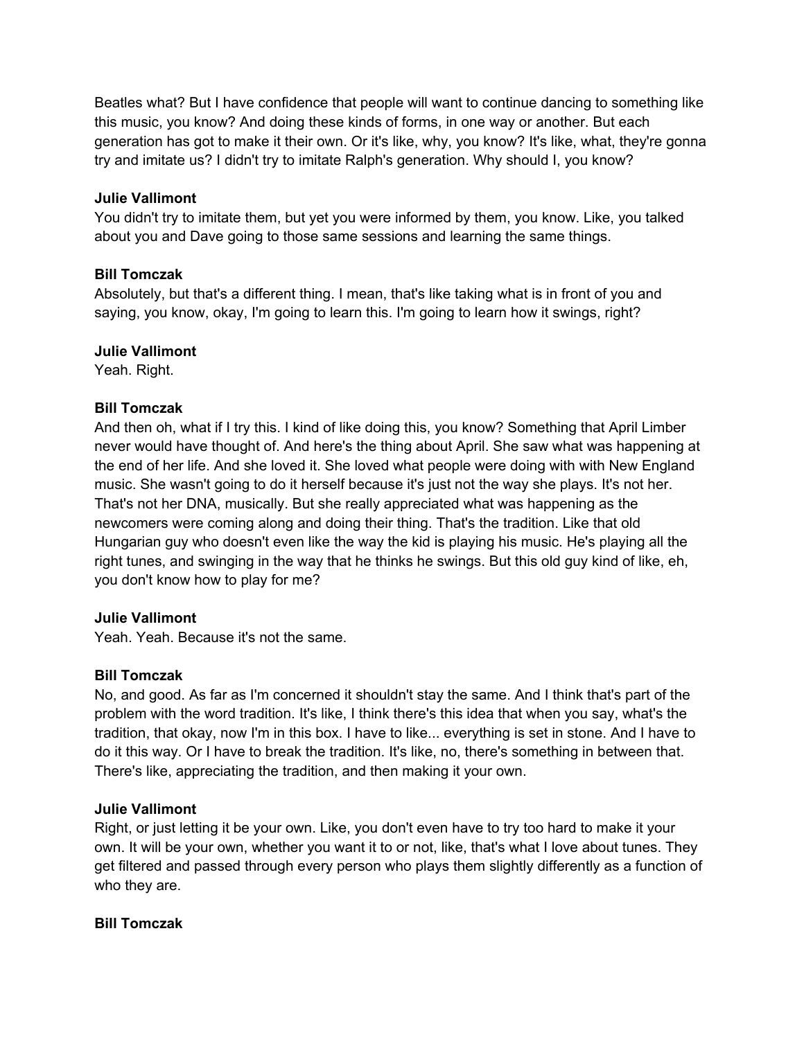Beatles what? But I have confidence that people will want to continue dancing to something like this music, you know? And doing these kinds of forms, in one way or another. But each generation has got to make it their own. Or it's like, why, you know? It's like, what, they're gonna try and imitate us? I didn't try to imitate Ralph's generation. Why should I, you know?

**Julie Vallimont**
You didn't try to imitate them, but yet you were informed by them, you know. Like, you talked about you and Dave going to those same sessions and learning the same things.

**Bill Tomczak**
Absolutely, but that's a different thing. I mean, that's like taking what is in front of you and saying, you know, okay, I'm going to learn this. I'm going to learn how it swings, right?

**Julie Vallimont**
Yeah. Right.

**Bill Tomczak**
And then oh, what if I try this. I kind of like doing this, you know? Something that April Limber never would have thought of. And here's the thing about April. She saw what was happening at the end of her life. And she loved it. She loved what people were doing with with New England music. She wasn't going to do it herself because it's just not the way she plays. It's not her. That's not her DNA, musically. But she really appreciated what was happening as the newcomers were coming along and doing their thing. That's the tradition. Like that old Hungarian guy who doesn't even like the way the kid is playing his music. He's playing all the right tunes, and swinging in the way that he thinks he swings. But this old guy kind of like, eh, you don't know how to play for me?

**Julie Vallimont**
Yeah. Yeah. Because it's not the same.

**Bill Tomczak**
No, and good. As far as I'm concerned it shouldn't stay the same. And I think that's part of the problem with the word tradition. It's like, I think there's this idea that when you say, what's the tradition, that okay, now I'm in this box. I have to like... everything is set in stone. And I have to do it this way. Or I have to break the tradition. It's like, no, there's something in between that. There's like, appreciating the tradition, and then making it your own.

**Julie Vallimont**
Right, or just letting it be your own. Like, you don't even have to try too hard to make it your own. It will be your own, whether you want it to or not, like, that's what I love about tunes. They get filtered and passed through every person who plays them slightly differently as a function of who they are.

**Bill Tomczak**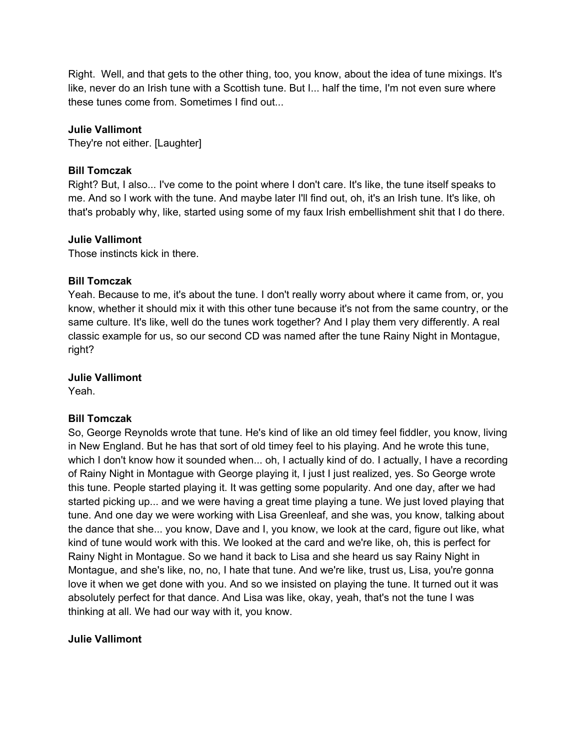Right. Well, and that gets to the other thing, too, you know, about the idea of tune mixings. It's like, never do an Irish tune with a Scottish tune. But I... half the time, I'm not even sure where these tunes come from. Sometimes I find out...

**Julie Vallimont**
They're not either. [Laughter]

**Bill Tomczak**
Right? But, I also... I've come to the point where I don't care. It's like, the tune itself speaks to me. And so I work with the tune. And maybe later I'll find out, oh, it's an Irish tune. It's like, oh that's probably why, like, started using some of my faux Irish embellishment shit that I do there.

**Julie Vallimont**
Those instincts kick in there.

**Bill Tomczak**
Yeah. Because to me, it's about the tune. I don't really worry about where it came from, or, you know, whether it should mix it with this other tune because it's not from the same country, or the same culture. It's like, well do the tunes work together? And I play them very differently. A real classic example for us, so our second CD was named after the tune Rainy Night in Montague, right?

**Julie Vallimont**
Yeah.

**Bill Tomczak**
So, George Reynolds wrote that tune. He's kind of like an old timey feel fiddler, you know, living in New England. But he has that sort of old timey feel to his playing. And he wrote this tune, which I don't know how it sounded when... oh, I actually kind of do. I actually, I have a recording of Rainy Night in Montague with George playing it, I just I just realized, yes. So George wrote this tune. People started playing it. It was getting some popularity. And one day, after we had started picking up... and we were having a great time playing a tune. We just loved playing that tune. And one day we were working with Lisa Greenleaf, and she was, you know, talking about the dance that she... you know, Dave and I, you know, we look at the card, figure out like, what kind of tune would work with this. We looked at the card and we're like, oh, this is perfect for Rainy Night in Montague. So we hand it back to Lisa and she heard us say Rainy Night in Montague, and she's like, no, no, I hate that tune. And we're like, trust us, Lisa, you're gonna love it when we get done with you. And so we insisted on playing the tune. It turned out it was absolutely perfect for that dance. And Lisa was like, okay, yeah, that's not the tune I was thinking at all. We had our way with it, you know.

**Julie Vallimont**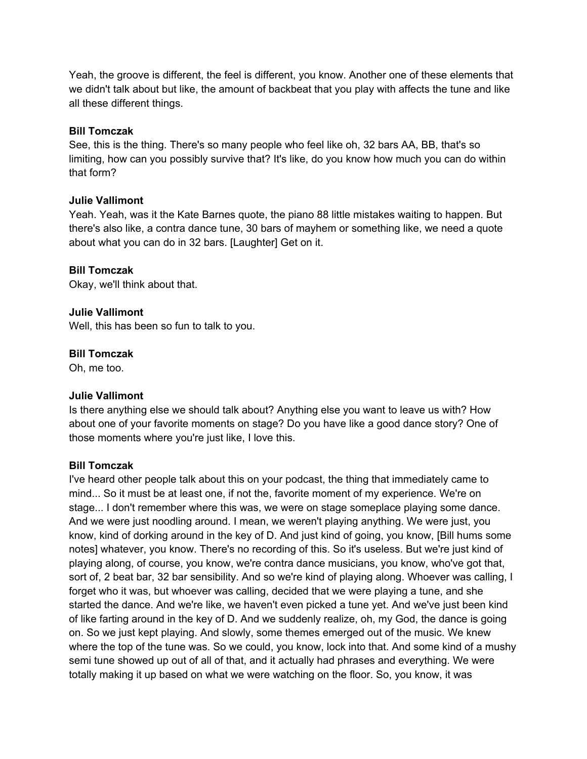Yeah, the groove is different, the feel is different, you know. Another one of these elements that we didn't talk about but like, the amount of backbeat that you play with affects the tune and like all these different things.

**Bill Tomczak**
See, this is the thing. There's so many people who feel like oh, 32 bars AA, BB, that's so limiting, how can you possibly survive that? It's like, do you know how much you can do within that form?

**Julie Vallimont**
Yeah. Yeah, was it the Kate Barnes quote, the piano 88 little mistakes waiting to happen. But there's also like, a contra dance tune, 30 bars of mayhem or something like, we need a quote about what you can do in 32 bars. [Laughter] Get on it.

**Bill Tomczak**
Okay, we'll think about that.

**Julie Vallimont**
Well, this has been so fun to talk to you.

**Bill Tomczak**
Oh, me too.

**Julie Vallimont**
Is there anything else we should talk about? Anything else you want to leave us with? How about one of your favorite moments on stage? Do you have like a good dance story? One of those moments where you're just like, I love this.

**Bill Tomczak**
I've heard other people talk about this on your podcast, the thing that immediately came to mind... So it must be at least one, if not the, favorite moment of my experience. We're on stage... I don't remember where this was, we were on stage someplace playing some dance. And we were just noodling around. I mean, we weren't playing anything. We were just, you know, kind of dorking around in the key of D. And just kind of going, you know, [Bill hums some notes] whatever, you know. There's no recording of this. So it's useless. But we're just kind of playing along, of course, you know, we're contra dance musicians, you know, who've got that, sort of, 2 beat bar, 32 bar sensibility. And so we're kind of playing along. Whoever was calling, I forget who it was, but whoever was calling, decided that we were playing a tune, and she started the dance. And we're like, we haven't even picked a tune yet. And we've just been kind of like farting around in the key of D. And we suddenly realize, oh, my God, the dance is going on. So we just kept playing. And slowly, some themes emerged out of the music. We knew where the top of the tune was. So we could, you know, lock into that. And some kind of a mushy semi tune showed up out of all of that, and it actually had phrases and everything. We were totally making it up based on what we were watching on the floor. So, you know, it was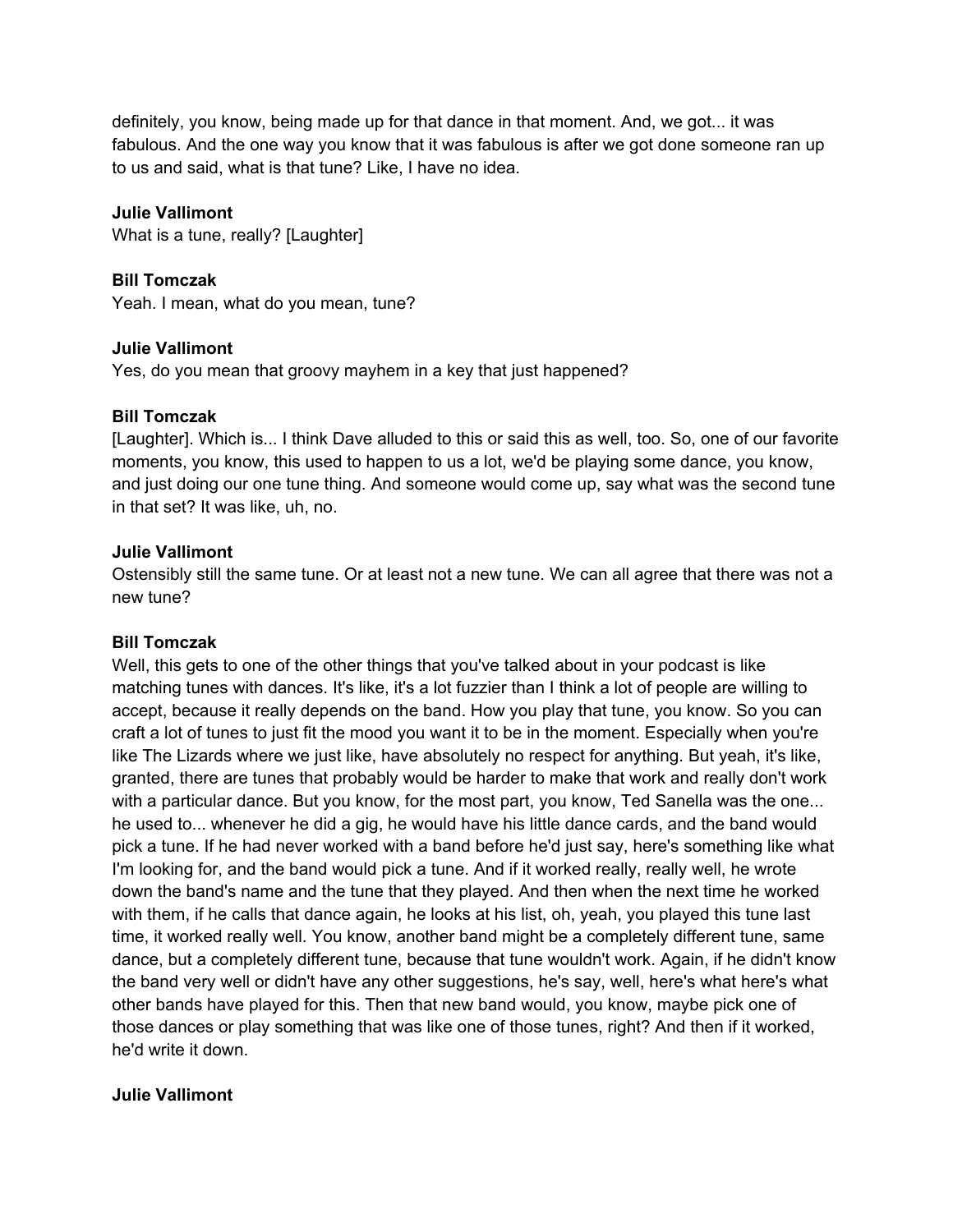definitely, you know, being made up for that dance in that moment. And, we got... it was fabulous. And the one way you know that it was fabulous is after we got done someone ran up to us and said, what is that tune? Like, I have no idea.

**Julie Vallimont**
What is a tune, really? [Laughter]

**Bill Tomczak**
Yeah. I mean, what do you mean, tune?

**Julie Vallimont**
Yes, do you mean that groovy mayhem in a key that just happened?

**Bill Tomczak**
[Laughter]. Which is... I think Dave alluded to this or said this as well, too. So, one of our favorite moments, you know, this used to happen to us a lot, we'd be playing some dance, you know, and just doing our one tune thing. And someone would come up, say what was the second tune in that set? It was like, uh, no.

**Julie Vallimont**
Ostensibly still the same tune. Or at least not a new tune. We can all agree that there was not a new tune?

**Bill Tomczak**
Well, this gets to one of the other things that you've talked about in your podcast is like matching tunes with dances. It's like, it's a lot fuzzier than I think a lot of people are willing to accept, because it really depends on the band. How you play that tune, you know. So you can craft a lot of tunes to just fit the mood you want it to be in the moment. Especially when you're like The Lizards where we just like, have absolutely no respect for anything. But yeah, it's like, granted, there are tunes that probably would be harder to make that work and really don't work with a particular dance. But you know, for the most part, you know, Ted Sanella was the one... he used to... whenever he did a gig, he would have his little dance cards, and the band would pick a tune. If he had never worked with a band before he'd just say, here's something like what I'm looking for, and the band would pick a tune. And if it worked really, really well, he wrote down the band's name and the tune that they played. And then when the next time he worked with them, if he calls that dance again, he looks at his list, oh, yeah, you played this tune last time, it worked really well. You know, another band might be a completely different tune, same dance, but a completely different tune, because that tune wouldn't work. Again, if he didn't know the band very well or didn't have any other suggestions, he's say, well, here's what here's what other bands have played for this. Then that new band would, you know, maybe pick one of those dances or play something that was like one of those tunes, right? And then if it worked, he'd write it down.

**Julie Vallimont**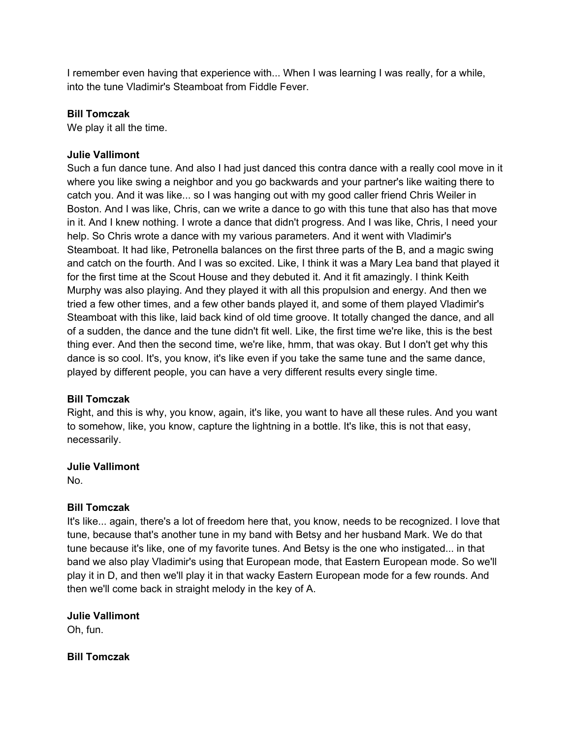I remember even having that experience with... When I was learning I was really, for a while, into the tune Vladimir's Steamboat from Fiddle Fever.

**Bill Tomczak**
We play it all the time.

**Julie Vallimont**
Such a fun dance tune. And also I had just danced this contra dance with a really cool move in it where you like swing a neighbor and you go backwards and your partner's like waiting there to catch you. And it was like... so I was hanging out with my good caller friend Chris Weiler in Boston. And I was like, Chris, can we write a dance to go with this tune that also has that move in it. And I knew nothing. I wrote a dance that didn't progress. And I was like, Chris, I need your help. So Chris wrote a dance with my various parameters. And it went with Vladimir's Steamboat. It had like, Petronella balances on the first three parts of the B, and a magic swing and catch on the fourth. And I was so excited. Like, I think it was a Mary Lea band that played it for the first time at the Scout House and they debuted it. And it fit amazingly. I think Keith Murphy was also playing. And they played it with all this propulsion and energy. And then we tried a few other times, and a few other bands played it, and some of them played Vladimir's Steamboat with this like, laid back kind of old time groove. It totally changed the dance, and all of a sudden, the dance and the tune didn't fit well. Like, the first time we're like, this is the best thing ever. And then the second time, we're like, hmm, that was okay. But I don't get why this dance is so cool. It's, you know, it's like even if you take the same tune and the same dance, played by different people, you can have a very different results every single time.

**Bill Tomczak**
Right, and this is why, you know, again, it's like, you want to have all these rules. And you want to somehow, like, you know, capture the lightning in a bottle. It's like, this is not that easy, necessarily.

**Julie Vallimont**
No.

**Bill Tomczak**
It's like... again, there's a lot of freedom here that, you know, needs to be recognized. I love that tune, because that's another tune in my band with Betsy and her husband Mark. We do that tune because it's like, one of my favorite tunes. And Betsy is the one who instigated... in that band we also play Vladimir's using that European mode, that Eastern European mode. So we'll play it in D, and then we'll play it in that wacky Eastern European mode for a few rounds. And then we'll come back in straight melody in the key of A.

**Julie Vallimont**
Oh, fun.

**Bill Tomczak**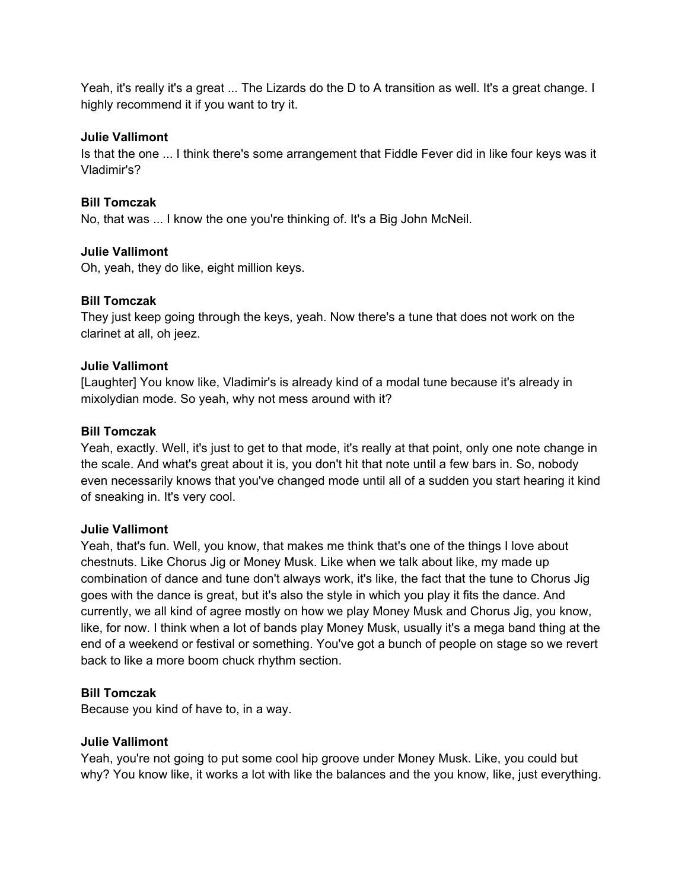Yeah, it's really it's a great ... The Lizards do the D to A transition as well. It's a great change. I highly recommend it if you want to try it.

**Julie Vallimont**
Is that the one ... I think there's some arrangement that Fiddle Fever did in like four keys was it Vladimir's?

**Bill Tomczak**
No, that was ... I know the one you're thinking of. It's a Big John McNeil.

**Julie Vallimont**
Oh, yeah, they do like, eight million keys.

**Bill Tomczak**
They just keep going through the keys, yeah. Now there's a tune that does not work on the clarinet at all, oh jeez.

**Julie Vallimont**
[Laughter] You know like, Vladimir's is already kind of a modal tune because it's already in mixolydian mode. So yeah, why not mess around with it?

**Bill Tomczak**
Yeah, exactly. Well, it's just to get to that mode, it's really at that point, only one note change in the scale. And what's great about it is, you don't hit that note until a few bars in. So, nobody even necessarily knows that you've changed mode until all of a sudden you start hearing it kind of sneaking in. It's very cool.

**Julie Vallimont**
Yeah, that's fun. Well, you know, that makes me think that's one of the things I love about chestnuts. Like Chorus Jig or Money Musk. Like when we talk about like, my made up combination of dance and tune don't always work, it's like, the fact that the tune to Chorus Jig goes with the dance is great, but it's also the style in which you play it fits the dance. And currently, we all kind of agree mostly on how we play Money Musk and Chorus Jig, you know, like, for now. I think when a lot of bands play Money Musk, usually it's a mega band thing at the end of a weekend or festival or something. You've got a bunch of people on stage so we revert back to like a more boom chuck rhythm section.

**Bill Tomczak**
Because you kind of have to, in a way.

**Julie Vallimont**
Yeah, you're not going to put some cool hip groove under Money Musk. Like, you could but why? You know like, it works a lot with like the balances and the you know, like, just everything.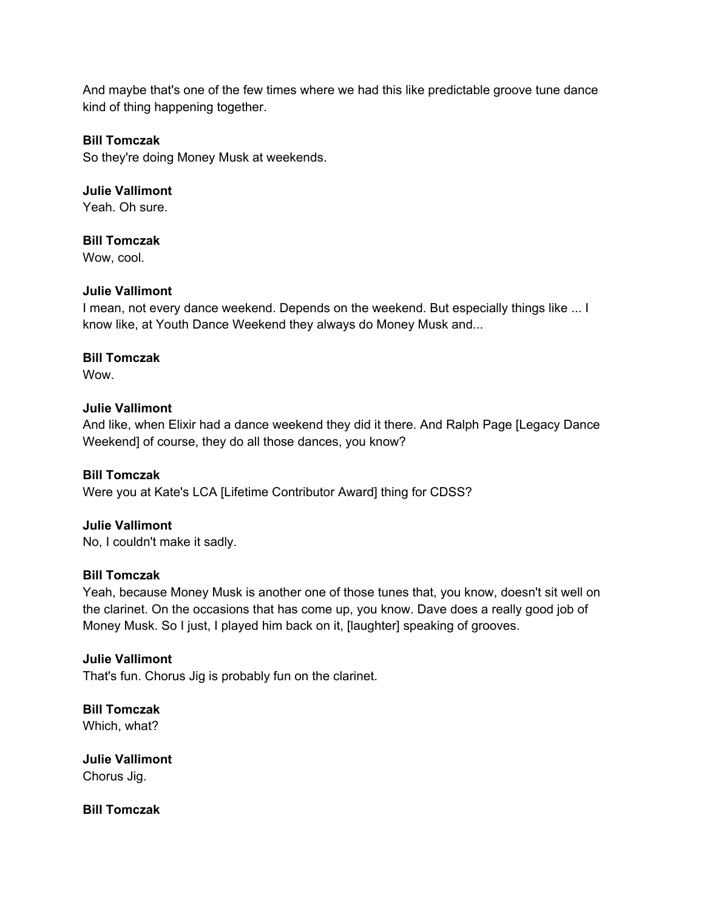And maybe that's one of the few times where we had this like predictable groove tune dance kind of thing happening together.

**Bill Tomczak**
So they're doing Money Musk at weekends.

**Julie Vallimont**
Yeah. Oh sure.

**Bill Tomczak**
Wow, cool.

**Julie Vallimont**
I mean, not every dance weekend. Depends on the weekend. But especially things like ... I know like, at Youth Dance Weekend they always do Money Musk and...

**Bill Tomczak**
Wow.

**Julie Vallimont**
And like, when Elixir had a dance weekend they did it there. And Ralph Page [Legacy Dance Weekend] of course, they do all those dances, you know?

**Bill Tomczak**
Were you at Kate's LCA [Lifetime Contributor Award] thing for CDSS?

**Julie Vallimont**
No, I couldn't make it sadly.

**Bill Tomczak**
Yeah, because Money Musk is another one of those tunes that, you know, doesn't sit well on the clarinet. On the occasions that has come up, you know. Dave does a really good job of Money Musk. So I just, I played him back on it, [laughter] speaking of grooves.

**Julie Vallimont**
That's fun. Chorus Jig is probably fun on the clarinet.

**Bill Tomczak**
Which, what?

**Julie Vallimont**
Chorus Jig.

**Bill Tomczak**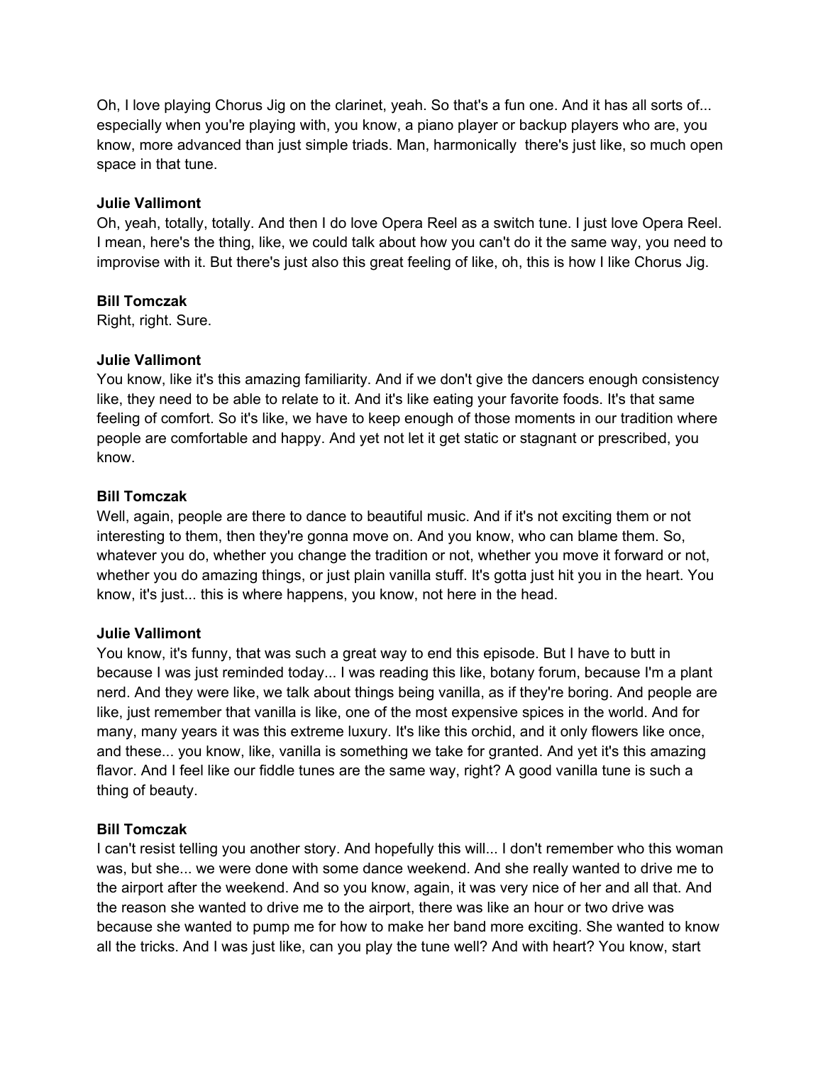Oh, I love playing Chorus Jig on the clarinet, yeah. So that's a fun one. And it has all sorts of... especially when you're playing with, you know, a piano player or backup players who are, you know, more advanced than just simple triads. Man, harmonically there's just like, so much open space in that tune.

**Julie Vallimont**
Oh, yeah, totally, totally. And then I do love Opera Reel as a switch tune. I just love Opera Reel. I mean, here's the thing, like, we could talk about how you can't do it the same way, you need to improvise with it. But there's just also this great feeling of like, oh, this is how I like Chorus Jig.

**Bill Tomczak**
Right, right. Sure.

**Julie Vallimont**
You know, like it's this amazing familiarity. And if we don't give the dancers enough consistency like, they need to be able to relate to it. And it's like eating your favorite foods. It's that same feeling of comfort. So it's like, we have to keep enough of those moments in our tradition where people are comfortable and happy. And yet not let it get static or stagnant or prescribed, you know.

**Bill Tomczak**
Well, again, people are there to dance to beautiful music. And if it's not exciting them or not interesting to them, then they're gonna move on. And you know, who can blame them. So, whatever you do, whether you change the tradition or not, whether you move it forward or not, whether you do amazing things, or just plain vanilla stuff. It's gotta just hit you in the heart. You know, it's just... this is where happens, you know, not here in the head.

**Julie Vallimont**
You know, it's funny, that was such a great way to end this episode. But I have to butt in because I was just reminded today... I was reading this like, botany forum, because I'm a plant nerd. And they were like, we talk about things being vanilla, as if they're boring. And people are like, just remember that vanilla is like, one of the most expensive spices in the world. And for many, many years it was this extreme luxury. It's like this orchid, and it only flowers like once, and these... you know, like, vanilla is something we take for granted. And yet it's this amazing flavor. And I feel like our fiddle tunes are the same way, right? A good vanilla tune is such a thing of beauty.

**Bill Tomczak**
I can't resist telling you another story. And hopefully this will... I don't remember who this woman was, but she... we were done with some dance weekend. And she really wanted to drive me to the airport after the weekend. And so you know, again, it was very nice of her and all that. And the reason she wanted to drive me to the airport, there was like an hour or two drive was because she wanted to pump me for how to make her band more exciting. She wanted to know all the tricks. And I was just like, can you play the tune well? And with heart? You know, start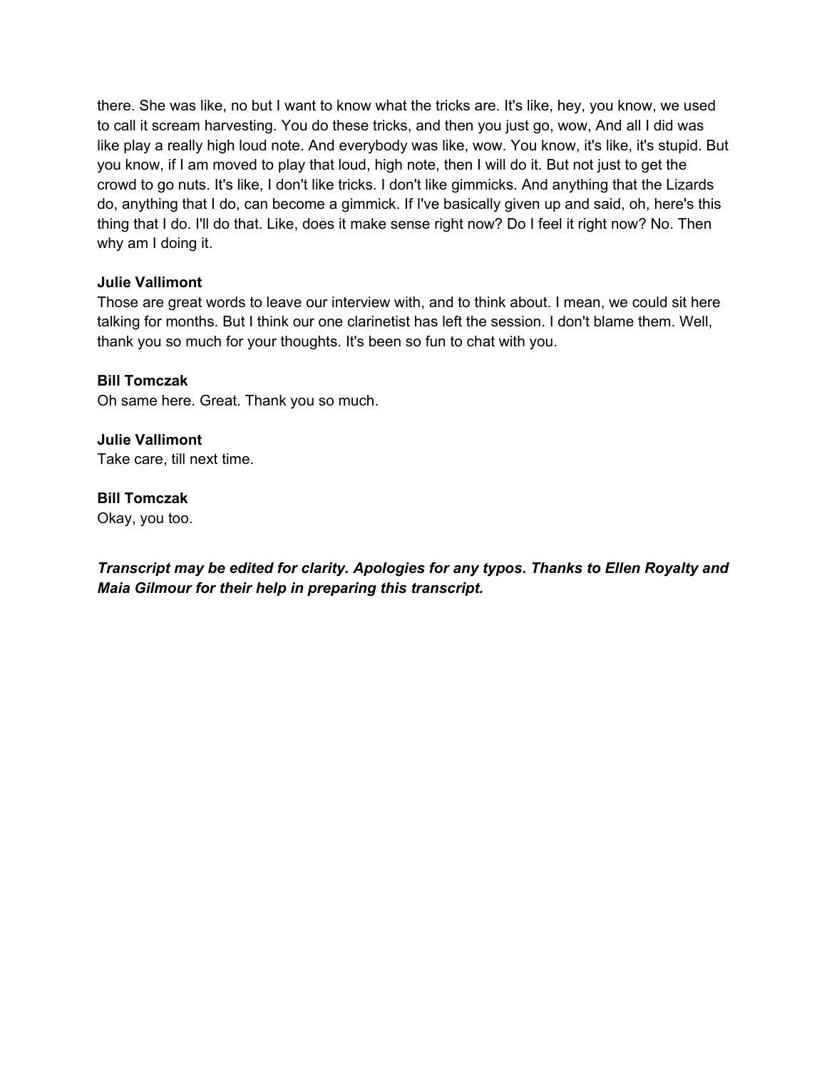there. She was like, no but I want to know what the tricks are. It's like, hey, you know, we used to call it scream harvesting. You do these tricks, and then you just go, wow, And all I did was like play a really high loud note. And everybody was like, wow. You know, it's like, it's stupid. But you know, if I am moved to play that loud, high note, then I will do it. But not just to get the crowd to go nuts. It's like, I don't like tricks. I don't like gimmicks. And anything that the Lizards do, anything that I do, can become a gimmick. If I've basically given up and said, oh, here's this thing that I do. I'll do that. Like, does it make sense right now? Do I feel it right now? No. Then why am I doing it.

**Julie Vallimont**
Those are great words to leave our interview with, and to think about. I mean, we could sit here talking for months. But I think our one clarinetist has left the session. I don't blame them. Well, thank you so much for your thoughts. It's been so fun to chat with you.

**Bill Tomczak**
Oh same here. Great. Thank you so much.

**Julie Vallimont**
Take care, till next time.

**Bill Tomczak**
Okay, you too.

***Transcript may be edited for clarity. Apologies for any typos. Thanks to Ellen Royalty and Maia Gilmour for their help in preparing this transcript.***